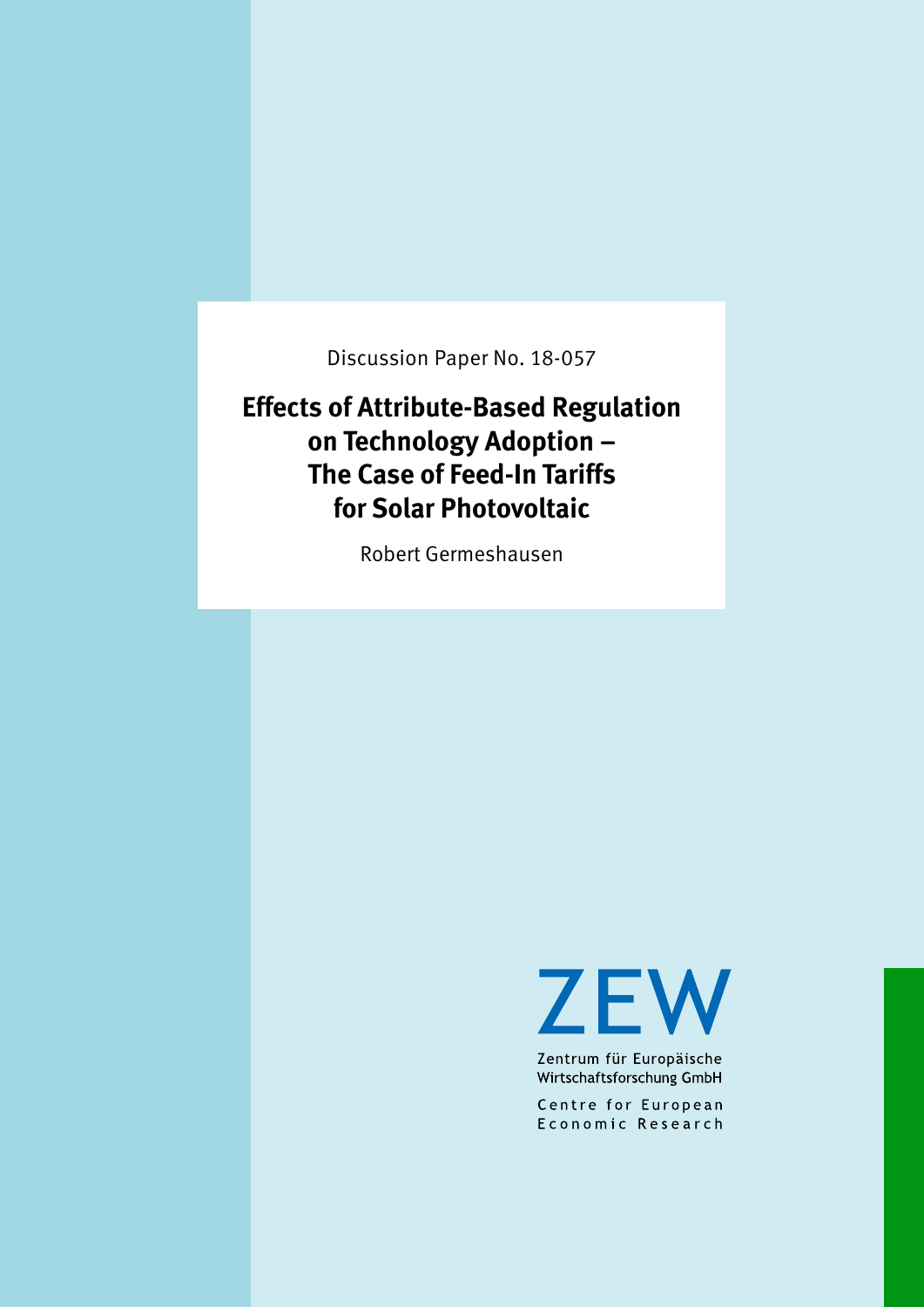Discussion Paper No. 18-057

# Effects of Attribute-Based Regulation on Technology Adoption – The Case of Feed-In Tariffs for Solar Photovoltaic

Robert Germeshausen

ZEW

Zentrum für Europäische Wirtschaftsforschung GmbH

Centre for European Economic Research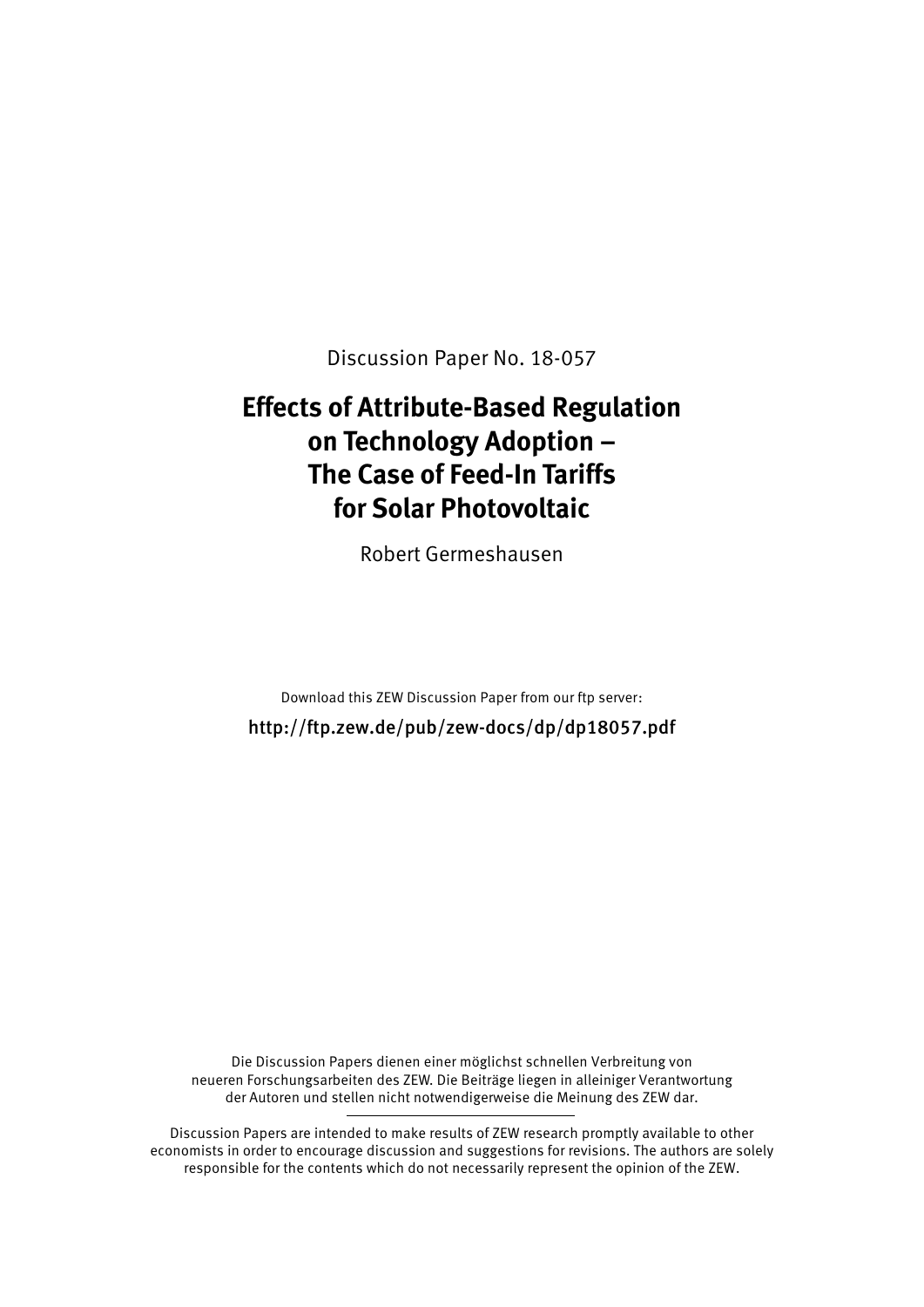Discussion Paper No. 18-057

# Effects of Attribute-Based Regulation on Technology Adoption – The Case of Feed-In Tariffs for Solar Photovoltaic

Robert Germeshausen

Download this ZEW Discussion Paper from our ftp server:

http://ftp.zew.de/pub/zew-docs/dp/dp18057.pdf

Die Discussion Papers dienen einer möglichst schnellen Verbreitung von neueren Forschungsarbeiten des ZEW. Die Beiträge liegen in alleiniger Verantwortung der Autoren und stellen nicht notwendigerweise die Meinung des ZEW dar.

---

Discussion Papers are intended to make results of ZEW research promptly available to other economists in order to encourage discussion and suggestions for revisions. The authors are solely responsible for the contents which do not necessarily represent the opinion of the ZEW.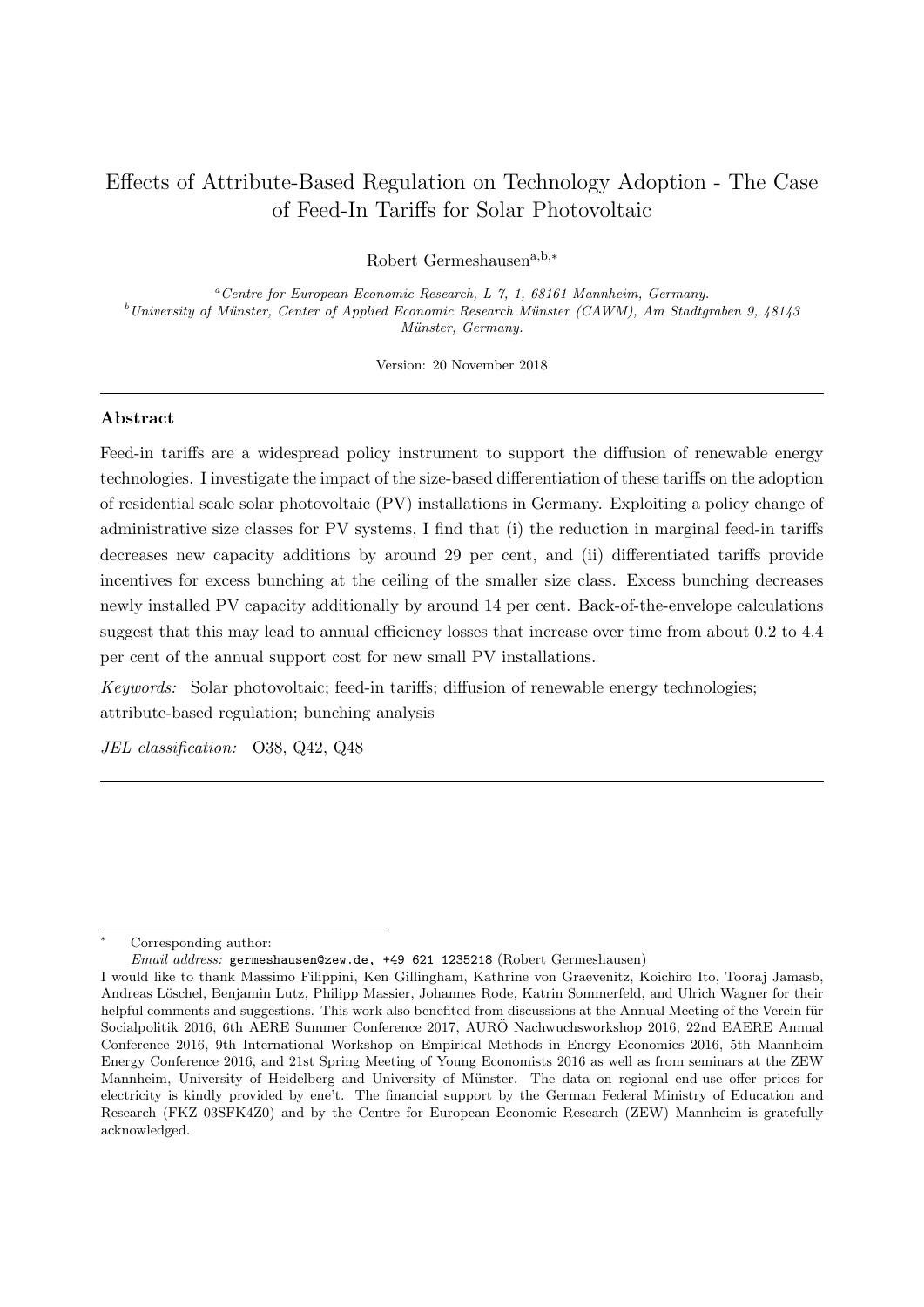# Effects of Attribute-Based Regulation on Technology Adoption - The Case of Feed-In Tariffs for Solar Photovoltaic

Robert Germeshausen[a,b,*]

[a] *Centre for European Economic Research, L 7, 1, 68161 Mannheim, Germany.*
[b] *University of Münster, Center of Applied Economic Research Münster (CAWM), Am Stadtgraben 9, 48143 Münster, Germany.*

Version: 20 November 2018

---

**Abstract**

Feed-in tariffs are a widespread policy instrument to support the diffusion of renewable energy technologies. I investigate the impact of the size-based differentiation of these tariffs on the adoption of residential scale solar photovoltaic (PV) installations in Germany. Exploiting a policy change of administrative size classes for PV systems, I find that (i) the reduction in marginal feed-in tariffs decreases new capacity additions by around 29 per cent, and (ii) differentiated tariffs provide incentives for excess bunching at the ceiling of the smaller size class. Excess bunching decreases newly installed PV capacity additionally by around 14 per cent. Back-of-the-envelope calculations suggest that this may lead to annual efficiency losses that increase over time from about 0.2 to 4.4 per cent of the annual support cost for new small PV installations.

*Keywords:* Solar photovoltaic; feed-in tariffs; diffusion of renewable energy technologies; attribute-based regulation; bunching analysis

*JEL classification:* O38, Q42, Q48

---

[*] Corresponding author:
*Email address:* `germeshausen@zew.de, +49 621 1235218` (Robert Germeshausen)

I would like to thank Massimo Filippini, Ken Gillingham, Kathrine von Graevenitz, Koichiro Ito, Tooraj Jamasb, Andreas Löschel, Benjamin Lutz, Philipp Massier, Johannes Rode, Katrin Sommerfeld, and Ulrich Wagner for their helpful comments and suggestions. This work also benefited from discussions at the Annual Meeting of the Verein für Socialpolitik 2016, 6th AERE Summer Conference 2017, AURÖ Nachwuchsworkshop 2016, 22nd EAERE Annual Conference 2016, 9th International Workshop on Empirical Methods in Energy Economics 2016, 5th Mannheim Energy Conference 2016, and 21st Spring Meeting of Young Economists 2016 as well as from seminars at the ZEW Mannheim, University of Heidelberg and University of Münster. The data on regional end-use offer prices for electricity is kindly provided by ene't. The financial support by the German Federal Ministry of Education and Research (FKZ 03SFK4Z0) and by the Centre for European Economic Research (ZEW) Mannheim is gratefully acknowledged.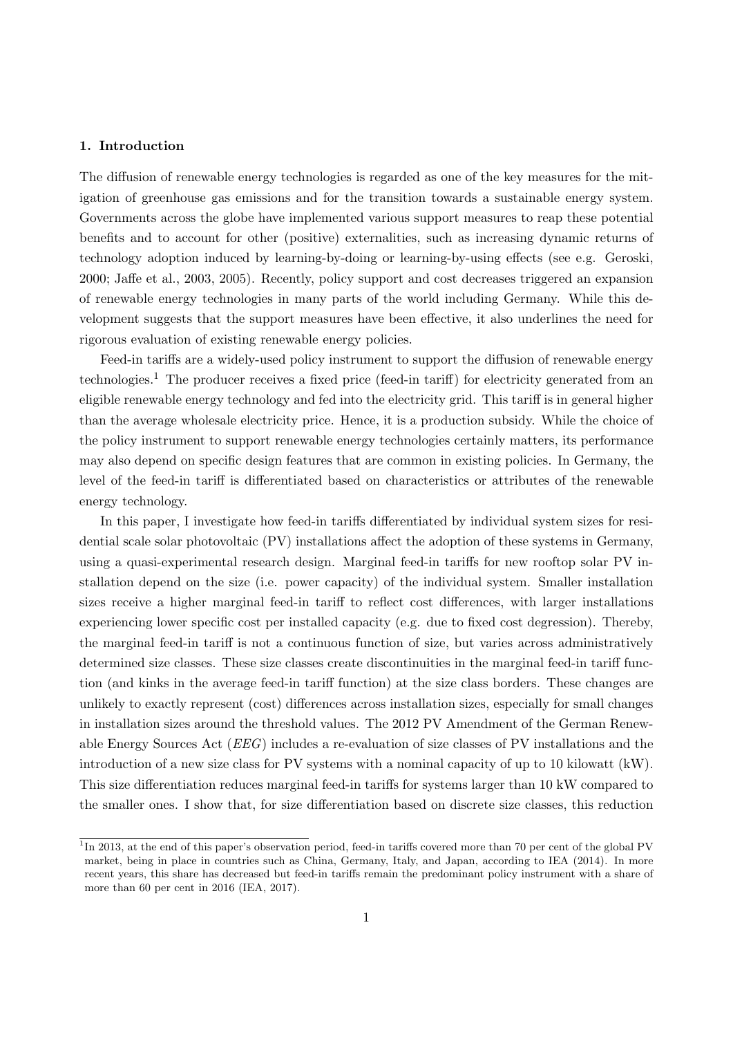### 1. Introduction

The diffusion of renewable energy technologies is regarded as one of the key measures for the mitigation of greenhouse gas emissions and for the transition towards a sustainable energy system. Governments across the globe have implemented various support measures to reap these potential benefits and to account for other (positive) externalities, such as increasing dynamic returns of technology adoption induced by learning-by-doing or learning-by-using effects (see e.g. Geroski, 2000; Jaffe et al., 2003, 2005). Recently, policy support and cost decreases triggered an expansion of renewable energy technologies in many parts of the world including Germany. While this development suggests that the support measures have been effective, it also underlines the need for rigorous evaluation of existing renewable energy policies.

Feed-in tariffs are a widely-used policy instrument to support the diffusion of renewable energy technologies.[1] The producer receives a fixed price (feed-in tariff) for electricity generated from an eligible renewable energy technology and fed into the electricity grid. This tariff is in general higher than the average wholesale electricity price. Hence, it is a production subsidy. While the choice of the policy instrument to support renewable energy technologies certainly matters, its performance may also depend on specific design features that are common in existing policies. In Germany, the level of the feed-in tariff is differentiated based on characteristics or attributes of the renewable energy technology.

In this paper, I investigate how feed-in tariffs differentiated by individual system sizes for residential scale solar photovoltaic (PV) installations affect the adoption of these systems in Germany, using a quasi-experimental research design. Marginal feed-in tariffs for new rooftop solar PV installation depend on the size (i.e. power capacity) of the individual system. Smaller installation sizes receive a higher marginal feed-in tariff to reflect cost differences, with larger installations experiencing lower specific cost per installed capacity (e.g. due to fixed cost degression). Thereby, the marginal feed-in tariff is not a continuous function of size, but varies across administratively determined size classes. These size classes create discontinuities in the marginal feed-in tariff function (and kinks in the average feed-in tariff function) at the size class borders. These changes are unlikely to exactly represent (cost) differences across installation sizes, especially for small changes in installation sizes around the threshold values. The 2012 PV Amendment of the German Renewable Energy Sources Act (*EEG*) includes a re-evaluation of size classes of PV installations and the introduction of a new size class for PV systems with a nominal capacity of up to 10 kilowatt (kW). This size differentiation reduces marginal feed-in tariffs for systems larger than 10 kW compared to the smaller ones. I show that, for size differentiation based on discrete size classes, this reduction

[1] In 2013, at the end of this paper's observation period, feed-in tariffs covered more than 70 per cent of the global PV market, being in place in countries such as China, Germany, Italy, and Japan, according to IEA (2014). In more recent years, this share has decreased but feed-in tariffs remain the predominant policy instrument with a share of more than 60 per cent in 2016 (IEA, 2017).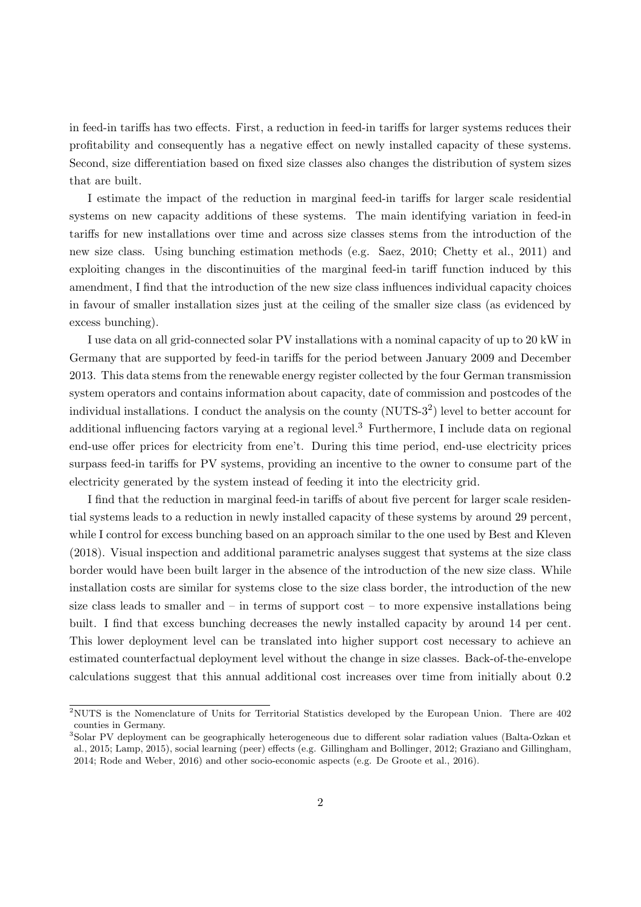in feed-in tariffs has two effects. First, a reduction in feed-in tariffs for larger systems reduces their profitability and consequently has a negative effect on newly installed capacity of these systems. Second, size differentiation based on fixed size classes also changes the distribution of system sizes that are built.

I estimate the impact of the reduction in marginal feed-in tariffs for larger scale residential systems on new capacity additions of these systems. The main identifying variation in feed-in tariffs for new installations over time and across size classes stems from the introduction of the new size class. Using bunching estimation methods (e.g. Saez, 2010; Chetty et al., 2011) and exploiting changes in the discontinuities of the marginal feed-in tariff function induced by this amendment, I find that the introduction of the new size class influences individual capacity choices in favour of smaller installation sizes just at the ceiling of the smaller size class (as evidenced by excess bunching).

I use data on all grid-connected solar PV installations with a nominal capacity of up to 20 kW in Germany that are supported by feed-in tariffs for the period between January 2009 and December 2013. This data stems from the renewable energy register collected by the four German transmission system operators and contains information about capacity, date of commission and postcodes of the individual installations. I conduct the analysis on the county (NUTS-3[2]) level to better account for additional influencing factors varying at a regional level.[3] Furthermore, I include data on regional end-use offer prices for electricity from ene't. During this time period, end-use electricity prices surpass feed-in tariffs for PV systems, providing an incentive to the owner to consume part of the electricity generated by the system instead of feeding it into the electricity grid.

I find that the reduction in marginal feed-in tariffs of about five percent for larger scale residential systems leads to a reduction in newly installed capacity of these systems by around 29 percent, while I control for excess bunching based on an approach similar to the one used by Best and Kleven (2018). Visual inspection and additional parametric analyses suggest that systems at the size class border would have been built larger in the absence of the introduction of the new size class. While installation costs are similar for systems close to the size class border, the introduction of the new size class leads to smaller and – in terms of support cost – to more expensive installations being built. I find that excess bunching decreases the newly installed capacity by around 14 per cent. This lower deployment level can be translated into higher support cost necessary to achieve an estimated counterfactual deployment level without the change in size classes. Back-of-the-envelope calculations suggest that this annual additional cost increases over time from initially about 0.2

[2]NUTS is the Nomenclature of Units for Territorial Statistics developed by the European Union. There are 402 counties in Germany.

[3]Solar PV deployment can be geographically heterogeneous due to different solar radiation values (Balta-Ozkan et al., 2015; Lamp, 2015), social learning (peer) effects (e.g. Gillingham and Bollinger, 2012; Graziano and Gillingham, 2014; Rode and Weber, 2016) and other socio-economic aspects (e.g. De Groote et al., 2016).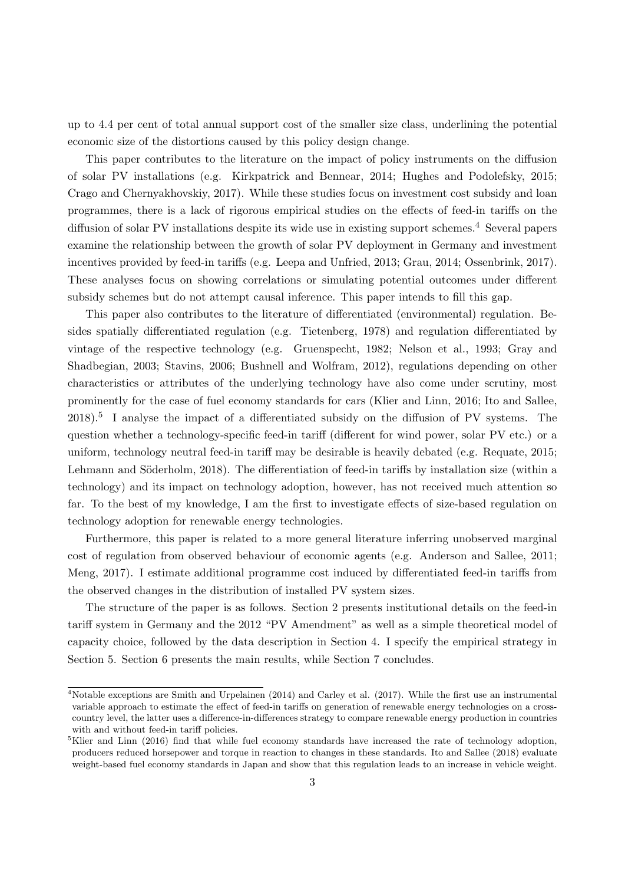up to 4.4 per cent of total annual support cost of the smaller size class, underlining the potential economic size of the distortions caused by this policy design change.

This paper contributes to the literature on the impact of policy instruments on the diffusion of solar PV installations (e.g. Kirkpatrick and Bennear, 2014; Hughes and Podolefsky, 2015; Crago and Chernyakhovskiy, 2017). While these studies focus on investment cost subsidy and loan programmes, there is a lack of rigorous empirical studies on the effects of feed-in tariffs on the diffusion of solar PV installations despite its wide use in existing support schemes.[4] Several papers examine the relationship between the growth of solar PV deployment in Germany and investment incentives provided by feed-in tariffs (e.g. Leepa and Unfried, 2013; Grau, 2014; Ossenbrink, 2017). These analyses focus on showing correlations or simulating potential outcomes under different subsidy schemes but do not attempt causal inference. This paper intends to fill this gap.

This paper also contributes to the literature of differentiated (environmental) regulation. Besides spatially differentiated regulation (e.g. Tietenberg, 1978) and regulation differentiated by vintage of the respective technology (e.g. Gruenspecht, 1982; Nelson et al., 1993; Gray and Shadbegian, 2003; Stavins, 2006; Bushnell and Wolfram, 2012), regulations depending on other characteristics or attributes of the underlying technology have also come under scrutiny, most prominently for the case of fuel economy standards for cars (Klier and Linn, 2016; Ito and Sallee, 2018).[5] I analyse the impact of a differentiated subsidy on the diffusion of PV systems. The question whether a technology-specific feed-in tariff (different for wind power, solar PV etc.) or a uniform, technology neutral feed-in tariff may be desirable is heavily debated (e.g. Requate, 2015; Lehmann and Söderholm, 2018). The differentiation of feed-in tariffs by installation size (within a technology) and its impact on technology adoption, however, has not received much attention so far. To the best of my knowledge, I am the first to investigate effects of size-based regulation on technology adoption for renewable energy technologies.

Furthermore, this paper is related to a more general literature inferring unobserved marginal cost of regulation from observed behaviour of economic agents (e.g. Anderson and Sallee, 2011; Meng, 2017). I estimate additional programme cost induced by differentiated feed-in tariffs from the observed changes in the distribution of installed PV system sizes.

The structure of the paper is as follows. Section 2 presents institutional details on the feed-in tariff system in Germany and the 2012 "PV Amendment" as well as a simple theoretical model of capacity choice, followed by the data description in Section 4. I specify the empirical strategy in Section 5. Section 6 presents the main results, while Section 7 concludes.

[4] Notable exceptions are Smith and Urpelainen (2014) and Carley et al. (2017). While the first use an instrumental variable approach to estimate the effect of feed-in tariffs on generation of renewable energy technologies on a cross-country level, the latter uses a difference-in-differences strategy to compare renewable energy production in countries with and without feed-in tariff policies.

[5] Klier and Linn (2016) find that while fuel economy standards have increased the rate of technology adoption, producers reduced horsepower and torque in reaction to changes in these standards. Ito and Sallee (2018) evaluate weight-based fuel economy standards in Japan and show that this regulation leads to an increase in vehicle weight.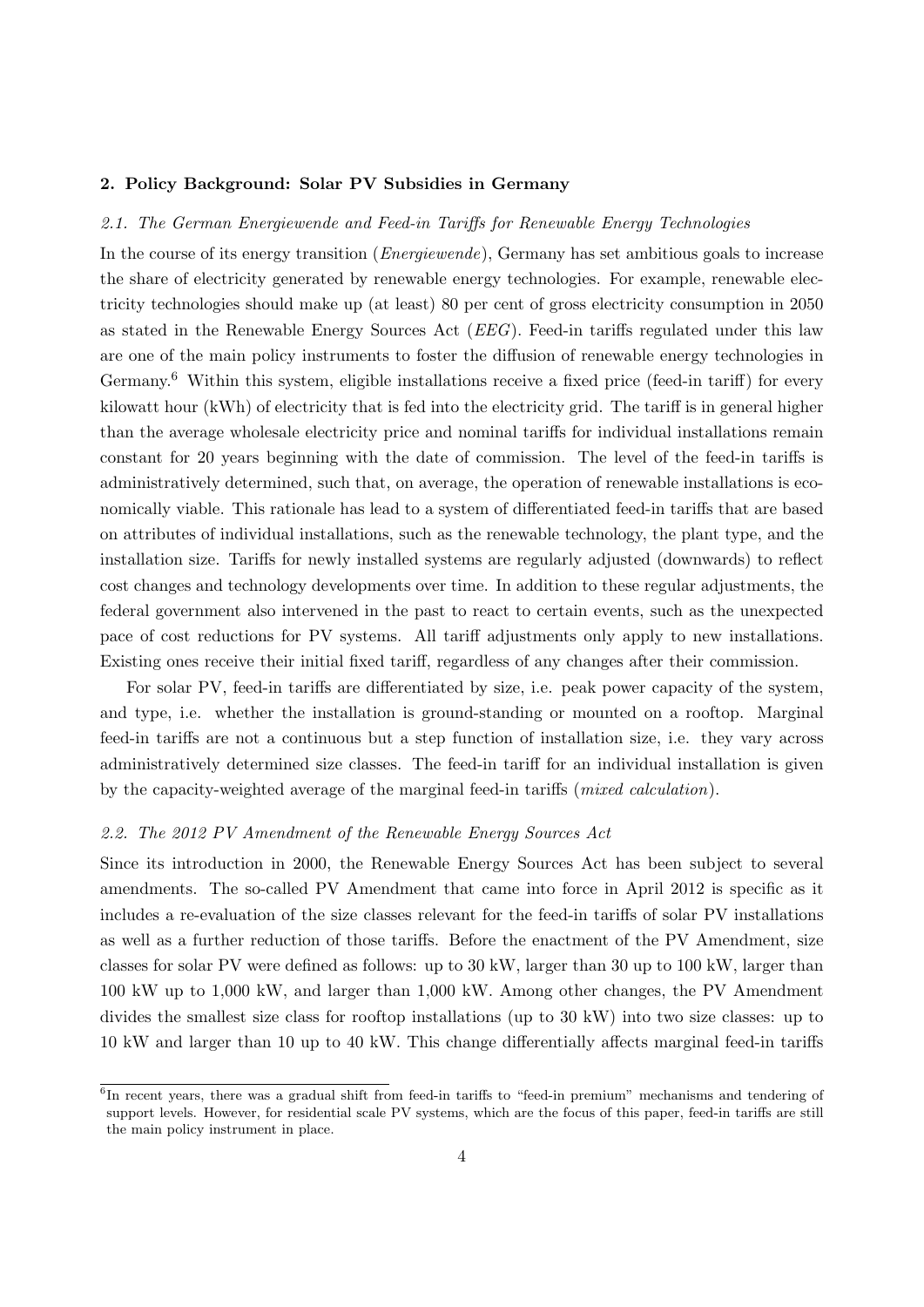## 2. Policy Background: Solar PV Subsidies in Germany

### 2.1. The German Energiewende and Feed-in Tariffs for Renewable Energy Technologies

In the course of its energy transition (*Energiewende*), Germany has set ambitious goals to increase the share of electricity generated by renewable energy technologies. For example, renewable electricity technologies should make up (at least) 80 per cent of gross electricity consumption in 2050 as stated in the Renewable Energy Sources Act (*EEG*). Feed-in tariffs regulated under this law are one of the main policy instruments to foster the diffusion of renewable energy technologies in Germany.[6] Within this system, eligible installations receive a fixed price (feed-in tariff) for every kilowatt hour (kWh) of electricity that is fed into the electricity grid. The tariff is in general higher than the average wholesale electricity price and nominal tariffs for individual installations remain constant for 20 years beginning with the date of commission. The level of the feed-in tariffs is administratively determined, such that, on average, the operation of renewable installations is economically viable. This rationale has lead to a system of differentiated feed-in tariffs that are based on attributes of individual installations, such as the renewable technology, the plant type, and the installation size. Tariffs for newly installed systems are regularly adjusted (downwards) to reflect cost changes and technology developments over time. In addition to these regular adjustments, the federal government also intervened in the past to react to certain events, such as the unexpected pace of cost reductions for PV systems. All tariff adjustments only apply to new installations. Existing ones receive their initial fixed tariff, regardless of any changes after their commission.

For solar PV, feed-in tariffs are differentiated by size, i.e. peak power capacity of the system, and type, i.e. whether the installation is ground-standing or mounted on a rooftop. Marginal feed-in tariffs are not a continuous but a step function of installation size, i.e. they vary across administratively determined size classes. The feed-in tariff for an individual installation is given by the capacity-weighted average of the marginal feed-in tariffs (*mixed calculation*).

### 2.2. The 2012 PV Amendment of the Renewable Energy Sources Act

Since its introduction in 2000, the Renewable Energy Sources Act has been subject to several amendments. The so-called PV Amendment that came into force in April 2012 is specific as it includes a re-evaluation of the size classes relevant for the feed-in tariffs of solar PV installations as well as a further reduction of those tariffs. Before the enactment of the PV Amendment, size classes for solar PV were defined as follows: up to 30 kW, larger than 30 up to 100 kW, larger than 100 kW up to 1,000 kW, and larger than 1,000 kW. Among other changes, the PV Amendment divides the smallest size class for rooftop installations (up to 30 kW) into two size classes: up to 10 kW and larger than 10 up to 40 kW. This change differentially affects marginal feed-in tariffs

[6] In recent years, there was a gradual shift from feed-in tariffs to "feed-in premium" mechanisms and tendering of support levels. However, for residential scale PV systems, which are the focus of this paper, feed-in tariffs are still the main policy instrument in place.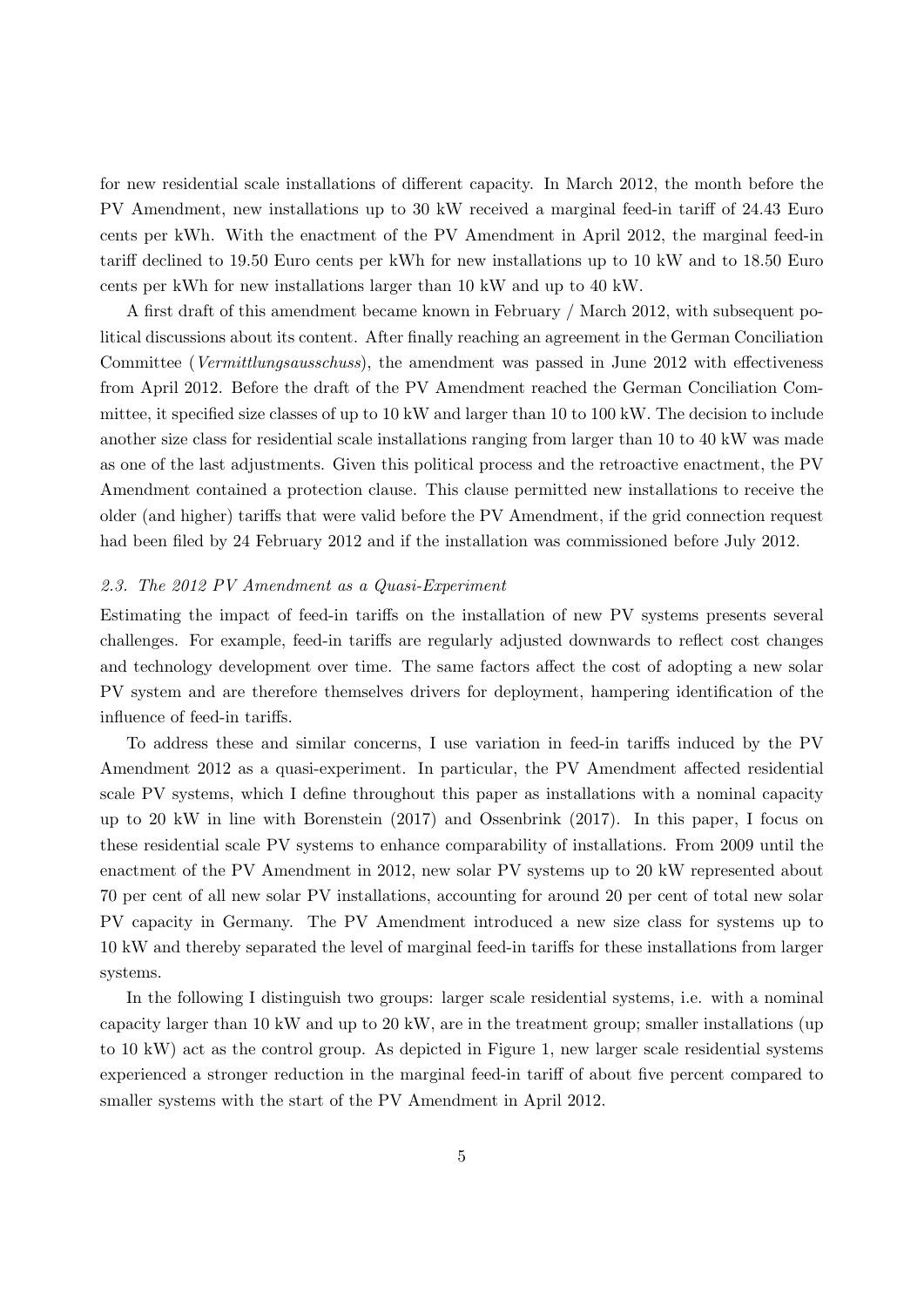for new residential scale installations of different capacity. In March 2012, the month before the PV Amendment, new installations up to 30 kW received a marginal feed-in tariff of 24.43 Euro cents per kWh. With the enactment of the PV Amendment in April 2012, the marginal feed-in tariff declined to 19.50 Euro cents per kWh for new installations up to 10 kW and to 18.50 Euro cents per kWh for new installations larger than 10 kW and up to 40 kW.

A first draft of this amendment became known in February / March 2012, with subsequent political discussions about its content. After finally reaching an agreement in the German Conciliation Committee (*Vermittlungsausschuss*), the amendment was passed in June 2012 with effectiveness from April 2012. Before the draft of the PV Amendment reached the German Conciliation Committee, it specified size classes of up to 10 kW and larger than 10 to 100 kW. The decision to include another size class for residential scale installations ranging from larger than 10 to 40 kW was made as one of the last adjustments. Given this political process and the retroactive enactment, the PV Amendment contained a protection clause. This clause permitted new installations to receive the older (and higher) tariffs that were valid before the PV Amendment, if the grid connection request had been filed by 24 February 2012 and if the installation was commissioned before July 2012.

### *2.3. The 2012 PV Amendment as a Quasi-Experiment*

Estimating the impact of feed-in tariffs on the installation of new PV systems presents several challenges. For example, feed-in tariffs are regularly adjusted downwards to reflect cost changes and technology development over time. The same factors affect the cost of adopting a new solar PV system and are therefore themselves drivers for deployment, hampering identification of the influence of feed-in tariffs.

To address these and similar concerns, I use variation in feed-in tariffs induced by the PV Amendment 2012 as a quasi-experiment. In particular, the PV Amendment affected residential scale PV systems, which I define throughout this paper as installations with a nominal capacity up to 20 kW in line with Borenstein (2017) and Ossenbrink (2017). In this paper, I focus on these residential scale PV systems to enhance comparability of installations. From 2009 until the enactment of the PV Amendment in 2012, new solar PV systems up to 20 kW represented about 70 per cent of all new solar PV installations, accounting for around 20 per cent of total new solar PV capacity in Germany. The PV Amendment introduced a new size class for systems up to 10 kW and thereby separated the level of marginal feed-in tariffs for these installations from larger systems.

In the following I distinguish two groups: larger scale residential systems, i.e. with a nominal capacity larger than 10 kW and up to 20 kW, are in the treatment group; smaller installations (up to 10 kW) act as the control group. As depicted in Figure 1, new larger scale residential systems experienced a stronger reduction in the marginal feed-in tariff of about five percent compared to smaller systems with the start of the PV Amendment in April 2012.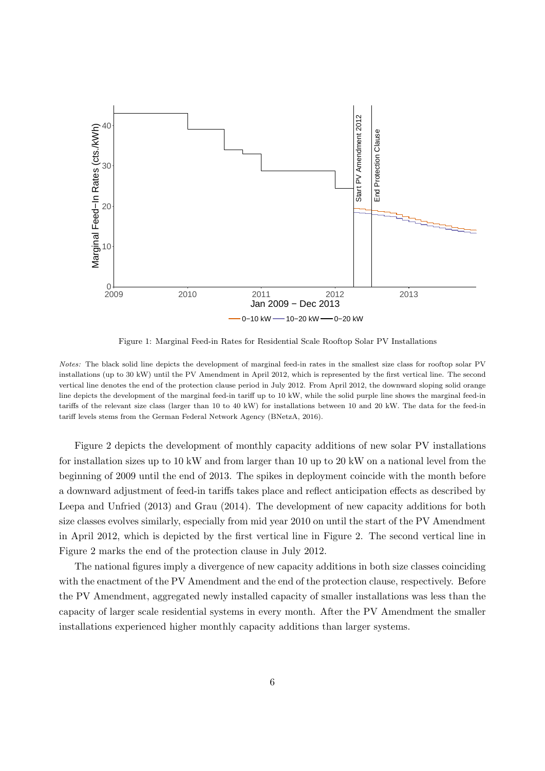Figure 1: Marginal Feed-in Rates for Residential Scale Rooftop Solar PV Installations

*Notes:* The black solid line depicts the development of marginal feed-in rates in the smallest size class for rooftop solar PV installations (up to 30 kW) until the PV Amendment in April 2012, which is represented by the first vertical line. The second vertical line denotes the end of the protection clause period in July 2012. From April 2012, the downward sloping solid orange line depicts the development of the marginal feed-in tariff up to 10 kW, while the solid purple line shows the marginal feed-in tariffs of the relevant size class (larger than 10 to 40 kW) for installations between 10 and 20 kW. The data for the feed-in tariff levels stems from the German Federal Network Agency (BNetzA, 2016).

Figure 2 depicts the development of monthly capacity additions of new solar PV installations for installation sizes up to 10 kW and from larger than 10 up to 20 kW on a national level from the beginning of 2009 until the end of 2013. The spikes in deployment coincide with the month before a downward adjustment of feed-in tariffs takes place and reflect anticipation effects as described by Leepa and Unfried (2013) and Grau (2014). The development of new capacity additions for both size classes evolves similarly, especially from mid year 2010 on until the start of the PV Amendment in April 2012, which is depicted by the first vertical line in Figure 2. The second vertical line in Figure 2 marks the end of the protection clause in July 2012.

The national figures imply a divergence of new capacity additions in both size classes coinciding with the enactment of the PV Amendment and the end of the protection clause, respectively. Before the PV Amendment, aggregated newly installed capacity of smaller installations was less than the capacity of larger scale residential systems in every month. After the PV Amendment the smaller installations experienced higher monthly capacity additions than larger systems.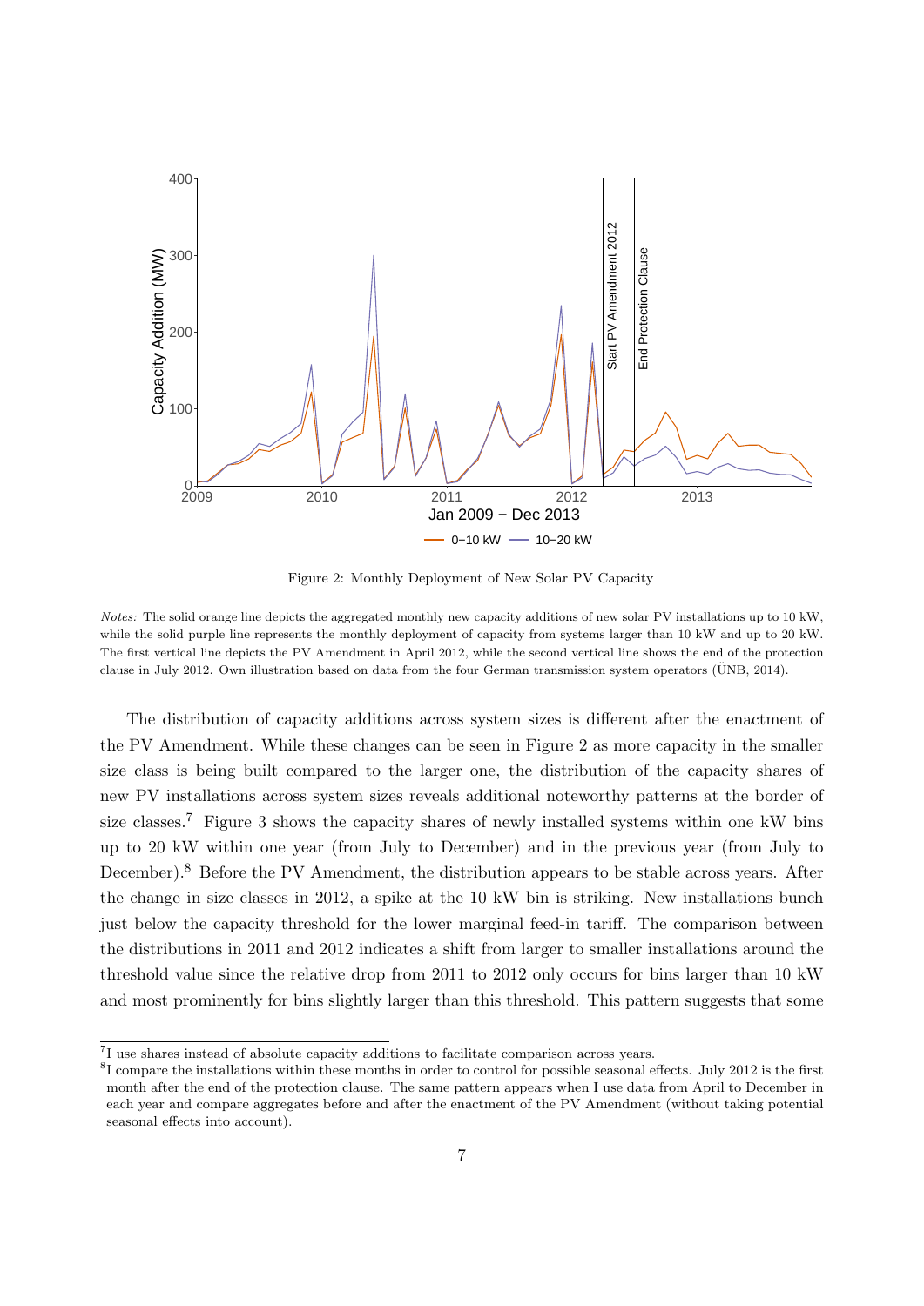Figure 2: Monthly Deployment of New Solar PV Capacity

*Notes:* The solid orange line depicts the aggregated monthly new capacity additions of new solar PV installations up to 10 kW, while the solid purple line represents the monthly deployment of capacity from systems larger than 10 kW and up to 20 kW. The first vertical line depicts the PV Amendment in April 2012, while the second vertical line shows the end of the protection clause in July 2012. Own illustration based on data from the four German transmission system operators (ÜNB, 2014).

The distribution of capacity additions across system sizes is different after the enactment of the PV Amendment. While these changes can be seen in Figure 2 as more capacity in the smaller size class is being built compared to the larger one, the distribution of the capacity shares of new PV installations across system sizes reveals additional noteworthy patterns at the border of size classes.[7] Figure 3 shows the capacity shares of newly installed systems within one kW bins up to 20 kW within one year (from July to December) and in the previous year (from July to December).[8] Before the PV Amendment, the distribution appears to be stable across years. After the change in size classes in 2012, a spike at the 10 kW bin is striking. New installations bunch just below the capacity threshold for the lower marginal feed-in tariff. The comparison between the distributions in 2011 and 2012 indicates a shift from larger to smaller installations around the threshold value since the relative drop from 2011 to 2012 only occurs for bins larger than 10 kW and most prominently for bins slightly larger than this threshold. This pattern suggests that some

[7] I use shares instead of absolute capacity additions to facilitate comparison across years.

[8] I compare the installations within these months in order to control for possible seasonal effects. July 2012 is the first month after the end of the protection clause. The same pattern appears when I use data from April to December in each year and compare aggregates before and after the enactment of the PV Amendment (without taking potential seasonal effects into account).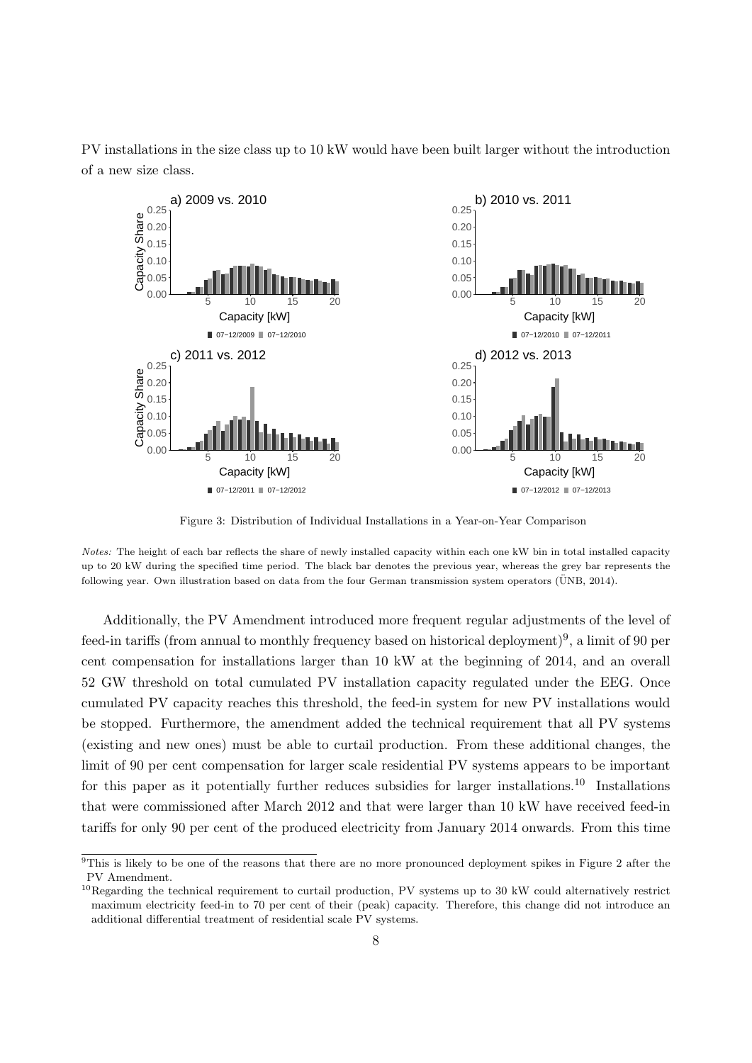PV installations in the size class up to 10 kW would have been built larger without the introduction of a new size class.

Figure 3: Distribution of Individual Installations in a Year-on-Year Comparison

*Notes:* The height of each bar reflects the share of newly installed capacity within each one kW bin in total installed capacity up to 20 kW during the specified time period. The black bar denotes the previous year, whereas the grey bar represents the following year. Own illustration based on data from the four German transmission system operators (ÜNB, 2014).

Additionally, the PV Amendment introduced more frequent regular adjustments of the level of feed-in tariffs (from annual to monthly frequency based on historical deployment)[9], a limit of 90 per cent compensation for installations larger than 10 kW at the beginning of 2014, and an overall 52 GW threshold on total cumulated PV installation capacity regulated under the EEG. Once cumulated PV capacity reaches this threshold, the feed-in system for new PV installations would be stopped. Furthermore, the amendment added the technical requirement that all PV systems (existing and new ones) must be able to curtail production. From these additional changes, the limit of 90 per cent compensation for larger scale residential PV systems appears to be important for this paper as it potentially further reduces subsidies for larger installations.[10] Installations that were commissioned after March 2012 and that were larger than 10 kW have received feed-in tariffs for only 90 per cent of the produced electricity from January 2014 onwards. From this time

[9] This is likely to be one of the reasons that there are no more pronounced deployment spikes in Figure 2 after the PV Amendment.

[10] Regarding the technical requirement to curtail production, PV systems up to 30 kW could alternatively restrict maximum electricity feed-in to 70 per cent of their (peak) capacity. Therefore, this change did not introduce an additional differential treatment of residential scale PV systems.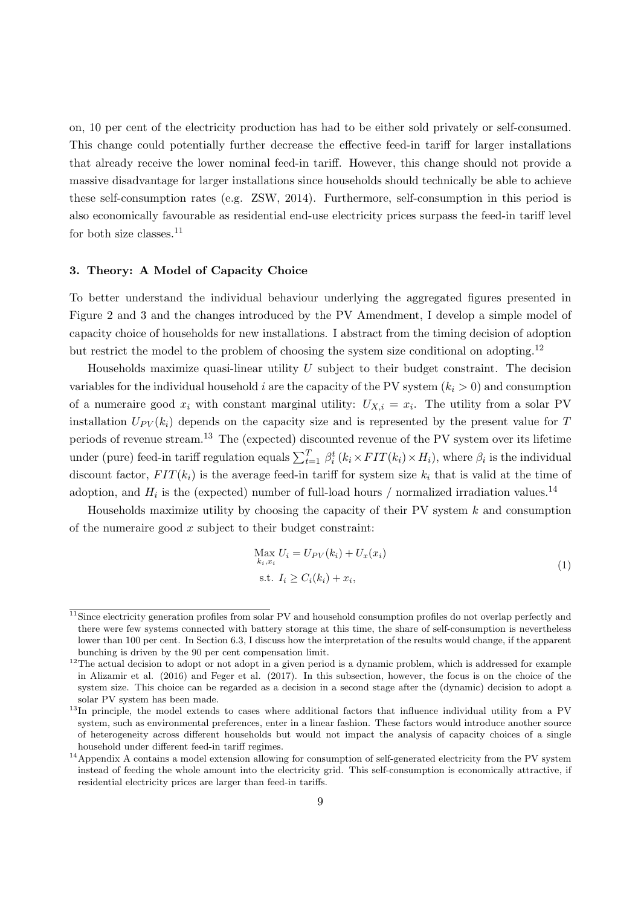on, 10 per cent of the electricity production has had to be either sold privately or self-consumed. This change could potentially further decrease the effective feed-in tariff for larger installations that already receive the lower nominal feed-in tariff. However, this change should not provide a massive disadvantage for larger installations since households should technically be able to achieve these self-consumption rates (e.g. ZSW, 2014). Furthermore, self-consumption in this period is also economically favourable as residential end-use electricity prices surpass the feed-in tariff level for both size classes.[11]

### 3. Theory: A Model of Capacity Choice

To better understand the individual behaviour underlying the aggregated figures presented in Figure 2 and 3 and the changes introduced by the PV Amendment, I develop a simple model of capacity choice of households for new installations. I abstract from the timing decision of adoption but restrict the model to the problem of choosing the system size conditional on adopting.[12]

Households maximize quasi-linear utility $U$ subject to their budget constraint. The decision variables for the individual household $i$ are the capacity of the PV system ($k_i > 0$) and consumption of a numeraire good $x_i$ with constant marginal utility: $U_{X,i} = x_i$. The utility from a solar PV installation $U_{PV}(k_i)$ depends on the capacity size and is represented by the present value for $T$ periods of revenue stream.[13] The (expected) discounted revenue of the PV system over its lifetime under (pure) feed-in tariff regulation equals $\sum_{t=1}^{T} \beta_i^t \left(k_i \times FIT(k_i) \times H_i\right)$, where $\beta_i$ is the individual discount factor, $FIT(k_i)$ is the average feed-in tariff for system size $k_i$ that is valid at the time of adoption, and $H_i$ is the (expected) number of full-load hours / normalized irradiation values.[14]

Households maximize utility by choosing the capacity of their PV system $k$ and consumption of the numeraire good $x$ subject to their budget constraint:

$$
\begin{aligned}
&\underset{k_i, x_i}{\text{Max}}\ U_i = U_{PV}(k_i) + U_x(x_i) \\
&\text{s.t. } I_i \geq C_i(k_i) + x_i,
\end{aligned}
\tag{1}
$$

[11] Since electricity generation profiles from solar PV and household consumption profiles do not overlap perfectly and there were few systems connected with battery storage at this time, the share of self-consumption is nevertheless lower than 100 per cent. In Section 6.3, I discuss how the interpretation of the results would change, if the apparent bunching is driven by the 90 per cent compensation limit.

[12] The actual decision to adopt or not adopt in a given period is a dynamic problem, which is addressed for example in Alizamir et al. (2016) and Feger et al. (2017). In this subsection, however, the focus is on the choice of the system size. This choice can be regarded as a decision in a second stage after the (dynamic) decision to adopt a solar PV system has been made.

[13] In principle, the model extends to cases where additional factors that influence individual utility from a PV system, such as environmental preferences, enter in a linear fashion. These factors would introduce another source of heterogeneity across different households but would not impact the analysis of capacity choices of a single household under different feed-in tariff regimes.

[14] Appendix A contains a model extension allowing for consumption of self-generated electricity from the PV system instead of feeding the whole amount into the electricity grid. This self-consumption is economically attractive, if residential electricity prices are larger than feed-in tariffs.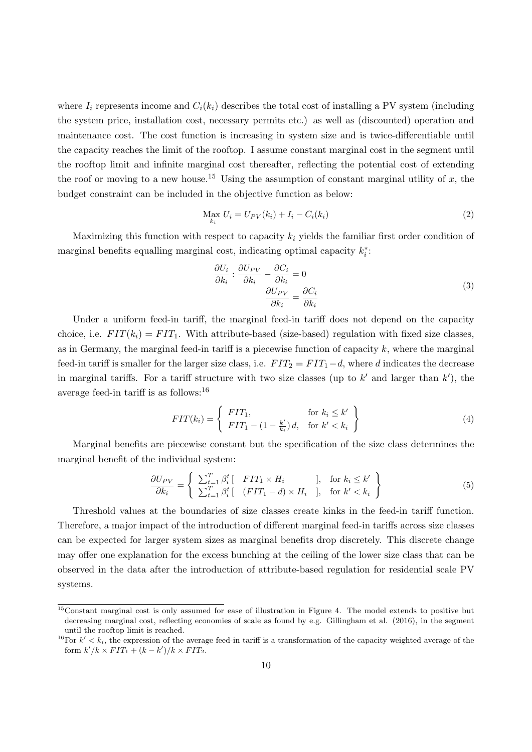where $I_i$ represents income and $C_i(k_i)$ describes the total cost of installing a PV system (including the system price, installation cost, necessary permits etc.) as well as (discounted) operation and maintenance cost. The cost function is increasing in system size and is twice-differentiable until the capacity reaches the limit of the rooftop. I assume constant marginal cost in the segment until the rooftop limit and infinite marginal cost thereafter, reflecting the potential cost of extending the roof or moving to a new house.[15] Using the assumption of constant marginal utility of $x$, the budget constraint can be included in the objective function as below:

$$\underset{k_i}{\text{Max}}\ U_i = U_{PV}(k_i) + I_i - C_i(k_i) \tag{2}$$

Maximizing this function with respect to capacity $k_i$ yields the familiar first order condition of marginal benefits equalling marginal cost, indicating optimal capacity $k_i^*$:

$$\begin{aligned} \frac{\partial U_i}{\partial k_i} : \frac{\partial U_{PV}}{\partial k_i} - \frac{\partial C_i}{\partial k_i} &= 0 \\ \frac{\partial U_{PV}}{\partial k_i} &= \frac{\partial C_i}{\partial k_i} \end{aligned} \tag{3}$$

Under a uniform feed-in tariff, the marginal feed-in tariff does not depend on the capacity choice, i.e. $FIT(k_i) = FIT_1$. With attribute-based (size-based) regulation with fixed size classes, as in Germany, the marginal feed-in tariff is a piecewise function of capacity $k$, where the marginal feed-in tariff is smaller for the larger size class, i.e. $FIT_2 = FIT_1 - d$, where $d$ indicates the decrease in marginal tariffs. For a tariff structure with two size classes (up to $k'$ and larger than $k'$), the average feed-in tariff is as follows:[16]

$$FIT(k_i) = \left\{ \begin{array}{ll} FIT_1, & \text{for } k_i \leq k' \\ FIT_1 - (1 - \frac{k'}{k_i})\, d, & \text{for } k' < k_i \end{array} \right\} \tag{4}$$

Marginal benefits are piecewise constant but the specification of the size class determines the marginal benefit of the individual system:

$$\frac{\partial U_{PV}}{\partial k_i} = \left\{ \begin{array}{ll} \sum_{t=1}^{T} \beta_i^t [\quad FIT_1 \times H_i \quad ], & \text{for } k_i \leq k' \\ \sum_{t=1}^{T} \beta_i^t [\quad (FIT_1 - d) \times H_i \quad ], & \text{for } k' < k_i \end{array} \right\} \tag{5}$$

Threshold values at the boundaries of size classes create kinks in the feed-in tariff function. Therefore, a major impact of the introduction of different marginal feed-in tariffs across size classes can be expected for larger system sizes as marginal benefits drop discretely. This discrete change may offer one explanation for the excess bunching at the ceiling of the lower size class that can be observed in the data after the introduction of attribute-based regulation for residential scale PV systems.

[15] Constant marginal cost is only assumed for ease of illustration in Figure 4. The model extends to positive but decreasing marginal cost, reflecting economies of scale as found by e.g. Gillingham et al. (2016), in the segment until the rooftop limit is reached.

[16] For $k' < k_i$, the expression of the average feed-in tariff is a transformation of the capacity weighted average of the form $k'/k \times FIT_1 + (k - k')/k \times FIT_2$.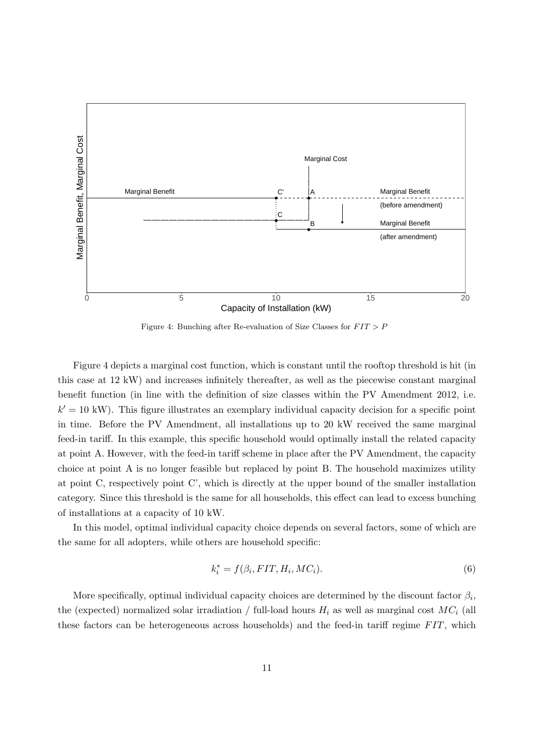Figure 4: Bunching after Re-evaluation of Size Classes for $FIT > P$

Figure 4 depicts a marginal cost function, which is constant until the rooftop threshold is hit (in this case at 12 kW) and increases infinitely thereafter, as well as the piecewise constant marginal benefit function (in line with the definition of size classes within the PV Amendment 2012, i.e. $k' = 10$ kW). This figure illustrates an exemplary individual capacity decision for a specific point in time. Before the PV Amendment, all installations up to 20 kW received the same marginal feed-in tariff. In this example, this specific household would optimally install the related capacity at point A. However, with the feed-in tariff scheme in place after the PV Amendment, the capacity choice at point A is no longer feasible but replaced by point B. The household maximizes utility at point C, respectively point C', which is directly at the upper bound of the smaller installation category. Since this threshold is the same for all households, this effect can lead to excess bunching of installations at a capacity of 10 kW.

In this model, optimal individual capacity choice depends on several factors, some of which are the same for all adopters, while others are household specific:

$$k_i^* = f(\beta_i, FIT, H_i, MC_i). \tag{6}$$

More specifically, optimal individual capacity choices are determined by the discount factor $\beta_i$, the (expected) normalized solar irradiation / full-load hours $H_i$ as well as marginal cost $MC_i$ (all these factors can be heterogeneous across households) and the feed-in tariff regime $FIT$, which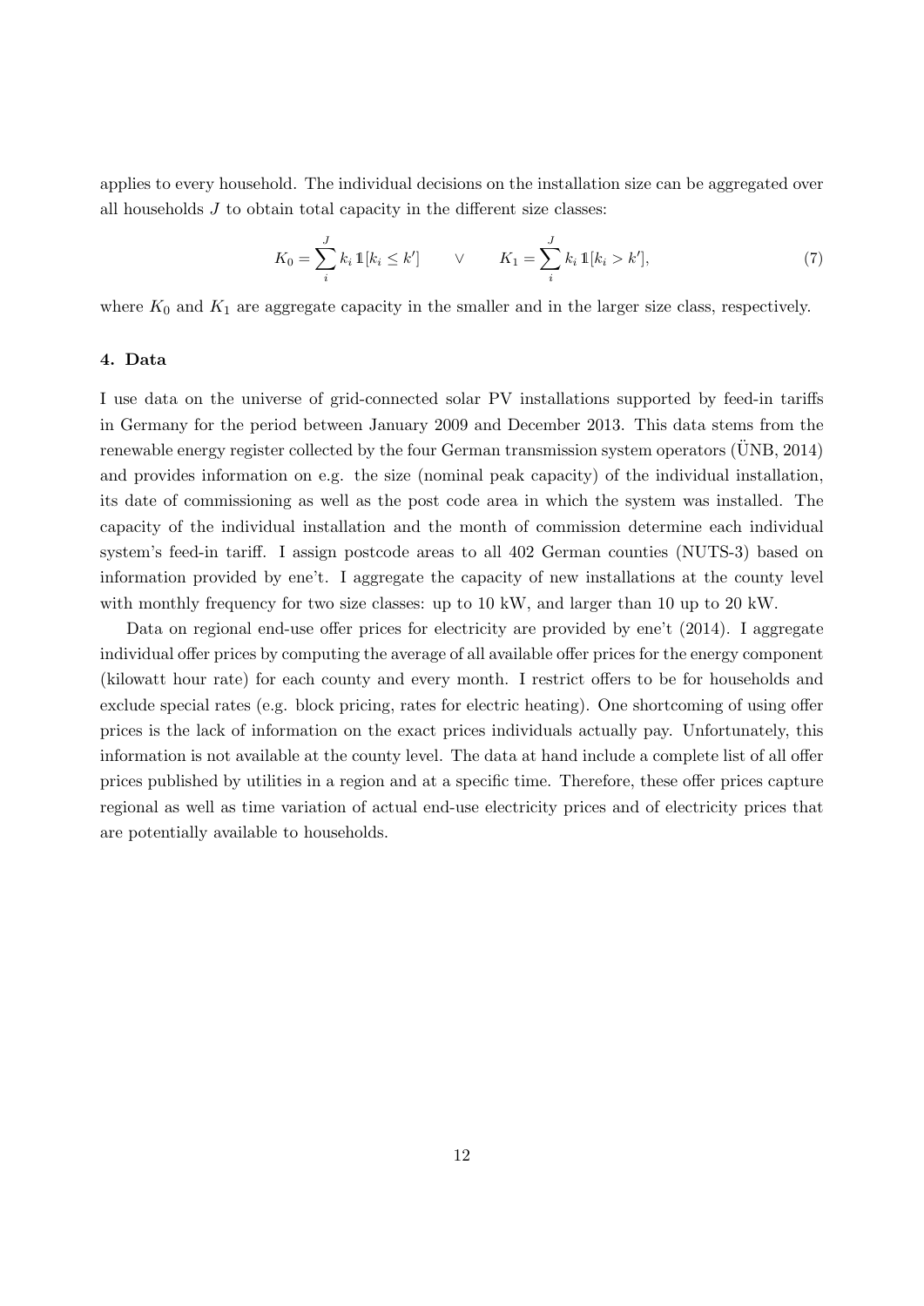applies to every household. The individual decisions on the installation size can be aggregated over all households $J$ to obtain total capacity in the different size classes:

$$K_0 = \sum_{i}^{J} k_i \, \mathbb{1}[k_i \leq k'] \qquad \vee \qquad K_1 = \sum_{i}^{J} k_i \, \mathbb{1}[k_i > k'], \tag{7}$$

where $K_0$ and $K_1$ are aggregate capacity in the smaller and in the larger size class, respectively.

#### 4. Data

I use data on the universe of grid-connected solar PV installations supported by feed-in tariffs in Germany for the period between January 2009 and December 2013. This data stems from the renewable energy register collected by the four German transmission system operators (ÜNB, 2014) and provides information on e.g. the size (nominal peak capacity) of the individual installation, its date of commissioning as well as the post code area in which the system was installed. The capacity of the individual installation and the month of commission determine each individual system's feed-in tariff. I assign postcode areas to all 402 German counties (NUTS-3) based on information provided by ene't. I aggregate the capacity of new installations at the county level with monthly frequency for two size classes: up to 10 kW, and larger than 10 up to 20 kW.

Data on regional end-use offer prices for electricity are provided by ene't (2014). I aggregate individual offer prices by computing the average of all available offer prices for the energy component (kilowatt hour rate) for each county and every month. I restrict offers to be for households and exclude special rates (e.g. block pricing, rates for electric heating). One shortcoming of using offer prices is the lack of information on the exact prices individuals actually pay. Unfortunately, this information is not available at the county level. The data at hand include a complete list of all offer prices published by utilities in a region and at a specific time. Therefore, these offer prices capture regional as well as time variation of actual end-use electricity prices and of electricity prices that are potentially available to households.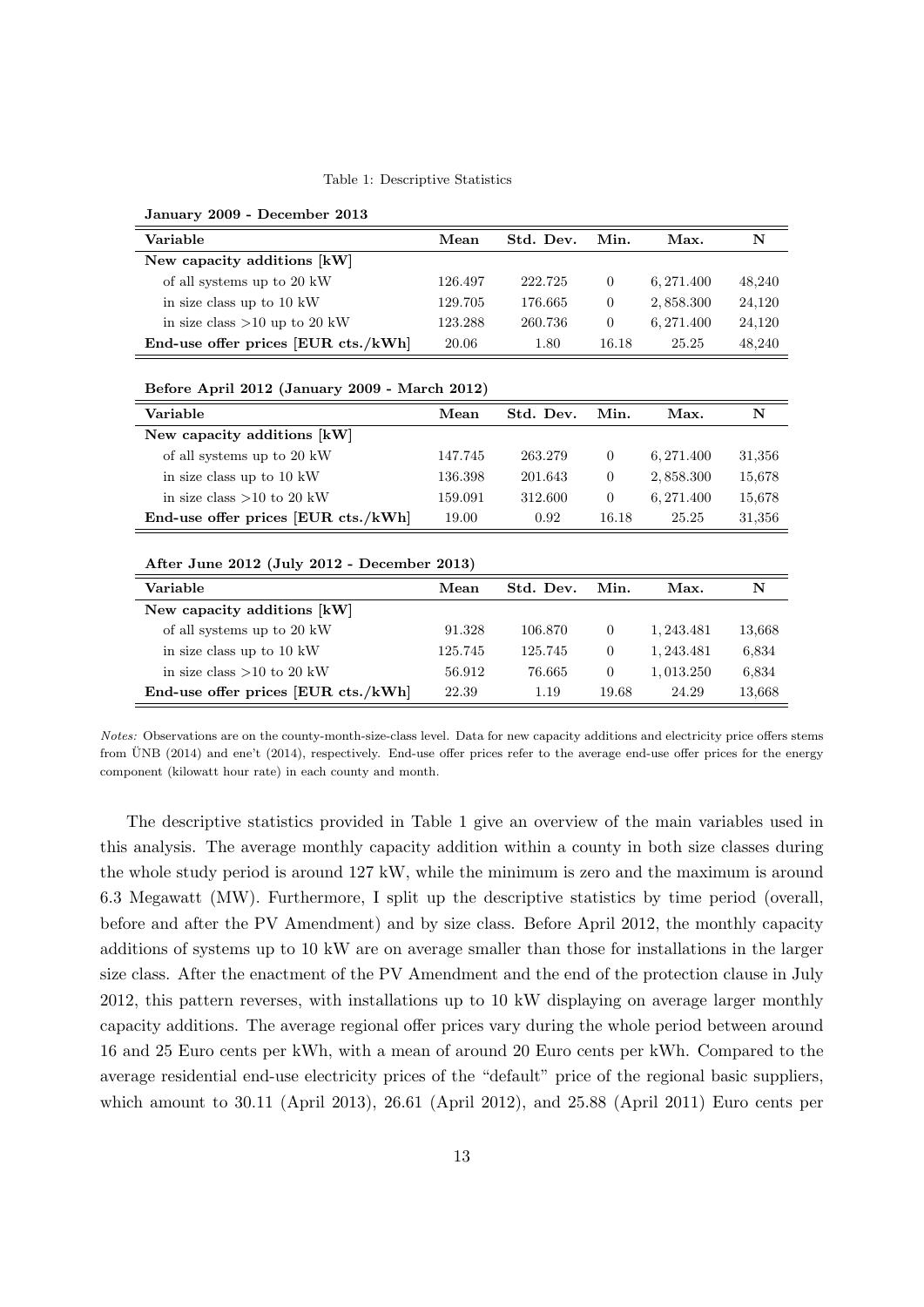Table 1: Descriptive Statistics

**January 2009 - December 2013**

| Variable | Mean | Std. Dev. | Min. | Max. | N |
|---|---|---|---|---|---|
| **New capacity additions [kW]** | | | | | |
| of all systems up to 20 kW | 126.497 | 222.725 | 0 | 6,271.400 | 48,240 |
| in size class up to 10 kW | 129.705 | 176.665 | 0 | 2,858.300 | 24,120 |
| in size class >10 up to 20 kW | 123.288 | 260.736 | 0 | 6,271.400 | 24,120 |
| **End-use offer prices [EUR cts./kWh]** | 20.06 | 1.80 | 16.18 | 25.25 | 48,240 |

**Before April 2012 (January 2009 - March 2012)**

| Variable | Mean | Std. Dev. | Min. | Max. | N |
|---|---|---|---|---|---|
| **New capacity additions [kW]** | | | | | |
| of all systems up to 20 kW | 147.745 | 263.279 | 0 | 6,271.400 | 31,356 |
| in size class up to 10 kW | 136.398 | 201.643 | 0 | 2,858.300 | 15,678 |
| in size class >10 to 20 kW | 159.091 | 312.600 | 0 | 6,271.400 | 15,678 |
| **End-use offer prices [EUR cts./kWh]** | 19.00 | 0.92 | 16.18 | 25.25 | 31,356 |

**After June 2012 (July 2012 - December 2013)**

| Variable | Mean | Std. Dev. | Min. | Max. | N |
|---|---|---|---|---|---|
| **New capacity additions [kW]** | | | | | |
| of all systems up to 20 kW | 91.328 | 106.870 | 0 | 1,243.481 | 13,668 |
| in size class up to 10 kW | 125.745 | 125.745 | 0 | 1,243.481 | 6,834 |
| in size class >10 to 20 kW | 56.912 | 76.665 | 0 | 1,013.250 | 6,834 |
| **End-use offer prices [EUR cts./kWh]** | 22.39 | 1.19 | 19.68 | 24.29 | 13,668 |

*Notes:* Observations are on the county-month-size-class level. Data for new capacity additions and electricity price offers stems from ÜNB (2014) and ene't (2014), respectively. End-use offer prices refer to the average end-use offer prices for the energy component (kilowatt hour rate) in each county and month.

The descriptive statistics provided in Table 1 give an overview of the main variables used in this analysis. The average monthly capacity addition within a county in both size classes during the whole study period is around 127 kW, while the minimum is zero and the maximum is around 6.3 Megawatt (MW). Furthermore, I split up the descriptive statistics by time period (overall, before and after the PV Amendment) and by size class. Before April 2012, the monthly capacity additions of systems up to 10 kW are on average smaller than those for installations in the larger size class. After the enactment of the PV Amendment and the end of the protection clause in July 2012, this pattern reverses, with installations up to 10 kW displaying on average larger monthly capacity additions. The average regional offer prices vary during the whole period between around 16 and 25 Euro cents per kWh, with a mean of around 20 Euro cents per kWh. Compared to the average residential end-use electricity prices of the "default" price of the regional basic suppliers, which amount to 30.11 (April 2013), 26.61 (April 2012), and 25.88 (April 2011) Euro cents per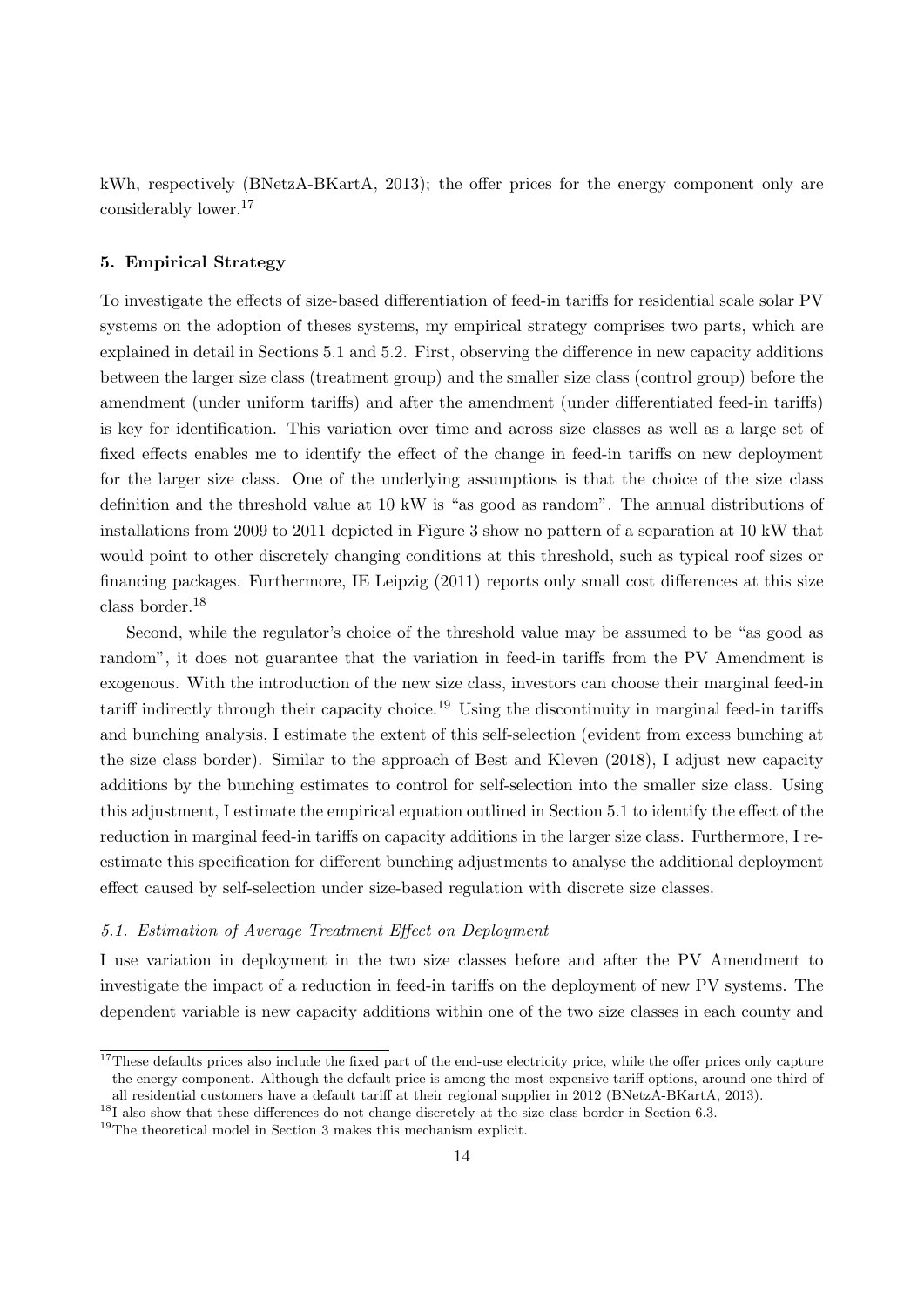kWh, respectively (BNetzA-BKartA, 2013); the offer prices for the energy component only are considerably lower.[17]

## 5. Empirical Strategy

To investigate the effects of size-based differentiation of feed-in tariffs for residential scale solar PV systems on the adoption of theses systems, my empirical strategy comprises two parts, which are explained in detail in Sections 5.1 and 5.2. First, observing the difference in new capacity additions between the larger size class (treatment group) and the smaller size class (control group) before the amendment (under uniform tariffs) and after the amendment (under differentiated feed-in tariffs) is key for identification. This variation over time and across size classes as well as a large set of fixed effects enables me to identify the effect of the change in feed-in tariffs on new deployment for the larger size class. One of the underlying assumptions is that the choice of the size class definition and the threshold value at 10 kW is "as good as random". The annual distributions of installations from 2009 to 2011 depicted in Figure 3 show no pattern of a separation at 10 kW that would point to other discretely changing conditions at this threshold, such as typical roof sizes or financing packages. Furthermore, IE Leipzig (2011) reports only small cost differences at this size class border.[18]

Second, while the regulator's choice of the threshold value may be assumed to be "as good as random", it does not guarantee that the variation in feed-in tariffs from the PV Amendment is exogenous. With the introduction of the new size class, investors can choose their marginal feed-in tariff indirectly through their capacity choice.[19] Using the discontinuity in marginal feed-in tariffs and bunching analysis, I estimate the extent of this self-selection (evident from excess bunching at the size class border). Similar to the approach of Best and Kleven (2018), I adjust new capacity additions by the bunching estimates to control for self-selection into the smaller size class. Using this adjustment, I estimate the empirical equation outlined in Section 5.1 to identify the effect of the reduction in marginal feed-in tariffs on capacity additions in the larger size class. Furthermore, I re-estimate this specification for different bunching adjustments to analyse the additional deployment effect caused by self-selection under size-based regulation with discrete size classes.

### *5.1. Estimation of Average Treatment Effect on Deployment*

I use variation in deployment in the two size classes before and after the PV Amendment to investigate the impact of a reduction in feed-in tariffs on the deployment of new PV systems. The dependent variable is new capacity additions within one of the two size classes in each county and

---

[17] These defaults prices also include the fixed part of the end-use electricity price, while the offer prices only capture the energy component. Although the default price is among the most expensive tariff options, around one-third of all residential customers have a default tariff at their regional supplier in 2012 (BNetzA-BKartA, 2013).

[18] I also show that these differences do not change discretely at the size class border in Section 6.3.

[19] The theoretical model in Section 3 makes this mechanism explicit.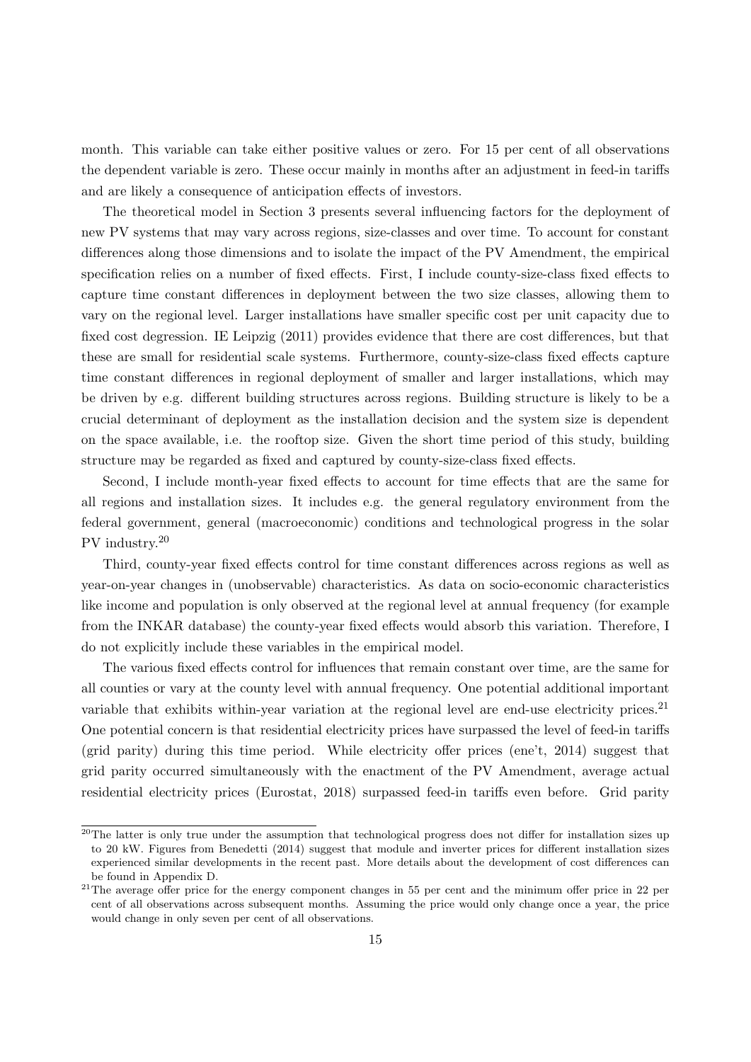month. This variable can take either positive values or zero. For 15 per cent of all observations the dependent variable is zero. These occur mainly in months after an adjustment in feed-in tariffs and are likely a consequence of anticipation effects of investors.

The theoretical model in Section 3 presents several influencing factors for the deployment of new PV systems that may vary across regions, size-classes and over time. To account for constant differences along those dimensions and to isolate the impact of the PV Amendment, the empirical specification relies on a number of fixed effects. First, I include county-size-class fixed effects to capture time constant differences in deployment between the two size classes, allowing them to vary on the regional level. Larger installations have smaller specific cost per unit capacity due to fixed cost degression. IE Leipzig (2011) provides evidence that there are cost differences, but that these are small for residential scale systems. Furthermore, county-size-class fixed effects capture time constant differences in regional deployment of smaller and larger installations, which may be driven by e.g. different building structures across regions. Building structure is likely to be a crucial determinant of deployment as the installation decision and the system size is dependent on the space available, i.e. the rooftop size. Given the short time period of this study, building structure may be regarded as fixed and captured by county-size-class fixed effects.

Second, I include month-year fixed effects to account for time effects that are the same for all regions and installation sizes. It includes e.g. the general regulatory environment from the federal government, general (macroeconomic) conditions and technological progress in the solar PV industry.[20]

Third, county-year fixed effects control for time constant differences across regions as well as year-on-year changes in (unobservable) characteristics. As data on socio-economic characteristics like income and population is only observed at the regional level at annual frequency (for example from the INKAR database) the county-year fixed effects would absorb this variation. Therefore, I do not explicitly include these variables in the empirical model.

The various fixed effects control for influences that remain constant over time, are the same for all counties or vary at the county level with annual frequency. One potential additional important variable that exhibits within-year variation at the regional level are end-use electricity prices.[21] One potential concern is that residential electricity prices have surpassed the level of feed-in tariffs (grid parity) during this time period. While electricity offer prices (ene't, 2014) suggest that grid parity occurred simultaneously with the enactment of the PV Amendment, average actual residential electricity prices (Eurostat, 2018) surpassed feed-in tariffs even before. Grid parity

[20] The latter is only true under the assumption that technological progress does not differ for installation sizes up to 20 kW. Figures from Benedetti (2014) suggest that module and inverter prices for different installation sizes experienced similar developments in the recent past. More details about the development of cost differences can be found in Appendix D.

[21] The average offer price for the energy component changes in 55 per cent and the minimum offer price in 22 per cent of all observations across subsequent months. Assuming the price would only change once a year, the price would change in only seven per cent of all observations.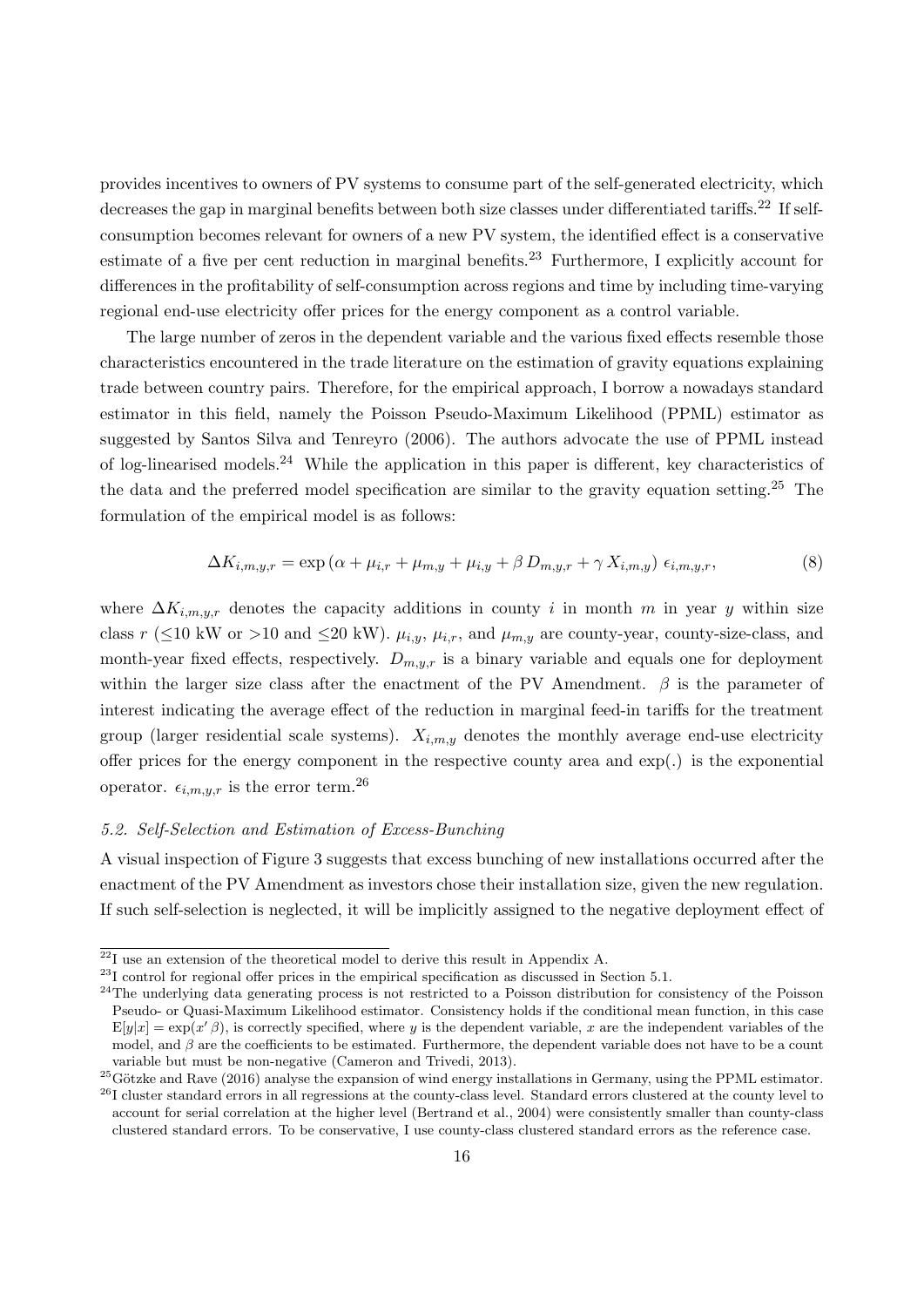provides incentives to owners of PV systems to consume part of the self-generated electricity, which decreases the gap in marginal benefits between both size classes under differentiated tariffs.[22] If self-consumption becomes relevant for owners of a new PV system, the identified effect is a conservative estimate of a five per cent reduction in marginal benefits.[23] Furthermore, I explicitly account for differences in the profitability of self-consumption across regions and time by including time-varying regional end-use electricity offer prices for the energy component as a control variable.

The large number of zeros in the dependent variable and the various fixed effects resemble those characteristics encountered in the trade literature on the estimation of gravity equations explaining trade between country pairs. Therefore, for the empirical approach, I borrow a nowadays standard estimator in this field, namely the Poisson Pseudo-Maximum Likelihood (PPML) estimator as suggested by Santos Silva and Tenreyro (2006). The authors advocate the use of PPML instead of log-linearised models.[24] While the application in this paper is different, key characteristics of the data and the preferred model specification are similar to the gravity equation setting.[25] The formulation of the empirical model is as follows:

$$\Delta K_{i,m,y,r} = \exp\left(\alpha + \mu_{i,r} + \mu_{m,y} + \mu_{i,y} + \beta\, D_{m,y,r} + \gamma\, X_{i,m,y}\right)\, \epsilon_{i,m,y,r}, \tag{8}$$

where $\Delta K_{i,m,y,r}$ denotes the capacity additions in county $i$ in month $m$ in year $y$ within size class $r$ ($\leq$10 kW or >10 and $\leq$20 kW). $\mu_{i,y}$, $\mu_{i,r}$, and $\mu_{m,y}$ are county-year, county-size-class, and month-year fixed effects, respectively. $D_{m,y,r}$ is a binary variable and equals one for deployment within the larger size class after the enactment of the PV Amendment. $\beta$ is the parameter of interest indicating the average effect of the reduction in marginal feed-in tariffs for the treatment group (larger residential scale systems). $X_{i,m,y}$ denotes the monthly average end-use electricity offer prices for the energy component in the respective county area and exp(.) is the exponential operator. $\epsilon_{i,m,y,r}$ is the error term.[26]

### 5.2. Self-Selection and Estimation of Excess-Bunching

A visual inspection of Figure 3 suggests that excess bunching of new installations occurred after the enactment of the PV Amendment as investors chose their installation size, given the new regulation. If such self-selection is neglected, it will be implicitly assigned to the negative deployment effect of

---

[22] I use an extension of the theoretical model to derive this result in Appendix A.

[23] I control for regional offer prices in the empirical specification as discussed in Section 5.1.

[24] The underlying data generating process is not restricted to a Poisson distribution for consistency of the Poisson Pseudo- or Quasi-Maximum Likelihood estimator. Consistency holds if the conditional mean function, in this case $\mathrm{E}[y|x] = \exp(x'\beta)$, is correctly specified, where $y$ is the dependent variable, $x$ are the independent variables of the model, and $\beta$ are the coefficients to be estimated. Furthermore, the dependent variable does not have to be a count variable but must be non-negative (Cameron and Trivedi, 2013).

[25] Götzke and Rave (2016) analyse the expansion of wind energy installations in Germany, using the PPML estimator.

[26] I cluster standard errors in all regressions at the county-class level. Standard errors clustered at the county level to account for serial correlation at the higher level (Bertrand et al., 2004) were consistently smaller than county-class clustered standard errors. To be conservative, I use county-class clustered standard errors as the reference case.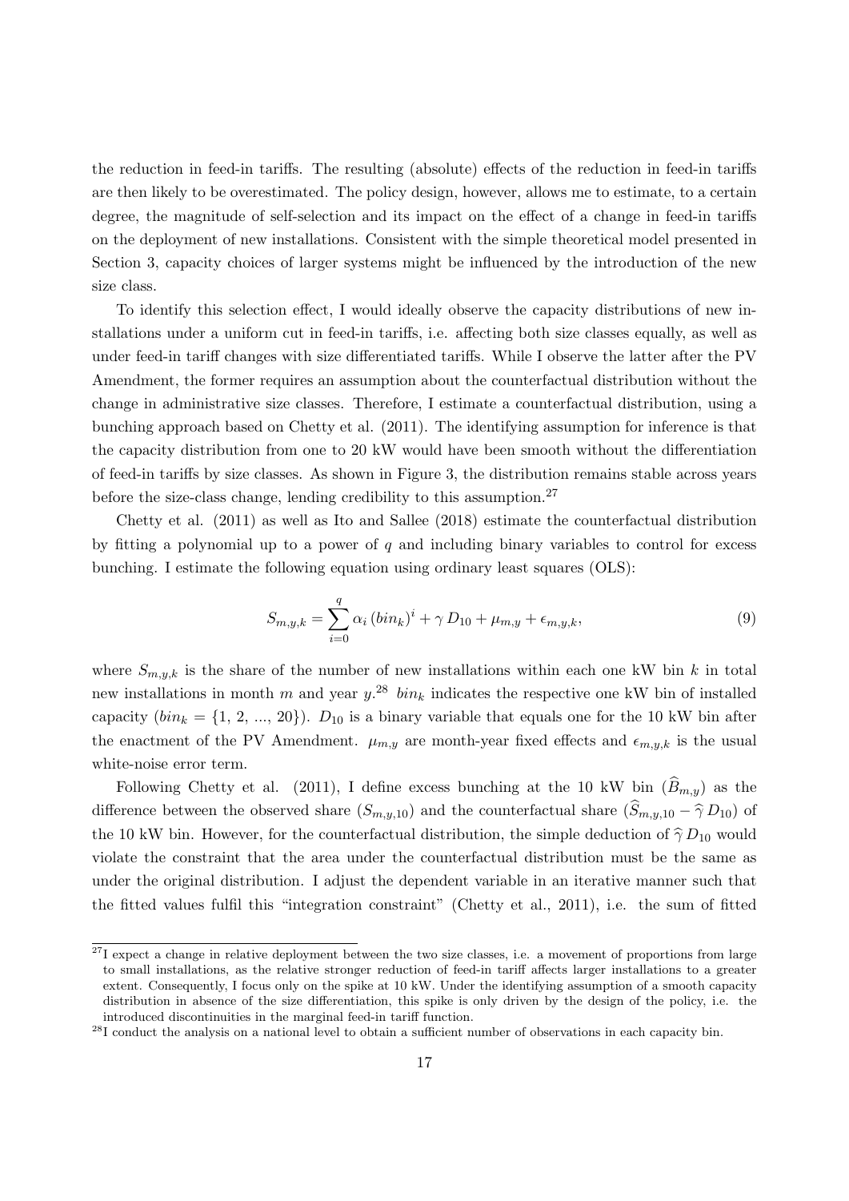the reduction in feed-in tariffs. The resulting (absolute) effects of the reduction in feed-in tariffs are then likely to be overestimated. The policy design, however, allows me to estimate, to a certain degree, the magnitude of self-selection and its impact on the effect of a change in feed-in tariffs on the deployment of new installations. Consistent with the simple theoretical model presented in Section 3, capacity choices of larger systems might be influenced by the introduction of the new size class.

To identify this selection effect, I would ideally observe the capacity distributions of new installations under a uniform cut in feed-in tariffs, i.e. affecting both size classes equally, as well as under feed-in tariff changes with size differentiated tariffs. While I observe the latter after the PV Amendment, the former requires an assumption about the counterfactual distribution without the change in administrative size classes. Therefore, I estimate a counterfactual distribution, using a bunching approach based on Chetty et al. (2011). The identifying assumption for inference is that the capacity distribution from one to 20 kW would have been smooth without the differentiation of feed-in tariffs by size classes. As shown in Figure 3, the distribution remains stable across years before the size-class change, lending credibility to this assumption.[27]

Chetty et al. (2011) as well as Ito and Sallee (2018) estimate the counterfactual distribution by fitting a polynomial up to a power of $q$ and including binary variables to control for excess bunching. I estimate the following equation using ordinary least squares (OLS):

$$S_{m,y,k} = \sum_{i=0}^{q} \alpha_i \, (bin_k)^i + \gamma \, D_{10} + \mu_{m,y} + \epsilon_{m,y,k}, \tag{9}$$

where $S_{m,y,k}$ is the share of the number of new installations within each one kW bin $k$ in total new installations in month $m$ and year $y$.[28] $bin_k$ indicates the respective one kW bin of installed capacity ($bin_k = \{1, 2, ..., 20\}$). $D_{10}$ is a binary variable that equals one for the 10 kW bin after the enactment of the PV Amendment. $\mu_{m,y}$ are month-year fixed effects and $\epsilon_{m,y,k}$ is the usual white-noise error term.

Following Chetty et al. (2011), I define excess bunching at the 10 kW bin ($\widehat{B}_{m,y}$) as the difference between the observed share ($S_{m,y,10}$) and the counterfactual share ($\widehat{S}_{m,y,10} - \widehat{\gamma} \, D_{10}$) of the 10 kW bin. However, for the counterfactual distribution, the simple deduction of $\widehat{\gamma} \, D_{10}$ would violate the constraint that the area under the counterfactual distribution must be the same as under the original distribution. I adjust the dependent variable in an iterative manner such that the fitted values fulfil this "integration constraint" (Chetty et al., 2011), i.e. the sum of fitted

[27] I expect a change in relative deployment between the two size classes, i.e. a movement of proportions from large to small installations, as the relative stronger reduction of feed-in tariff affects larger installations to a greater extent. Consequently, I focus only on the spike at 10 kW. Under the identifying assumption of a smooth capacity distribution in absence of the size differentiation, this spike is only driven by the design of the policy, i.e. the introduced discontinuities in the marginal feed-in tariff function.

[28] I conduct the analysis on a national level to obtain a sufficient number of observations in each capacity bin.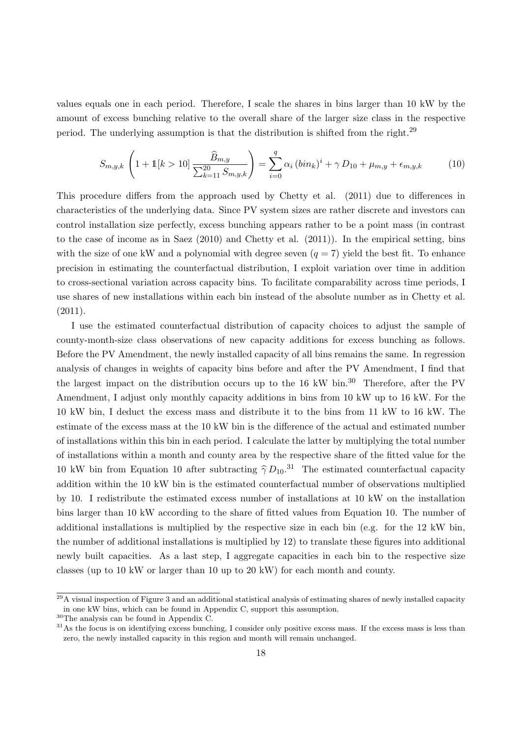values equals one in each period. Therefore, I scale the shares in bins larger than 10 kW by the amount of excess bunching relative to the overall share of the larger size class in the respective period. The underlying assumption is that the distribution is shifted from the right.[29]

$$S_{m,y,k}\left(1+\mathbb{1}[k>10]\,\frac{\widehat{B}_{m,y}}{\sum_{k=11}^{20} S_{m,y,k}}\right)=\sum_{i=0}^{q}\alpha_i\,(bin_k)^i+\gamma\,D_{10}+\mu_{m,y}+\epsilon_{m,y,k} \tag{10}$$

This procedure differs from the approach used by Chetty et al. (2011) due to differences in characteristics of the underlying data. Since PV system sizes are rather discrete and investors can control installation size perfectly, excess bunching appears rather to be a point mass (in contrast to the case of income as in Saez (2010) and Chetty et al. (2011)). In the empirical setting, bins with the size of one kW and a polynomial with degree seven ($q = 7$) yield the best fit. To enhance precision in estimating the counterfactual distribution, I exploit variation over time in addition to cross-sectional variation across capacity bins. To facilitate comparability across time periods, I use shares of new installations within each bin instead of the absolute number as in Chetty et al. (2011).

I use the estimated counterfactual distribution of capacity choices to adjust the sample of county-month-size class observations of new capacity additions for excess bunching as follows. Before the PV Amendment, the newly installed capacity of all bins remains the same. In regression analysis of changes in weights of capacity bins before and after the PV Amendment, I find that the largest impact on the distribution occurs up to the 16 kW bin.[30] Therefore, after the PV Amendment, I adjust only monthly capacity additions in bins from 10 kW up to 16 kW. For the 10 kW bin, I deduct the excess mass and distribute it to the bins from 11 kW to 16 kW. The estimate of the excess mass at the 10 kW bin is the difference of the actual and estimated number of installations within this bin in each period. I calculate the latter by multiplying the total number of installations within a month and county area by the respective share of the fitted value for the 10 kW bin from Equation 10 after subtracting $\widehat{\gamma}\,D_{10}$.[31] The estimated counterfactual capacity addition within the 10 kW bin is the estimated counterfactual number of observations multiplied by 10. I redistribute the estimated excess number of installations at 10 kW on the installation bins larger than 10 kW according to the share of fitted values from Equation 10. The number of additional installations is multiplied by the respective size in each bin (e.g. for the 12 kW bin, the number of additional installations is multiplied by 12) to translate these figures into additional newly built capacities. As a last step, I aggregate capacities in each bin to the respective size classes (up to 10 kW or larger than 10 up to 20 kW) for each month and county.

[29] A visual inspection of Figure 3 and an additional statistical analysis of estimating shares of newly installed capacity in one kW bins, which can be found in Appendix C, support this assumption.

[30] The analysis can be found in Appendix C.

[31] As the focus is on identifying excess bunching, I consider only positive excess mass. If the excess mass is less than zero, the newly installed capacity in this region and month will remain unchanged.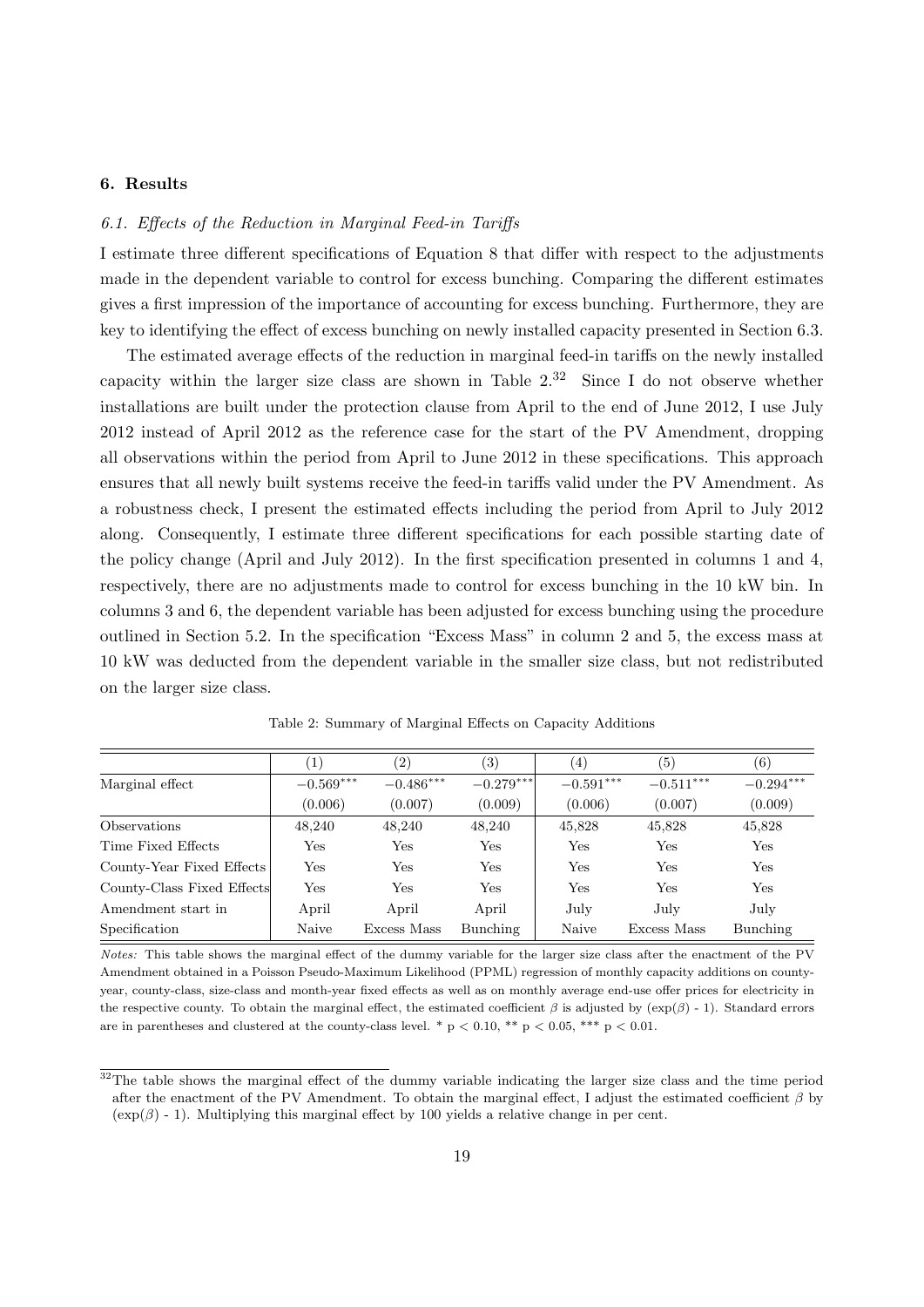## 6. Results

### 6.1. *Effects of the Reduction in Marginal Feed-in Tariffs*

I estimate three different specifications of Equation 8 that differ with respect to the adjustments made in the dependent variable to control for excess bunching. Comparing the different estimates gives a first impression of the importance of accounting for excess bunching. Furthermore, they are key to identifying the effect of excess bunching on newly installed capacity presented in Section 6.3.

The estimated average effects of the reduction in marginal feed-in tariffs on the newly installed capacity within the larger size class are shown in Table 2.[32] Since I do not observe whether installations are built under the protection clause from April to the end of June 2012, I use July 2012 instead of April 2012 as the reference case for the start of the PV Amendment, dropping all observations within the period from April to June 2012 in these specifications. This approach ensures that all newly built systems receive the feed-in tariffs valid under the PV Amendment. As a robustness check, I present the estimated effects including the period from April to July 2012 along. Consequently, I estimate three different specifications for each possible starting date of the policy change (April and July 2012). In the first specification presented in columns 1 and 4, respectively, there are no adjustments made to control for excess bunching in the 10 kW bin. In columns 3 and 6, the dependent variable has been adjusted for excess bunching using the procedure outlined in Section 5.2. In the specification "Excess Mass" in column 2 and 5, the excess mass at 10 kW was deducted from the dependent variable in the smaller size class, but not redistributed on the larger size class.

Table 2: Summary of Marginal Effects on Capacity Additions

| | (1) | (2) | (3) | (4) | (5) | (6) |
|---|---|---|---|---|---|---|
| Marginal effect | $-0.569^{***}$ | $-0.486^{***}$ | $-0.279^{***}$ | $-0.591^{***}$ | $-0.511^{***}$ | $-0.294^{***}$ |
| | (0.006) | (0.007) | (0.009) | (0.006) | (0.007) | (0.009) |
| Observations | 48,240 | 48,240 | 48,240 | 45,828 | 45,828 | 45,828 |
| Time Fixed Effects | Yes | Yes | Yes | Yes | Yes | Yes |
| County-Year Fixed Effects | Yes | Yes | Yes | Yes | Yes | Yes |
| County-Class Fixed Effects | Yes | Yes | Yes | Yes | Yes | Yes |
| Amendment start in | April | April | April | July | July | July |
| Specification | Naive | Excess Mass | Bunching | Naive | Excess Mass | Bunching |

*Notes:* This table shows the marginal effect of the dummy variable for the larger size class after the enactment of the PV Amendment obtained in a Poisson Pseudo-Maximum Likelihood (PPML) regression of monthly capacity additions on county-year, county-class, size-class and month-year fixed effects as well as on monthly average end-use offer prices for electricity in the respective county. To obtain the marginal effect, the estimated coefficient $\beta$ is adjusted by $(\exp(\beta) - 1)$. Standard errors are in parentheses and clustered at the county-class level. * $p < 0.10$, ** $p < 0.05$, *** $p < 0.01$.

[32] The table shows the marginal effect of the dummy variable indicating the larger size class and the time period after the enactment of the PV Amendment. To obtain the marginal effect, I adjust the estimated coefficient $\beta$ by $(\exp(\beta) - 1)$. Multiplying this marginal effect by 100 yields a relative change in per cent.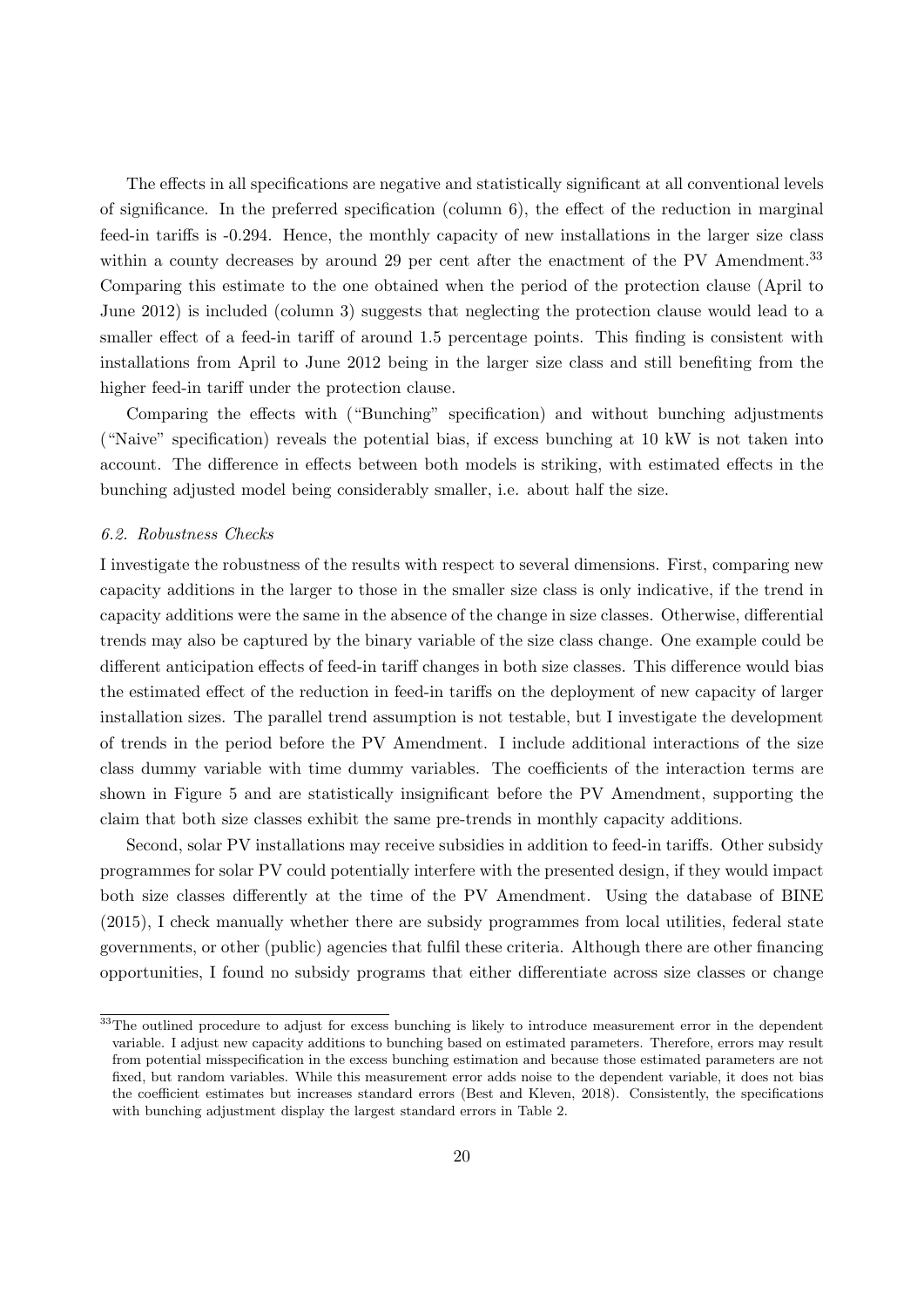The effects in all specifications are negative and statistically significant at all conventional levels of significance. In the preferred specification (column 6), the effect of the reduction in marginal feed-in tariffs is -0.294. Hence, the monthly capacity of new installations in the larger size class within a county decreases by around 29 per cent after the enactment of the PV Amendment.[33] Comparing this estimate to the one obtained when the period of the protection clause (April to June 2012) is included (column 3) suggests that neglecting the protection clause would lead to a smaller effect of a feed-in tariff of around 1.5 percentage points. This finding is consistent with installations from April to June 2012 being in the larger size class and still benefiting from the higher feed-in tariff under the protection clause.

Comparing the effects with ("Bunching" specification) and without bunching adjustments ("Naive" specification) reveals the potential bias, if excess bunching at 10 kW is not taken into account. The difference in effects between both models is striking, with estimated effects in the bunching adjusted model being considerably smaller, i.e. about half the size.

### *6.2. Robustness Checks*

I investigate the robustness of the results with respect to several dimensions. First, comparing new capacity additions in the larger to those in the smaller size class is only indicative, if the trend in capacity additions were the same in the absence of the change in size classes. Otherwise, differential trends may also be captured by the binary variable of the size class change. One example could be different anticipation effects of feed-in tariff changes in both size classes. This difference would bias the estimated effect of the reduction in feed-in tariffs on the deployment of new capacity of larger installation sizes. The parallel trend assumption is not testable, but I investigate the development of trends in the period before the PV Amendment. I include additional interactions of the size class dummy variable with time dummy variables. The coefficients of the interaction terms are shown in Figure 5 and are statistically insignificant before the PV Amendment, supporting the claim that both size classes exhibit the same pre-trends in monthly capacity additions.

Second, solar PV installations may receive subsidies in addition to feed-in tariffs. Other subsidy programmes for solar PV could potentially interfere with the presented design, if they would impact both size classes differently at the time of the PV Amendment. Using the database of BINE (2015), I check manually whether there are subsidy programmes from local utilities, federal state governments, or other (public) agencies that fulfil these criteria. Although there are other financing opportunities, I found no subsidy programs that either differentiate across size classes or change

[33] The outlined procedure to adjust for excess bunching is likely to introduce measurement error in the dependent variable. I adjust new capacity additions to bunching based on estimated parameters. Therefore, errors may result from potential misspecification in the excess bunching estimation and because those estimated parameters are not fixed, but random variables. While this measurement error adds noise to the dependent variable, it does not bias the coefficient estimates but increases standard errors (Best and Kleven, 2018). Consistently, the specifications with bunching adjustment display the largest standard errors in Table 2.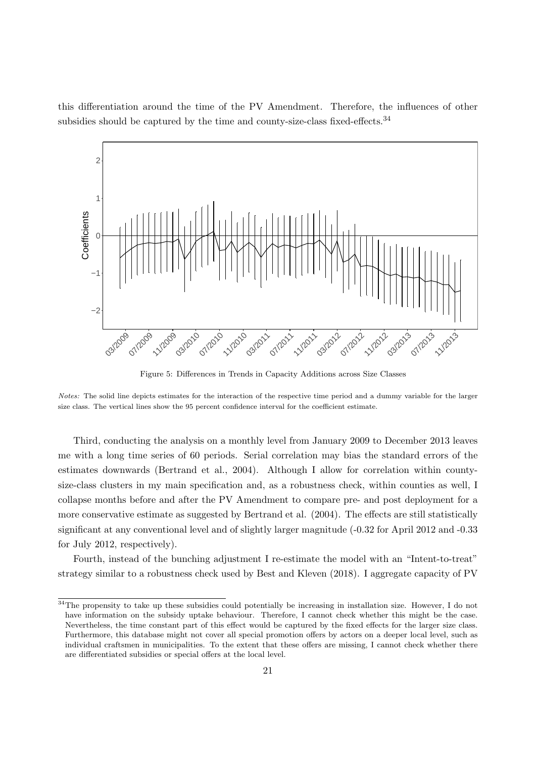this differentiation around the time of the PV Amendment. Therefore, the influences of other subsidies should be captured by the time and county-size-class fixed-effects.[34]

Figure 5: Differences in Trends in Capacity Additions across Size Classes

*Notes:* The solid line depicts estimates for the interaction of the respective time period and a dummy variable for the larger size class. The vertical lines show the 95 percent confidence interval for the coefficient estimate.

Third, conducting the analysis on a monthly level from January 2009 to December 2013 leaves me with a long time series of 60 periods. Serial correlation may bias the standard errors of the estimates downwards (Bertrand et al., 2004). Although I allow for correlation within county-size-class clusters in my main specification and, as a robustness check, within counties as well, I collapse months before and after the PV Amendment to compare pre- and post deployment for a more conservative estimate as suggested by Bertrand et al. (2004). The effects are still statistically significant at any conventional level and of slightly larger magnitude (-0.32 for April 2012 and -0.33 for July 2012, respectively).

Fourth, instead of the bunching adjustment I re-estimate the model with an "Intent-to-treat" strategy similar to a robustness check used by Best and Kleven (2018). I aggregate capacity of PV

[34] The propensity to take up these subsidies could potentially be increasing in installation size. However, I do not have information on the subsidy uptake behaviour. Therefore, I cannot check whether this might be the case. Nevertheless, the time constant part of this effect would be captured by the fixed effects for the larger size class. Furthermore, this database might not cover all special promotion offers by actors on a deeper local level, such as individual craftsmen in municipalities. To the extent that these offers are missing, I cannot check whether there are differentiated subsidies or special offers at the local level.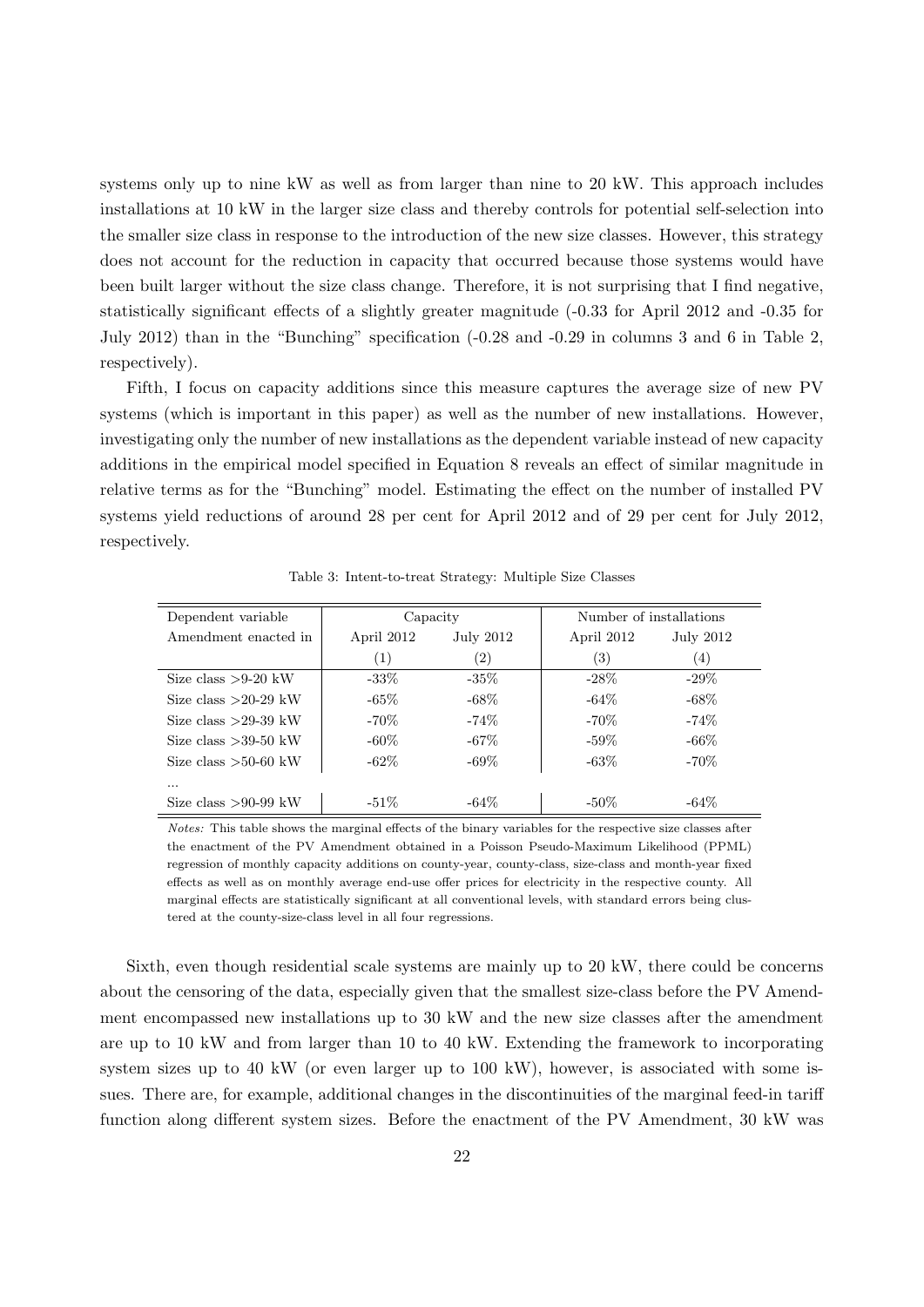systems only up to nine kW as well as from larger than nine to 20 kW. This approach includes installations at 10 kW in the larger size class and thereby controls for potential self-selection into the smaller size class in response to the introduction of the new size classes. However, this strategy does not account for the reduction in capacity that occurred because those systems would have been built larger without the size class change. Therefore, it is not surprising that I find negative, statistically significant effects of a slightly greater magnitude (-0.33 for April 2012 and -0.35 for July 2012) than in the "Bunching" specification (-0.28 and -0.29 in columns 3 and 6 in Table 2, respectively).

Fifth, I focus on capacity additions since this measure captures the average size of new PV systems (which is important in this paper) as well as the number of new installations. However, investigating only the number of new installations as the dependent variable instead of new capacity additions in the empirical model specified in Equation 8 reveals an effect of similar magnitude in relative terms as for the "Bunching" model. Estimating the effect on the number of installed PV systems yield reductions of around 28 per cent for April 2012 and of 29 per cent for July 2012, respectively.

Table 3: Intent-to-treat Strategy: Multiple Size Classes

| Dependent variable | Capacity | | Number of installations | |
|---|---|---|---|---|
| Amendment enacted in | April 2012 | July 2012 | April 2012 | July 2012 |
| | (1) | (2) | (3) | (4) |
| Size class >9-20 kW | -33% | -35% | -28% | -29% |
| Size class >20-29 kW | -65% | -68% | -64% | -68% |
| Size class >29-39 kW | -70% | -74% | -70% | -74% |
| Size class >39-50 kW | -60% | -67% | -59% | -66% |
| Size class >50-60 kW | -62% | -69% | -63% | -70% |
| ... | | | | |
| Size class >90-99 kW | -51% | -64% | -50% | -64% |

*Notes:* This table shows the marginal effects of the binary variables for the respective size classes after the enactment of the PV Amendment obtained in a Poisson Pseudo-Maximum Likelihood (PPML) regression of monthly capacity additions on county-year, county-class, size-class and month-year fixed effects as well as on monthly average end-use offer prices for electricity in the respective county. All marginal effects are statistically significant at all conventional levels, with standard errors being clustered at the county-size-class level in all four regressions.

Sixth, even though residential scale systems are mainly up to 20 kW, there could be concerns about the censoring of the data, especially given that the smallest size-class before the PV Amendment encompassed new installations up to 30 kW and the new size classes after the amendment are up to 10 kW and from larger than 10 to 40 kW. Extending the framework to incorporating system sizes up to 40 kW (or even larger up to 100 kW), however, is associated with some issues. There are, for example, additional changes in the discontinuities of the marginal feed-in tariff function along different system sizes. Before the enactment of the PV Amendment, 30 kW was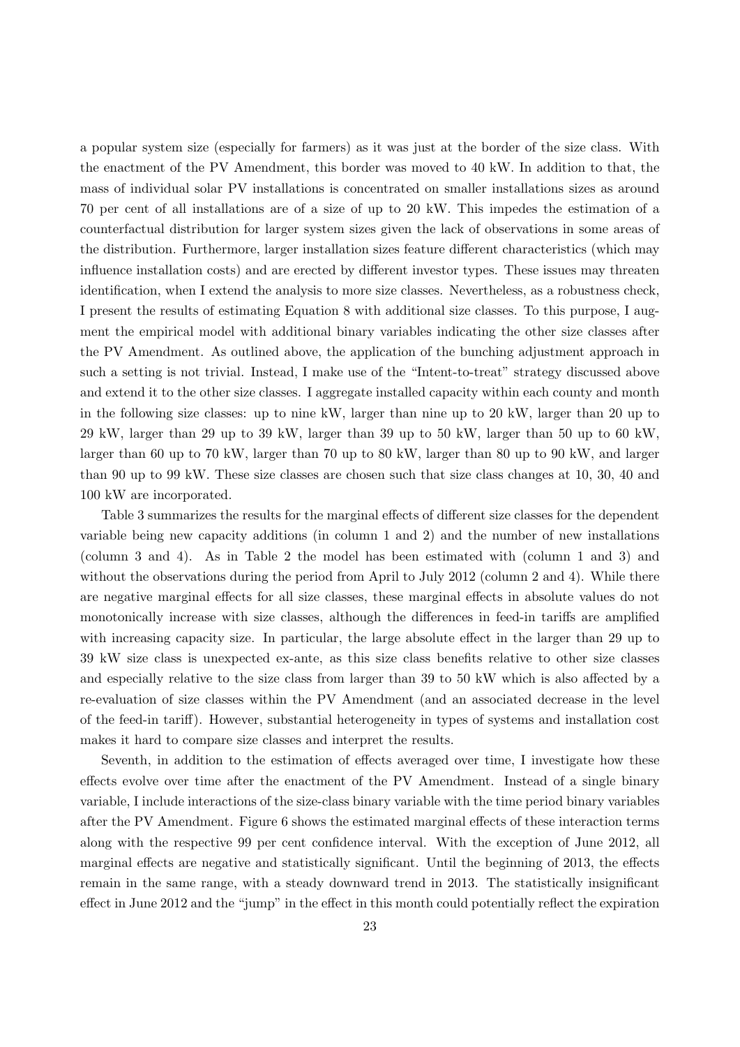a popular system size (especially for farmers) as it was just at the border of the size class. With the enactment of the PV Amendment, this border was moved to 40 kW. In addition to that, the mass of individual solar PV installations is concentrated on smaller installations sizes as around 70 per cent of all installations are of a size of up to 20 kW. This impedes the estimation of a counterfactual distribution for larger system sizes given the lack of observations in some areas of the distribution. Furthermore, larger installation sizes feature different characteristics (which may influence installation costs) and are erected by different investor types. These issues may threaten identification, when I extend the analysis to more size classes. Nevertheless, as a robustness check, I present the results of estimating Equation 8 with additional size classes. To this purpose, I augment the empirical model with additional binary variables indicating the other size classes after the PV Amendment. As outlined above, the application of the bunching adjustment approach in such a setting is not trivial. Instead, I make use of the "Intent-to-treat" strategy discussed above and extend it to the other size classes. I aggregate installed capacity within each county and month in the following size classes: up to nine kW, larger than nine up to 20 kW, larger than 20 up to 29 kW, larger than 29 up to 39 kW, larger than 39 up to 50 kW, larger than 50 up to 60 kW, larger than 60 up to 70 kW, larger than 70 up to 80 kW, larger than 80 up to 90 kW, and larger than 90 up to 99 kW. These size classes are chosen such that size class changes at 10, 30, 40 and 100 kW are incorporated.

Table 3 summarizes the results for the marginal effects of different size classes for the dependent variable being new capacity additions (in column 1 and 2) and the number of new installations (column 3 and 4). As in Table 2 the model has been estimated with (column 1 and 3) and without the observations during the period from April to July 2012 (column 2 and 4). While there are negative marginal effects for all size classes, these marginal effects in absolute values do not monotonically increase with size classes, although the differences in feed-in tariffs are amplified with increasing capacity size. In particular, the large absolute effect in the larger than 29 up to 39 kW size class is unexpected ex-ante, as this size class benefits relative to other size classes and especially relative to the size class from larger than 39 to 50 kW which is also affected by a re-evaluation of size classes within the PV Amendment (and an associated decrease in the level of the feed-in tariff). However, substantial heterogeneity in types of systems and installation cost makes it hard to compare size classes and interpret the results.

Seventh, in addition to the estimation of effects averaged over time, I investigate how these effects evolve over time after the enactment of the PV Amendment. Instead of a single binary variable, I include interactions of the size-class binary variable with the time period binary variables after the PV Amendment. Figure 6 shows the estimated marginal effects of these interaction terms along with the respective 99 per cent confidence interval. With the exception of June 2012, all marginal effects are negative and statistically significant. Until the beginning of 2013, the effects remain in the same range, with a steady downward trend in 2013. The statistically insignificant effect in June 2012 and the "jump" in the effect in this month could potentially reflect the expiration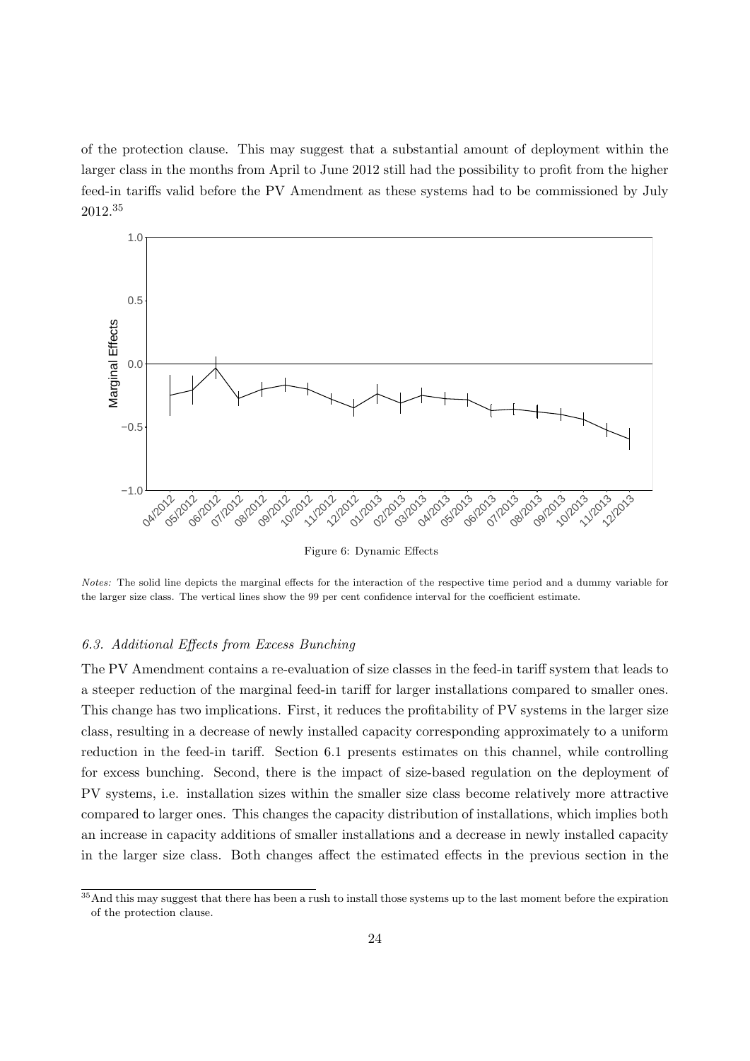of the protection clause. This may suggest that a substantial amount of deployment within the larger class in the months from April to June 2012 still had the possibility to profit from the higher feed-in tariffs valid before the PV Amendment as these systems had to be commissioned by July 2012.[35]

Figure 6: Dynamic Effects

*Notes:* The solid line depicts the marginal effects for the interaction of the respective time period and a dummy variable for the larger size class. The vertical lines show the 99 per cent confidence interval for the coefficient estimate.

### *6.3. Additional Effects from Excess Bunching*

The PV Amendment contains a re-evaluation of size classes in the feed-in tariff system that leads to a steeper reduction of the marginal feed-in tariff for larger installations compared to smaller ones. This change has two implications. First, it reduces the profitability of PV systems in the larger size class, resulting in a decrease of newly installed capacity corresponding approximately to a uniform reduction in the feed-in tariff. Section 6.1 presents estimates on this channel, while controlling for excess bunching. Second, there is the impact of size-based regulation on the deployment of PV systems, i.e. installation sizes within the smaller size class become relatively more attractive compared to larger ones. This changes the capacity distribution of installations, which implies both an increase in capacity additions of smaller installations and a decrease in newly installed capacity in the larger size class. Both changes affect the estimated effects in the previous section in the

[35] And this may suggest that there has been a rush to install those systems up to the last moment before the expiration of the protection clause.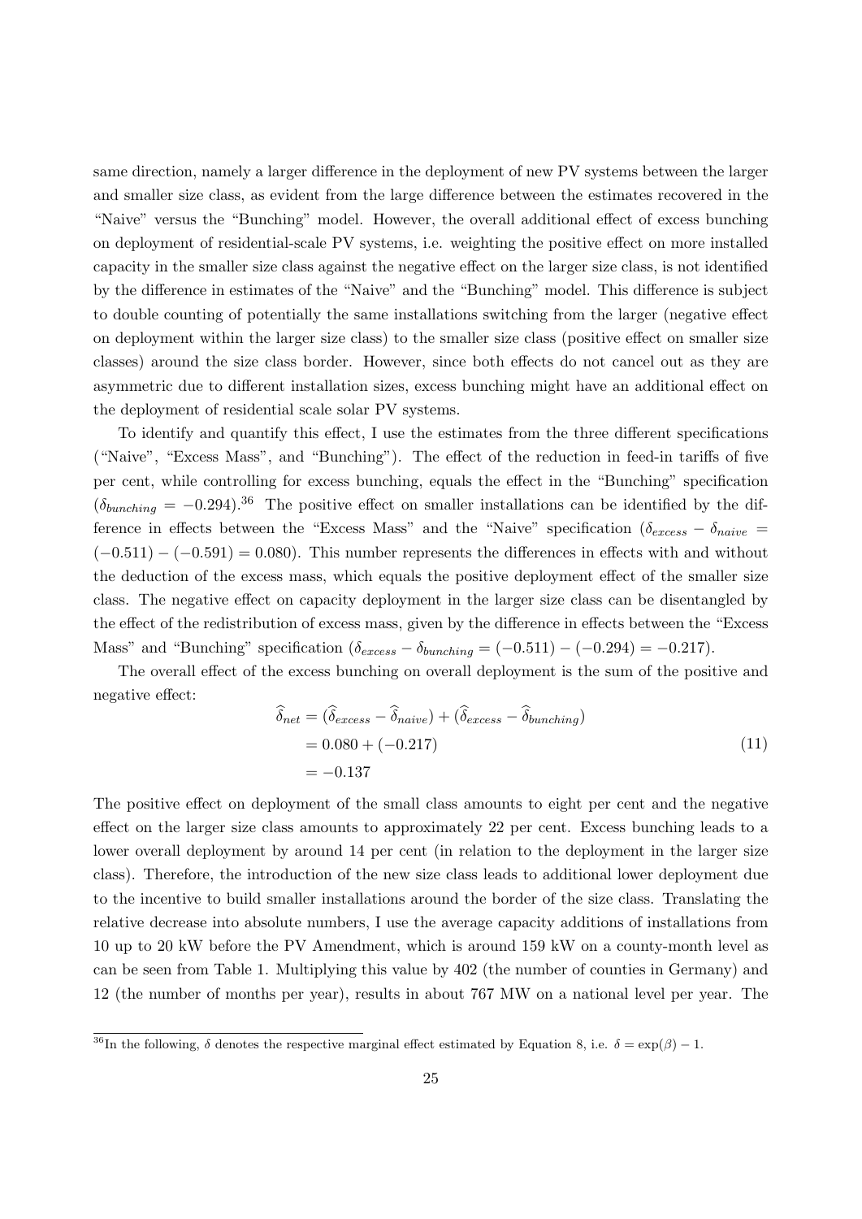same direction, namely a larger difference in the deployment of new PV systems between the larger and smaller size class, as evident from the large difference between the estimates recovered in the "Naive" versus the "Bunching" model. However, the overall additional effect of excess bunching on deployment of residential-scale PV systems, i.e. weighting the positive effect on more installed capacity in the smaller size class against the negative effect on the larger size class, is not identified by the difference in estimates of the "Naive" and the "Bunching" model. This difference is subject to double counting of potentially the same installations switching from the larger (negative effect on deployment within the larger size class) to the smaller size class (positive effect on smaller size classes) around the size class border. However, since both effects do not cancel out as they are asymmetric due to different installation sizes, excess bunching might have an additional effect on the deployment of residential scale solar PV systems.

To identify and quantify this effect, I use the estimates from the three different specifications ("Naive", "Excess Mass", and "Bunching"). The effect of the reduction in feed-in tariffs of five per cent, while controlling for excess bunching, equals the effect in the "Bunching" specification ($\delta_{bunching} = -0.294$).[36] The positive effect on smaller installations can be identified by the difference in effects between the "Excess Mass" and the "Naive" specification ($\delta_{excess} - \delta_{naive} = (-0.511) - (-0.591) = 0.080$). This number represents the differences in effects with and without the deduction of the excess mass, which equals the positive deployment effect of the smaller size class. The negative effect on capacity deployment in the larger size class can be disentangled by the effect of the redistribution of excess mass, given by the difference in effects between the "Excess Mass" and "Bunching" specification ($\delta_{excess} - \delta_{bunching} = (-0.511) - (-0.294) = -0.217$).

The overall effect of the excess bunching on overall deployment is the sum of the positive and negative effect:

$$\begin{aligned}
\widehat{\delta}_{net} &= (\widehat{\delta}_{excess} - \widehat{\delta}_{naive}) + (\widehat{\delta}_{excess} - \widehat{\delta}_{bunching}) \\
&= 0.080 + (-0.217) \\
&= -0.137
\end{aligned} \tag{11}$$

The positive effect on deployment of the small class amounts to eight per cent and the negative effect on the larger size class amounts to approximately 22 per cent. Excess bunching leads to a lower overall deployment by around 14 per cent (in relation to the deployment in the larger size class). Therefore, the introduction of the new size class leads to additional lower deployment due to the incentive to build smaller installations around the border of the size class. Translating the relative decrease into absolute numbers, I use the average capacity additions of installations from 10 up to 20 kW before the PV Amendment, which is around 159 kW on a county-month level as can be seen from Table 1. Multiplying this value by 402 (the number of counties in Germany) and 12 (the number of months per year), results in about 767 MW on a national level per year. The

[36] In the following, $\delta$ denotes the respective marginal effect estimated by Equation 8, i.e. $\delta = \exp(\beta) - 1$.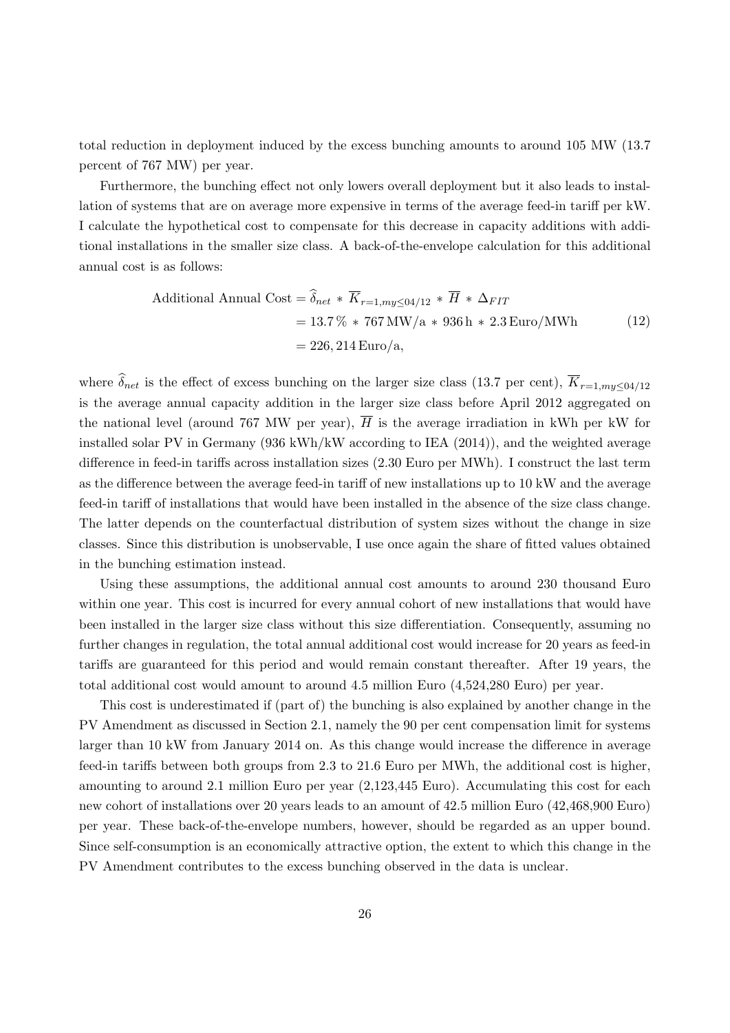total reduction in deployment induced by the excess bunching amounts to around 105 MW (13.7 percent of 767 MW) per year.

Furthermore, the bunching effect not only lowers overall deployment but it also leads to installation of systems that are on average more expensive in terms of the average feed-in tariff per kW. I calculate the hypothetical cost to compensate for this decrease in capacity additions with additional installations in the smaller size class. A back-of-the-envelope calculation for this additional annual cost is as follows:

$$
\begin{aligned}
\text{Additional Annual Cost} &= \widehat{\delta}_{net} * \overline{K}_{r=1,my\leq 04/12} * \overline{H} * \Delta_{FIT} \\
&= 13.7\,\% * 767\,\text{MW/a} * 936\,\text{h} * 2.3\,\text{Euro/MWh} \\
&= 226,214\,\text{Euro/a},
\end{aligned} \tag{12}
$$

where $\widehat{\delta}_{net}$ is the effect of excess bunching on the larger size class (13.7 per cent), $\overline{K}_{r=1,my\leq 04/12}$ is the average annual capacity addition in the larger size class before April 2012 aggregated on the national level (around 767 MW per year), $\overline{H}$ is the average irradiation in kWh per kW for installed solar PV in Germany (936 kWh/kW according to IEA (2014)), and the weighted average difference in feed-in tariffs across installation sizes (2.30 Euro per MWh). I construct the last term as the difference between the average feed-in tariff of new installations up to 10 kW and the average feed-in tariff of installations that would have been installed in the absence of the size class change. The latter depends on the counterfactual distribution of system sizes without the change in size classes. Since this distribution is unobservable, I use once again the share of fitted values obtained in the bunching estimation instead.

Using these assumptions, the additional annual cost amounts to around 230 thousand Euro within one year. This cost is incurred for every annual cohort of new installations that would have been installed in the larger size class without this size differentiation. Consequently, assuming no further changes in regulation, the total annual additional cost would increase for 20 years as feed-in tariffs are guaranteed for this period and would remain constant thereafter. After 19 years, the total additional cost would amount to around 4.5 million Euro (4,524,280 Euro) per year.

This cost is underestimated if (part of) the bunching is also explained by another change in the PV Amendment as discussed in Section 2.1, namely the 90 per cent compensation limit for systems larger than 10 kW from January 2014 on. As this change would increase the difference in average feed-in tariffs between both groups from 2.3 to 21.6 Euro per MWh, the additional cost is higher, amounting to around 2.1 million Euro per year (2,123,445 Euro). Accumulating this cost for each new cohort of installations over 20 years leads to an amount of 42.5 million Euro (42,468,900 Euro) per year. These back-of-the-envelope numbers, however, should be regarded as an upper bound. Since self-consumption is an economically attractive option, the extent to which this change in the PV Amendment contributes to the excess bunching observed in the data is unclear.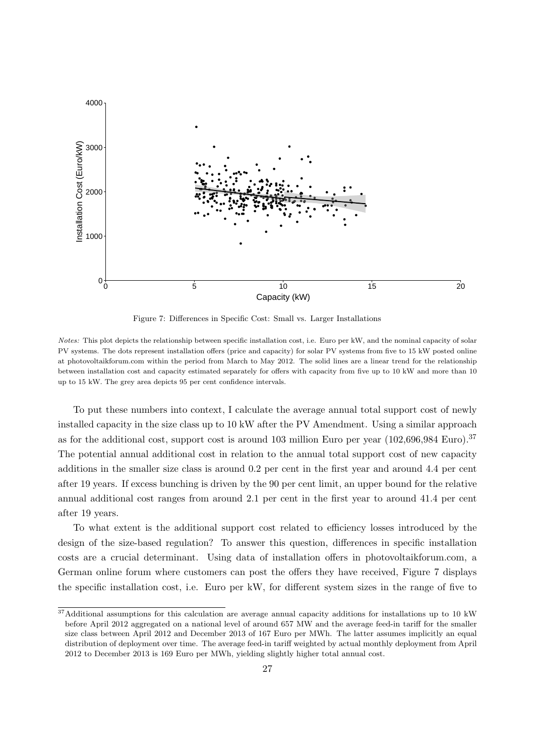Figure 7: Differences in Specific Cost: Small vs. Larger Installations

*Notes:* This plot depicts the relationship between specific installation cost, i.e. Euro per kW, and the nominal capacity of solar PV systems. The dots represent installation offers (price and capacity) for solar PV systems from five to 15 kW posted online at photovoltaikforum.com within the period from March to May 2012. The solid lines are a linear trend for the relationship between installation cost and capacity estimated separately for offers with capacity from five up to 10 kW and more than 10 up to 15 kW. The grey area depicts 95 per cent confidence intervals.

To put these numbers into context, I calculate the average annual total support cost of newly installed capacity in the size class up to 10 kW after the PV Amendment. Using a similar approach as for the additional cost, support cost is around 103 million Euro per year (102,696,984 Euro).[37] The potential annual additional cost in relation to the annual total support cost of new capacity additions in the smaller size class is around 0.2 per cent in the first year and around 4.4 per cent after 19 years. If excess bunching is driven by the 90 per cent limit, an upper bound for the relative annual additional cost ranges from around 2.1 per cent in the first year to around 41.4 per cent after 19 years.

To what extent is the additional support cost related to efficiency losses introduced by the design of the size-based regulation? To answer this question, differences in specific installation costs are a crucial determinant. Using data of installation offers in photovoltaikforum.com, a German online forum where customers can post the offers they have received, Figure 7 displays the specific installation cost, i.e. Euro per kW, for different system sizes in the range of five to

[37] Additional assumptions for this calculation are average annual capacity additions for installations up to 10 kW before April 2012 aggregated on a national level of around 657 MW and the average feed-in tariff for the smaller size class between April 2012 and December 2013 of 167 Euro per MWh. The latter assumes implicitly an equal distribution of deployment over time. The average feed-in tariff weighted by actual monthly deployment from April 2012 to December 2013 is 169 Euro per MWh, yielding slightly higher total annual cost.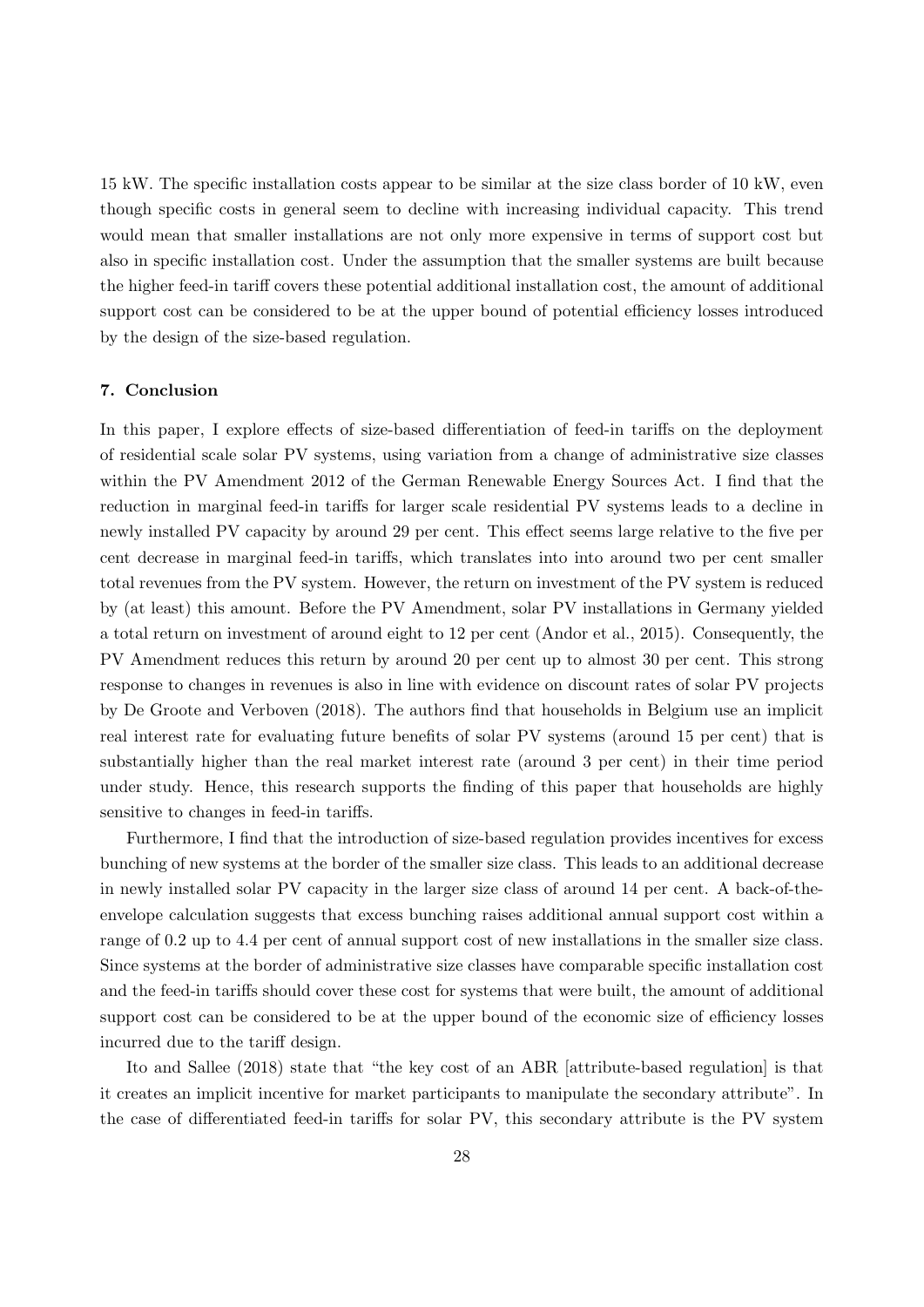15 kW. The specific installation costs appear to be similar at the size class border of 10 kW, even though specific costs in general seem to decline with increasing individual capacity. This trend would mean that smaller installations are not only more expensive in terms of support cost but also in specific installation cost. Under the assumption that the smaller systems are built because the higher feed-in tariff covers these potential additional installation cost, the amount of additional support cost can be considered to be at the upper bound of potential efficiency losses introduced by the design of the size-based regulation.

### 7. Conclusion

In this paper, I explore effects of size-based differentiation of feed-in tariffs on the deployment of residential scale solar PV systems, using variation from a change of administrative size classes within the PV Amendment 2012 of the German Renewable Energy Sources Act. I find that the reduction in marginal feed-in tariffs for larger scale residential PV systems leads to a decline in newly installed PV capacity by around 29 per cent. This effect seems large relative to the five per cent decrease in marginal feed-in tariffs, which translates into into around two per cent smaller total revenues from the PV system. However, the return on investment of the PV system is reduced by (at least) this amount. Before the PV Amendment, solar PV installations in Germany yielded a total return on investment of around eight to 12 per cent (Andor et al., 2015). Consequently, the PV Amendment reduces this return by around 20 per cent up to almost 30 per cent. This strong response to changes in revenues is also in line with evidence on discount rates of solar PV projects by De Groote and Verboven (2018). The authors find that households in Belgium use an implicit real interest rate for evaluating future benefits of solar PV systems (around 15 per cent) that is substantially higher than the real market interest rate (around 3 per cent) in their time period under study. Hence, this research supports the finding of this paper that households are highly sensitive to changes in feed-in tariffs.

Furthermore, I find that the introduction of size-based regulation provides incentives for excess bunching of new systems at the border of the smaller size class. This leads to an additional decrease in newly installed solar PV capacity in the larger size class of around 14 per cent. A back-of-the-envelope calculation suggests that excess bunching raises additional annual support cost within a range of 0.2 up to 4.4 per cent of annual support cost of new installations in the smaller size class. Since systems at the border of administrative size classes have comparable specific installation cost and the feed-in tariffs should cover these cost for systems that were built, the amount of additional support cost can be considered to be at the upper bound of the economic size of efficiency losses incurred due to the tariff design.

Ito and Sallee (2018) state that "the key cost of an ABR [attribute-based regulation] is that it creates an implicit incentive for market participants to manipulate the secondary attribute". In the case of differentiated feed-in tariffs for solar PV, this secondary attribute is the PV system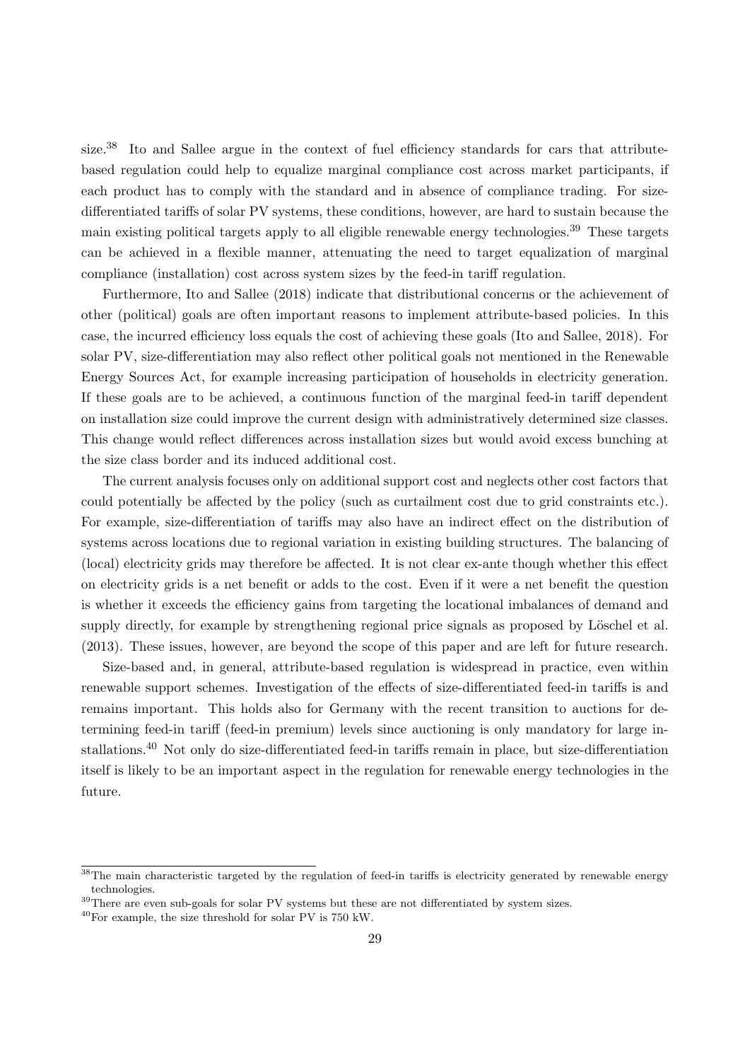size.[38] Ito and Sallee argue in the context of fuel efficiency standards for cars that attribute-based regulation could help to equalize marginal compliance cost across market participants, if each product has to comply with the standard and in absence of compliance trading. For size-differentiated tariffs of solar PV systems, these conditions, however, are hard to sustain because the main existing political targets apply to all eligible renewable energy technologies.[39] These targets can be achieved in a flexible manner, attenuating the need to target equalization of marginal compliance (installation) cost across system sizes by the feed-in tariff regulation.

Furthermore, Ito and Sallee (2018) indicate that distributional concerns or the achievement of other (political) goals are often important reasons to implement attribute-based policies. In this case, the incurred efficiency loss equals the cost of achieving these goals (Ito and Sallee, 2018). For solar PV, size-differentiation may also reflect other political goals not mentioned in the Renewable Energy Sources Act, for example increasing participation of households in electricity generation. If these goals are to be achieved, a continuous function of the marginal feed-in tariff dependent on installation size could improve the current design with administratively determined size classes. This change would reflect differences across installation sizes but would avoid excess bunching at the size class border and its induced additional cost.

The current analysis focuses only on additional support cost and neglects other cost factors that could potentially be affected by the policy (such as curtailment cost due to grid constraints etc.). For example, size-differentiation of tariffs may also have an indirect effect on the distribution of systems across locations due to regional variation in existing building structures. The balancing of (local) electricity grids may therefore be affected. It is not clear ex-ante though whether this effect on electricity grids is a net benefit or adds to the cost. Even if it were a net benefit the question is whether it exceeds the efficiency gains from targeting the locational imbalances of demand and supply directly, for example by strengthening regional price signals as proposed by Löschel et al. (2013). These issues, however, are beyond the scope of this paper and are left for future research.

Size-based and, in general, attribute-based regulation is widespread in practice, even within renewable support schemes. Investigation of the effects of size-differentiated feed-in tariffs is and remains important. This holds also for Germany with the recent transition to auctions for determining feed-in tariff (feed-in premium) levels since auctioning is only mandatory for large installations.[40] Not only do size-differentiated feed-in tariffs remain in place, but size-differentiation itself is likely to be an important aspect in the regulation for renewable energy technologies in the future.

---

[38] The main characteristic targeted by the regulation of feed-in tariffs is electricity generated by renewable energy technologies.

[39] There are even sub-goals for solar PV systems but these are not differentiated by system sizes.

[40] For example, the size threshold for solar PV is 750 kW.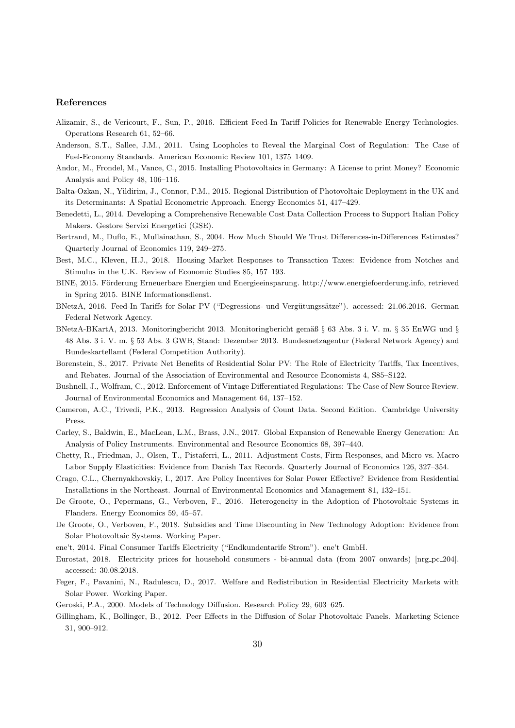## References

Alizamir, S., de Vericourt, F., Sun, P., 2016. Efficient Feed-In Tariff Policies for Renewable Energy Technologies. Operations Research 61, 52–66.

Anderson, S.T., Sallee, J.M., 2011. Using Loopholes to Reveal the Marginal Cost of Regulation: The Case of Fuel-Economy Standards. American Economic Review 101, 1375–1409.

Andor, M., Frondel, M., Vance, C., 2015. Installing Photovoltaics in Germany: A License to print Money? Economic Analysis and Policy 48, 106–116.

Balta-Ozkan, N., Yildirim, J., Connor, P.M., 2015. Regional Distribution of Photovoltaic Deployment in the UK and its Determinants: A Spatial Econometric Approach. Energy Economics 51, 417–429.

Benedetti, L., 2014. Developing a Comprehensive Renewable Cost Data Collection Process to Support Italian Policy Makers. Gestore Servizi Energetici (GSE).

Bertrand, M., Duflo, E., Mullainathan, S., 2004. How Much Should We Trust Differences-in-Differences Estimates? Quarterly Journal of Economics 119, 249–275.

Best, M.C., Kleven, H.J., 2018. Housing Market Responses to Transaction Taxes: Evidence from Notches and Stimulus in the U.K. Review of Economic Studies 85, 157–193.

BINE, 2015. Förderung Erneuerbare Energien und Energieeinsparung. http://www.energiefoerderung.info, retrieved in Spring 2015. BINE Informationsdienst.

BNetzA, 2016. Feed-In Tariffs for Solar PV ("Degressions- und Vergütungssätze"). accessed: 21.06.2016. German Federal Network Agency.

BNetzA-BKartA, 2013. Monitoringbericht 2013. Monitoringbericht gemäß § 63 Abs. 3 i. V. m. § 35 EnWG und § 48 Abs. 3 i. V. m. § 53 Abs. 3 GWB, Stand: Dezember 2013. Bundesnetzagentur (Federal Network Agency) and Bundeskartellamt (Federal Competition Authority).

Borenstein, S., 2017. Private Net Benefits of Residential Solar PV: The Role of Electricity Tariffs, Tax Incentives, and Rebates. Journal of the Association of Environmental and Resource Economists 4, S85–S122.

Bushnell, J., Wolfram, C., 2012. Enforcement of Vintage Differentiated Regulations: The Case of New Source Review. Journal of Environmental Economics and Management 64, 137–152.

Cameron, A.C., Trivedi, P.K., 2013. Regression Analysis of Count Data. Second Edition. Cambridge University Press.

Carley, S., Baldwin, E., MacLean, L.M., Brass, J.N., 2017. Global Expansion of Renewable Energy Generation: An Analysis of Policy Instruments. Environmental and Resource Economics 68, 397–440.

Chetty, R., Friedman, J., Olsen, T., Pistaferri, L., 2011. Adjustment Costs, Firm Responses, and Micro vs. Macro Labor Supply Elasticities: Evidence from Danish Tax Records. Quarterly Journal of Economics 126, 327–354.

Crago, C.L., Chernyakhovskiy, I., 2017. Are Policy Incentives for Solar Power Effective? Evidence from Residential Installations in the Northeast. Journal of Environmental Economics and Management 81, 132–151.

De Groote, O., Pepermans, G., Verboven, F., 2016. Heterogeneity in the Adoption of Photovoltaic Systems in Flanders. Energy Economics 59, 45–57.

De Groote, O., Verboven, F., 2018. Subsidies and Time Discounting in New Technology Adoption: Evidence from Solar Photovoltaic Systems. Working Paper.

ene't, 2014. Final Consumer Tariffs Electricity ("Endkundentarife Strom"). ene't GmbH.

Eurostat, 2018. Electricity prices for household consumers - bi-annual data (from 2007 onwards) [nrg_pc_204]. accessed: 30.08.2018.

Feger, F., Pavanini, N., Radulescu, D., 2017. Welfare and Redistribution in Residential Electricity Markets with Solar Power. Working Paper.

Geroski, P.A., 2000. Models of Technology Diffusion. Research Policy 29, 603–625.

Gillingham, K., Bollinger, B., 2012. Peer Effects in the Diffusion of Solar Photovoltaic Panels. Marketing Science 31, 900–912.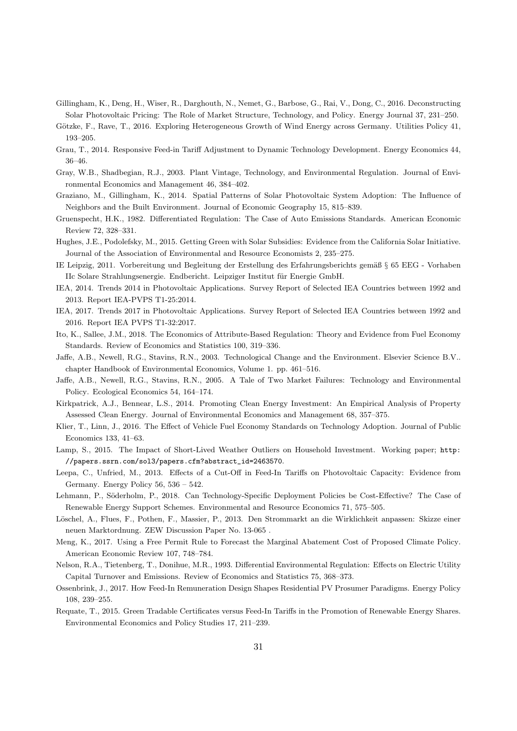Gillingham, K., Deng, H., Wiser, R., Darghouth, N., Nemet, G., Barbose, G., Rai, V., Dong, C., 2016. Deconstructing Solar Photovoltaic Pricing: The Role of Market Structure, Technology, and Policy. Energy Journal 37, 231–250.

Götzke, F., Rave, T., 2016. Exploring Heterogeneous Growth of Wind Energy across Germany. Utilities Policy 41, 193–205.

Grau, T., 2014. Responsive Feed-in Tariff Adjustment to Dynamic Technology Development. Energy Economics 44, 36–46.

Gray, W.B., Shadbegian, R.J., 2003. Plant Vintage, Technology, and Environmental Regulation. Journal of Environmental Economics and Management 46, 384–402.

Graziano, M., Gillingham, K., 2014. Spatial Patterns of Solar Photovoltaic System Adoption: The Influence of Neighbors and the Built Environment. Journal of Economic Geography 15, 815–839.

Gruenspecht, H.K., 1982. Differentiated Regulation: The Case of Auto Emissions Standards. American Economic Review 72, 328–331.

Hughes, J.E., Podolefsky, M., 2015. Getting Green with Solar Subsidies: Evidence from the California Solar Initiative. Journal of the Association of Environmental and Resource Economists 2, 235–275.

IE Leipzig, 2011. Vorbereitung und Begleitung der Erstellung des Erfahrungsberichts gemäß § 65 EEG - Vorhaben IIc Solare Strahlungsenergie. Endbericht. Leipziger Institut für Energie GmbH.

IEA, 2014. Trends 2014 in Photovoltaic Applications. Survey Report of Selected IEA Countries between 1992 and 2013. Report IEA-PVPS T1-25:2014.

IEA, 2017. Trends 2017 in Photovoltaic Applications. Survey Report of Selected IEA Countries between 1992 and 2016. Report IEA PVPS T1-32:2017.

Ito, K., Sallee, J.M., 2018. The Economics of Attribute-Based Regulation: Theory and Evidence from Fuel Economy Standards. Review of Economics and Statistics 100, 319–336.

Jaffe, A.B., Newell, R.G., Stavins, R.N., 2003. Technological Change and the Environment. Elsevier Science B.V.. chapter Handbook of Environmental Economics, Volume 1. pp. 461–516.

Jaffe, A.B., Newell, R.G., Stavins, R.N., 2005. A Tale of Two Market Failures: Technology and Environmental Policy. Ecological Economics 54, 164–174.

Kirkpatrick, A.J., Bennear, L.S., 2014. Promoting Clean Energy Investment: An Empirical Analysis of Property Assessed Clean Energy. Journal of Environmental Economics and Management 68, 357–375.

Klier, T., Linn, J., 2016. The Effect of Vehicle Fuel Economy Standards on Technology Adoption. Journal of Public Economics 133, 41–63.

Lamp, S., 2015. The Impact of Short-Lived Weather Outliers on Household Investment. Working paper; `http://papers.ssrn.com/sol3/papers.cfm?abstract_id=2463570`.

Leepa, C., Unfried, M., 2013. Effects of a Cut-Off in Feed-In Tariffs on Photovoltaic Capacity: Evidence from Germany. Energy Policy 56, 536 – 542.

Lehmann, P., Söderholm, P., 2018. Can Technology-Specific Deployment Policies be Cost-Effective? The Case of Renewable Energy Support Schemes. Environmental and Resource Economics 71, 575–505.

Löschel, A., Flues, F., Pothen, F., Massier, P., 2013. Den Strommarkt an die Wirklichkeit anpassen: Skizze einer neuen Marktordnung. ZEW Discussion Paper No. 13-065 .

Meng, K., 2017. Using a Free Permit Rule to Forecast the Marginal Abatement Cost of Proposed Climate Policy. American Economic Review 107, 748–784.

Nelson, R.A., Tietenberg, T., Donihue, M.R., 1993. Differential Environmental Regulation: Effects on Electric Utility Capital Turnover and Emissions. Review of Economics and Statistics 75, 368–373.

Ossenbrink, J., 2017. How Feed-In Remuneration Design Shapes Residential PV Prosumer Paradigms. Energy Policy 108, 239–255.

Requate, T., 2015. Green Tradable Certificates versus Feed-In Tariffs in the Promotion of Renewable Energy Shares. Environmental Economics and Policy Studies 17, 211–239.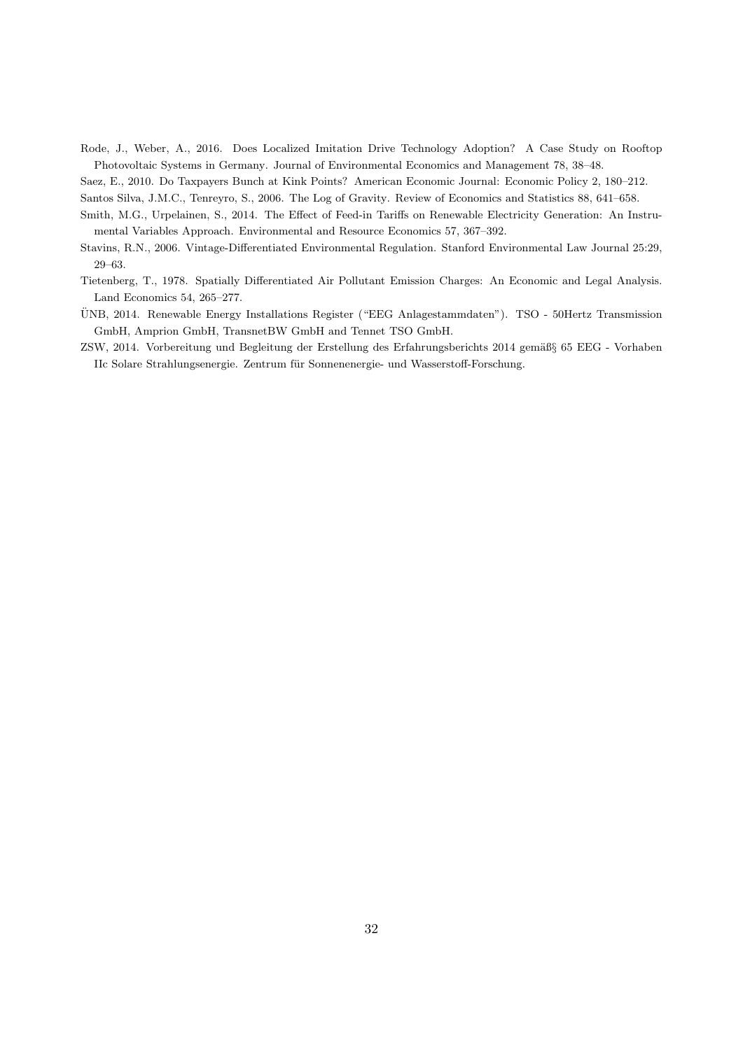Rode, J., Weber, A., 2016. Does Localized Imitation Drive Technology Adoption? A Case Study on Rooftop Photovoltaic Systems in Germany. Journal of Environmental Economics and Management 78, 38–48.

Saez, E., 2010. Do Taxpayers Bunch at Kink Points? American Economic Journal: Economic Policy 2, 180–212.

Santos Silva, J.M.C., Tenreyro, S., 2006. The Log of Gravity. Review of Economics and Statistics 88, 641–658.

Smith, M.G., Urpelainen, S., 2014. The Effect of Feed-in Tariffs on Renewable Electricity Generation: An Instrumental Variables Approach. Environmental and Resource Economics 57, 367–392.

Stavins, R.N., 2006. Vintage-Differentiated Environmental Regulation. Stanford Environmental Law Journal 25:29, 29–63.

Tietenberg, T., 1978. Spatially Differentiated Air Pollutant Emission Charges: An Economic and Legal Analysis. Land Economics 54, 265–277.

ÜNB, 2014. Renewable Energy Installations Register ("EEG Anlagestammdaten"). TSO - 50Hertz Transmission GmbH, Amprion GmbH, TransnetBW GmbH and Tennet TSO GmbH.

ZSW, 2014. Vorbereitung und Begleitung der Erstellung des Erfahrungsberichts 2014 gemäß§ 65 EEG - Vorhaben IIc Solare Strahlungsenergie. Zentrum für Sonnenenergie- und Wasserstoff-Forschung.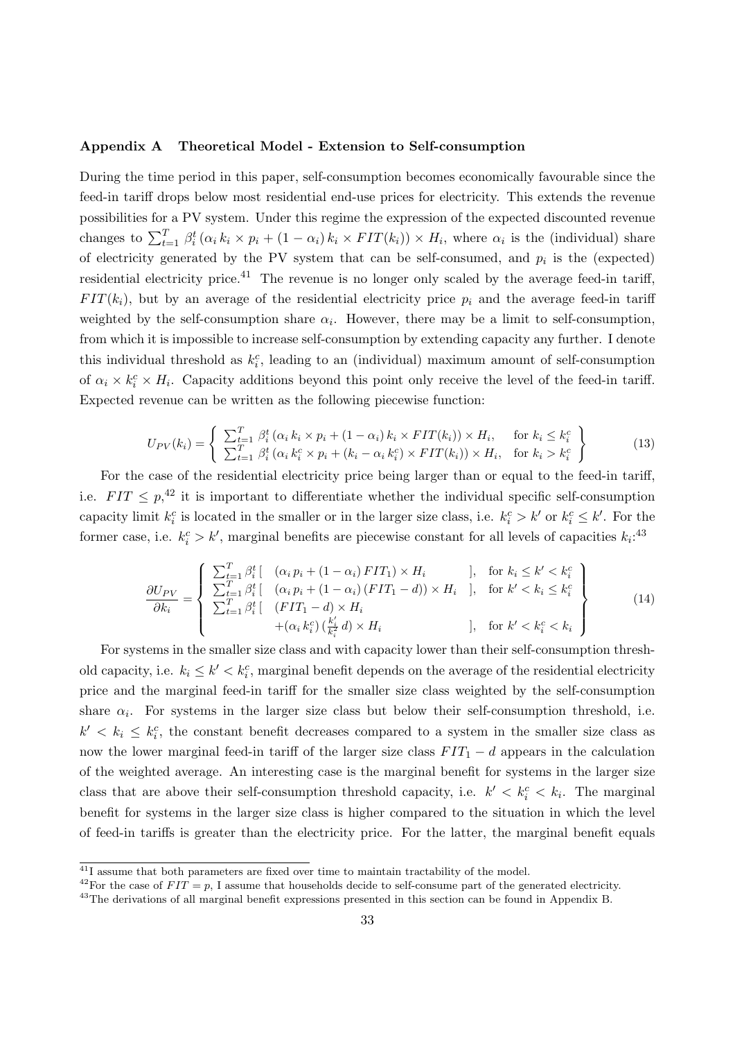## Appendix A Theoretical Model - Extension to Self-consumption

During the time period in this paper, self-consumption becomes economically favourable since the feed-in tariff drops below most residential end-use prices for electricity. This extends the revenue possibilities for a PV system. Under this regime the expression of the expected discounted revenue changes to $\sum_{t=1}^{T} \beta_i^t \left(\alpha_i \, k_i \times p_i + (1-\alpha_i) \, k_i \times FIT(k_i)\right) \times H_i$, where $\alpha_i$ is the (individual) share of electricity generated by the PV system that can be self-consumed, and $p_i$ is the (expected) residential electricity price.[41] The revenue is no longer only scaled by the average feed-in tariff, $FIT(k_i)$, but by an average of the residential electricity price $p_i$ and the average feed-in tariff weighted by the self-consumption share $\alpha_i$. However, there may be a limit to self-consumption, from which it is impossible to increase self-consumption by extending capacity any further. I denote this individual threshold as $k_i^c$, leading to an (individual) maximum amount of self-consumption of $\alpha_i \times k_i^c \times H_i$. Capacity additions beyond this point only receive the level of the feed-in tariff. Expected revenue can be written as the following piecewise function:

$$U_{PV}(k_i) = \left\{ \begin{array}{ll} \sum_{t=1}^{T} \beta_i^t \left(\alpha_i \, k_i \times p_i + (1-\alpha_i) \, k_i \times FIT(k_i)\right) \times H_i, & \text{for } k_i \leq k_i^c \\ \sum_{t=1}^{T} \beta_i^t \left(\alpha_i \, k_i^c \times p_i + (k_i - \alpha_i \, k_i^c) \times FIT(k_i)\right) \times H_i, & \text{for } k_i > k_i^c \end{array} \right\} \tag{13}$$

For the case of the residential electricity price being larger than or equal to the feed-in tariff, i.e. $FIT \leq p$,[42] it is important to differentiate whether the individual specific self-consumption capacity limit $k_i^c$ is located in the smaller or in the larger size class, i.e. $k_i^c > k'$ or $k_i^c \leq k'$. For the former case, i.e. $k_i^c > k'$, marginal benefits are piecewise constant for all levels of capacities $k_i$:[43]

$$\frac{\partial U_{PV}}{\partial k_i} = \left\{ \begin{array}{lll} \sum_{t=1}^{T} \beta_i^t \, [ & (\alpha_i \, p_i + (1-\alpha_i) \, FIT_1) \times H_i & ], \quad \text{for } k_i \leq k' < k_i^c \\ \sum_{t=1}^{T} \beta_i^t \, [ & (\alpha_i \, p_i + (1-\alpha_i) \, (FIT_1 - d)) \times H_i & ], \quad \text{for } k' < k_i \leq k_i^c \\ \sum_{t=1}^{T} \beta_i^t \, [ & (FIT_1 - d) \times H_i & \\ & +(\alpha_i \, k_i^c) \, (\frac{k_i'}{k_i^2} \, d) \times H_i & ], \quad \text{for } k' < k_i^c < k_i \end{array} \right\} \tag{14}$$

For systems in the smaller size class and with capacity lower than their self-consumption threshold capacity, i.e. $k_i \leq k' < k_i^c$, marginal benefit depends on the average of the residential electricity price and the marginal feed-in tariff for the smaller size class weighted by the self-consumption share $\alpha_i$. For systems in the larger size class but below their self-consumption threshold, i.e. $k' < k_i \leq k_i^c$, the constant benefit decreases compared to a system in the smaller size class as now the lower marginal feed-in tariff of the larger size class $FIT_1 - d$ appears in the calculation of the weighted average. An interesting case is the marginal benefit for systems in the larger size class that are above their self-consumption threshold capacity, i.e. $k' < k_i^c < k_i$. The marginal benefit for systems in the larger size class is higher compared to the situation in which the level of feed-in tariffs is greater than the electricity price. For the latter, the marginal benefit equals

[41] I assume that both parameters are fixed over time to maintain tractability of the model.

[42] For the case of $FIT = p$, I assume that households decide to self-consume part of the generated electricity.

[43] The derivations of all marginal benefit expressions presented in this section can be found in Appendix B.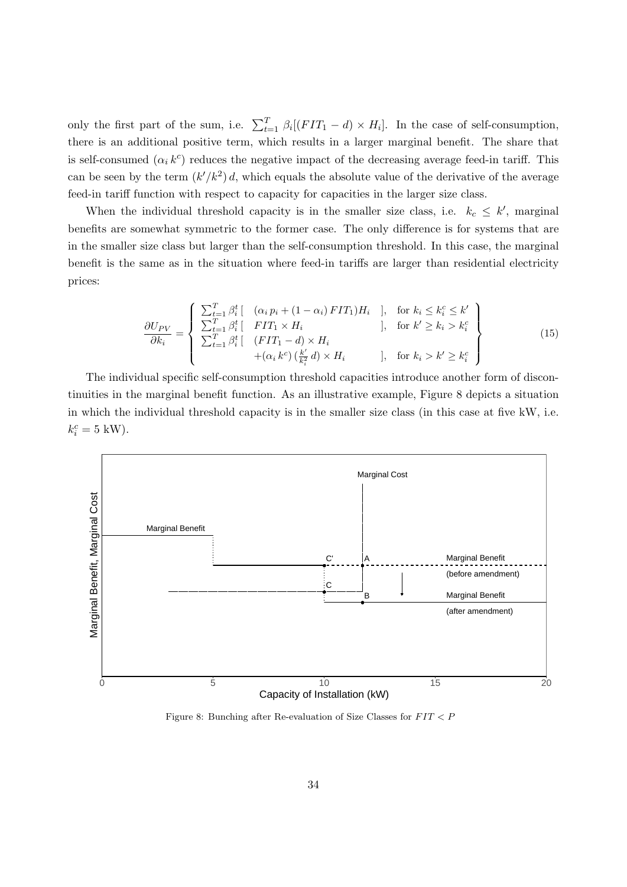only the first part of the sum, i.e. $\sum_{t=1}^{T} \beta_i[(FIT_1 - d) \times H_i]$. In the case of self-consumption, there is an additional positive term, which results in a larger marginal benefit. The share that is self-consumed $(\alpha_i\, k^c)$ reduces the negative impact of the decreasing average feed-in tariff. This can be seen by the term $(k'/k^2)\, d$, which equals the absolute value of the derivative of the average feed-in tariff function with respect to capacity for capacities in the larger size class.

When the individual threshold capacity is in the smaller size class, i.e. $k_c \leq k'$, marginal benefits are somewhat symmetric to the former case. The only difference is for systems that are in the smaller size class but larger than the self-consumption threshold. In this case, the marginal benefit is the same as in the situation where feed-in tariffs are larger than residential electricity prices:

$$\frac{\partial U_{PV}}{\partial k_i} = \left\{ \begin{array}{lll} \sum_{t=1}^{T} \beta_i^t \, [ & (\alpha_i\, p_i + (1-\alpha_i)\, FIT_1) H_i & ], \quad \text{for } k_i \leq k_i^c \leq k' \\ \sum_{t=1}^{T} \beta_i^t \, [ & FIT_1 \times H_i & ], \quad \text{for } k' \geq k_i > k_i^c \\ \sum_{t=1}^{T} \beta_i^t \, [ & (FIT_1 - d) \times H_i & \\ & +(\alpha_i\, k^c)\, (\frac{k'}{k_i^2}\, d) \times H_i & ], \quad \text{for } k_i > k' \geq k_i^c \end{array} \right\} \tag{15}$$

The individual specific self-consumption threshold capacities introduce another form of discontinuities in the marginal benefit function. As an illustrative example, Figure 8 depicts a situation in which the individual threshold capacity is in the smaller size class (in this case at five kW, i.e. $k_i^c = 5$ kW).

Figure 8: Bunching after Re-evaluation of Size Classes for $FIT < P$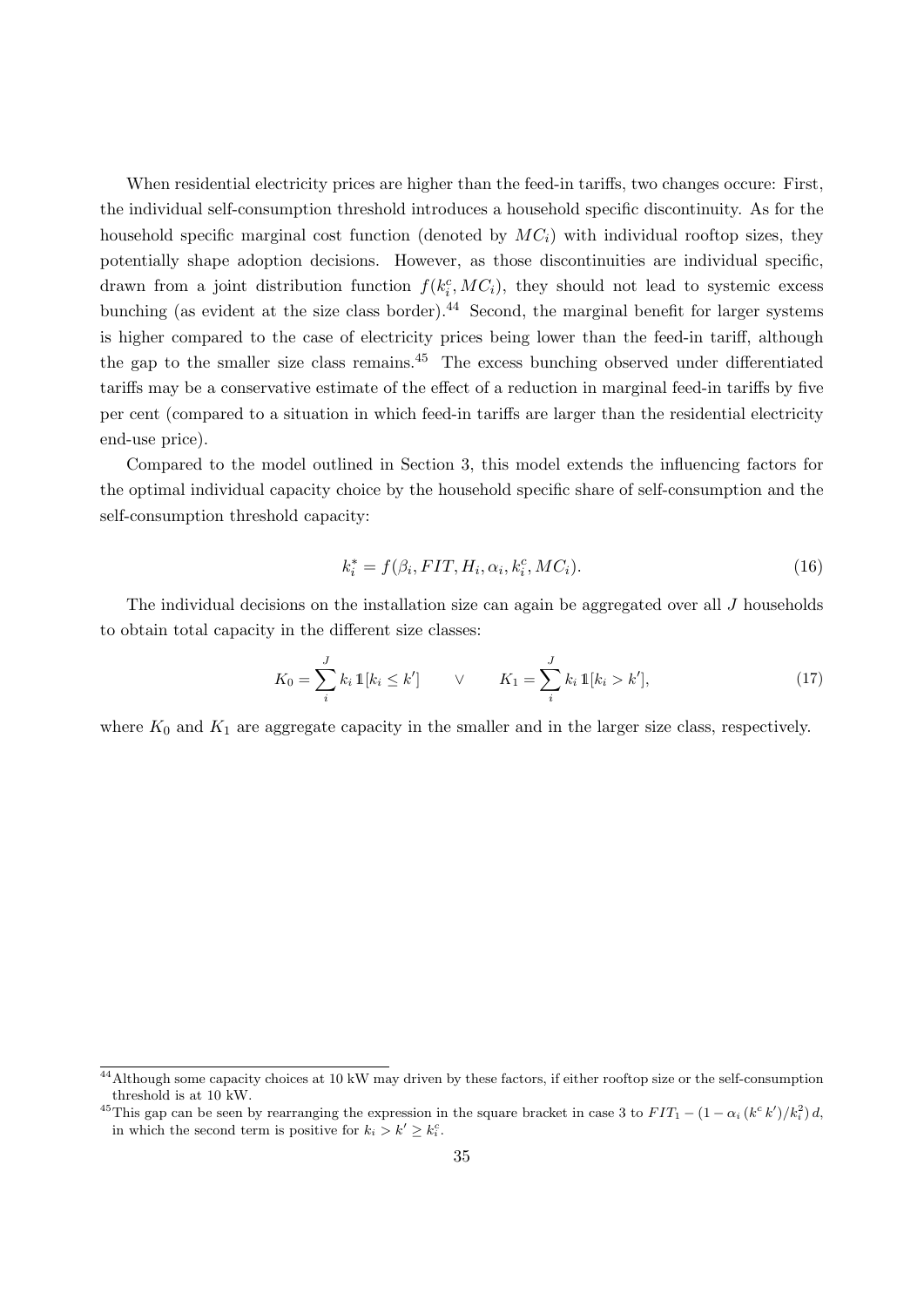When residential electricity prices are higher than the feed-in tariffs, two changes occure: First, the individual self-consumption threshold introduces a household specific discontinuity. As for the household specific marginal cost function (denoted by $MC_i$) with individual rooftop sizes, they potentially shape adoption decisions. However, as those discontinuities are individual specific, drawn from a joint distribution function $f(k_i^c, MC_i)$, they should not lead to systemic excess bunching (as evident at the size class border).[44] Second, the marginal benefit for larger systems is higher compared to the case of electricity prices being lower than the feed-in tariff, although the gap to the smaller size class remains.[45] The excess bunching observed under differentiated tariffs may be a conservative estimate of the effect of a reduction in marginal feed-in tariffs by five per cent (compared to a situation in which feed-in tariffs are larger than the residential electricity end-use price).

Compared to the model outlined in Section 3, this model extends the influencing factors for the optimal individual capacity choice by the household specific share of self-consumption and the self-consumption threshold capacity:

$$k_i^* = f(\beta_i, FIT, H_i, \alpha_i, k_i^c, MC_i). \tag{16}$$

The individual decisions on the installation size can again be aggregated over all $J$ households to obtain total capacity in the different size classes:

$$K_0 = \sum_i^J k_i \, \mathbb{1}[k_i \leq k'] \qquad \vee \qquad K_1 = \sum_i^J k_i \, \mathbb{1}[k_i > k'], \tag{17}$$

where $K_0$ and $K_1$ are aggregate capacity in the smaller and in the larger size class, respectively.

[44] Although some capacity choices at 10 kW may driven by these factors, if either rooftop size or the self-consumption threshold is at 10 kW.

[45] This gap can be seen by rearranging the expression in the square bracket in case 3 to $FIT_1 - (1 - \alpha_i \, (k^c \, k')/k_i^2) \, d$, in which the second term is positive for $k_i > k' \geq k_i^c$.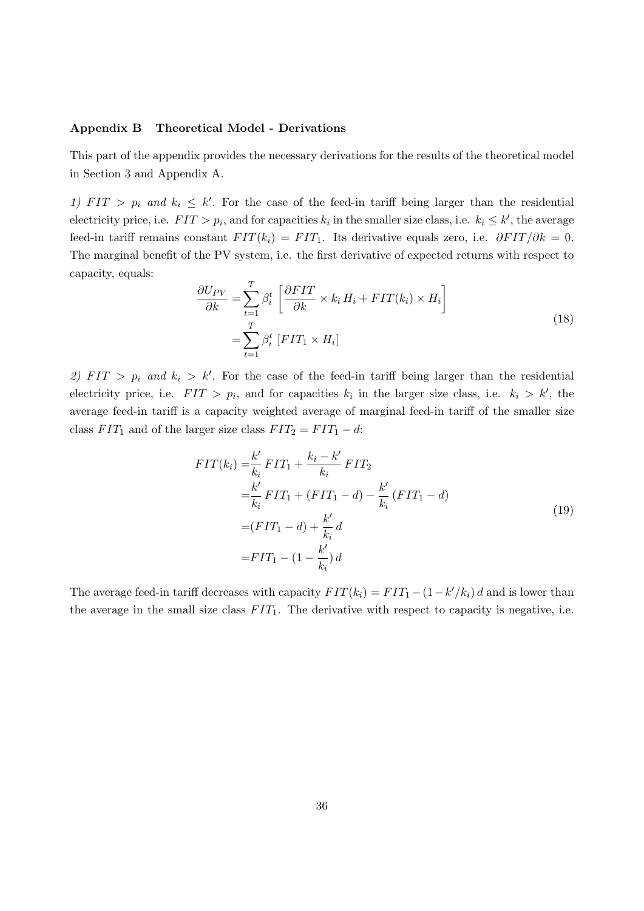#### Appendix B Theoretical Model - Derivations

This part of the appendix provides the necessary derivations for the results of the theoretical model in Section 3 and Appendix A.

*1) $FIT > p_i$ and $k_i \leq k'$.* For the case of the feed-in tariff being larger than the residential electricity price, i.e. $FIT > p_i$, and for capacities $k_i$ in the smaller size class, i.e. $k_i \leq k'$, the average feed-in tariff remains constant $FIT(k_i) = FIT_1$. Its derivative equals zero, i.e. $\partial FIT/\partial k = 0$. The marginal benefit of the PV system, i.e. the first derivative of expected returns with respect to capacity, equals:

$$
\begin{aligned}
\frac{\partial U_{PV}}{\partial k} =& \sum_{t=1}^{T} \beta_i^t \left[ \frac{\partial FIT}{\partial k} \times k_i \, H_i + FIT(k_i) \times H_i \right] \\
=& \sum_{t=1}^{T} \beta_i^t \left[ FIT_1 \times H_i \right]
\end{aligned}
\tag{18}
$$

*2) $FIT > p_i$ and $k_i > k'$.* For the case of the feed-in tariff being larger than the residential electricity price, i.e. $FIT > p_i$, and for capacities $k_i$ in the larger size class, i.e. $k_i > k'$, the average feed-in tariff is a capacity weighted average of marginal feed-in tariff of the smaller size class $FIT_1$ and of the larger size class $FIT_2 = FIT_1 - d$:

$$
\begin{aligned}
FIT(k_i) =& \frac{k'}{k_i} \, FIT_1 + \frac{k_i - k'}{k_i} \, FIT_2 \\
=& \frac{k'}{k_i} \, FIT_1 + (FIT_1 - d) - \frac{k'}{k_i} \, (FIT_1 - d) \\
=& (FIT_1 - d) + \frac{k'}{k_i} \, d \\
=& FIT_1 - (1 - \frac{k'}{k_i}) \, d
\end{aligned}
\tag{19}
$$

The average feed-in tariff decreases with capacity $FIT(k_i) = FIT_1 - (1 - k'/k_i)\, d$ and is lower than the average in the small size class $FIT_1$. The derivative with respect to capacity is negative, i.e.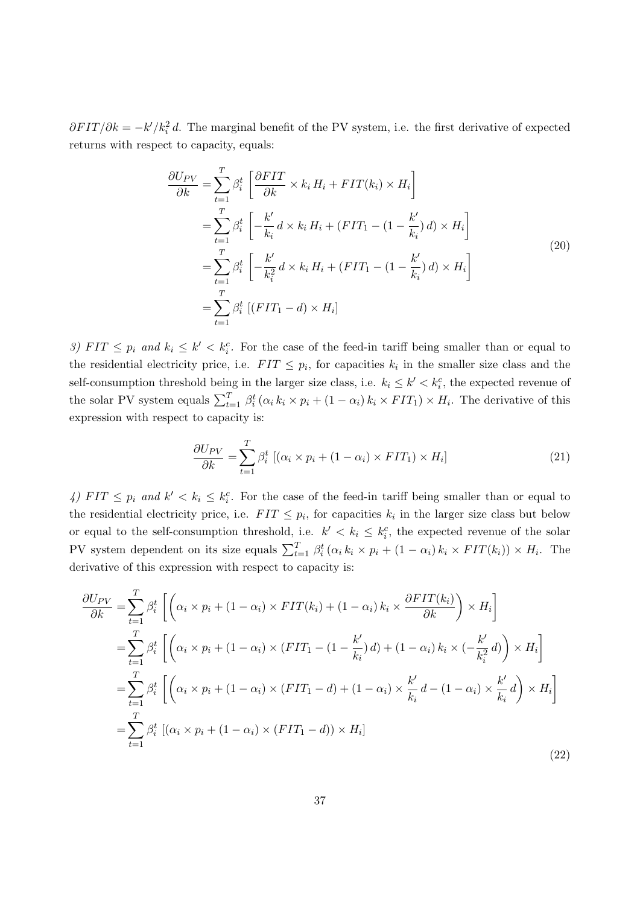$\partial FIT/\partial k = -k'/k_i^2\, d$. The marginal benefit of the PV system, i.e. the first derivative of expected returns with respect to capacity, equals:

$$
\begin{aligned}
\frac{\partial U_{PV}}{\partial k} &= \sum_{t=1}^{T} \beta_i^t \left[ \frac{\partial FIT}{\partial k} \times k_i\, H_i + FIT(k_i) \times H_i \right] \\
&= \sum_{t=1}^{T} \beta_i^t \left[ -\frac{k'}{k_i}\, d \times k_i\, H_i + (FIT_1 - (1 - \frac{k'}{k_i})\, d) \times H_i \right] \\
&= \sum_{t=1}^{T} \beta_i^t \left[ -\frac{k'}{k_i^2}\, d \times k_i\, H_i + (FIT_1 - (1 - \frac{k'}{k_i})\, d) \times H_i \right] \\
&= \sum_{t=1}^{T} \beta_i^t \left[ (FIT_1 - d) \times H_i \right]
\end{aligned}
\tag{20}
$$

*3) $FIT \leq p_i$ and $k_i \leq k' < k_i^c$.* For the case of the feed-in tariff being smaller than or equal to the residential electricity price, i.e. $FIT \leq p_i$, for capacities $k_i$ in the smaller size class and the self-consumption threshold being in the larger size class, i.e. $k_i \leq k' < k_i^c$, the expected revenue of the solar PV system equals $\sum_{t=1}^{T} \beta_i^t \, (\alpha_i\, k_i \times p_i + (1 - \alpha_i)\, k_i \times FIT_1) \times H_i$. The derivative of this expression with respect to capacity is:

$$
\frac{\partial U_{PV}}{\partial k} = \sum_{t=1}^{T} \beta_i^t \left[ (\alpha_i \times p_i + (1 - \alpha_i) \times FIT_1) \times H_i \right]
\tag{21}
$$

*4) $FIT \leq p_i$ and $k' < k_i \leq k_i^c$.* For the case of the feed-in tariff being smaller than or equal to the residential electricity price, i.e. $FIT \leq p_i$, for capacities $k_i$ in the larger size class but below or equal to the self-consumption threshold, i.e. $k' < k_i \leq k_i^c$, the expected revenue of the solar PV system dependent on its size equals $\sum_{t=1}^{T} \beta_i^t \, (\alpha_i\, k_i \times p_i + (1 - \alpha_i)\, k_i \times FIT(k_i)) \times H_i$. The derivative of this expression with respect to capacity is:

$$
\begin{aligned}
\frac{\partial U_{PV}}{\partial k} &= \sum_{t=1}^{T} \beta_i^t \left[ \left( \alpha_i \times p_i + (1 - \alpha_i) \times FIT(k_i) + (1 - \alpha_i)\, k_i \times \frac{\partial FIT(k_i)}{\partial k} \right) \times H_i \right] \\
&= \sum_{t=1}^{T} \beta_i^t \left[ \left( \alpha_i \times p_i + (1 - \alpha_i) \times (FIT_1 - (1 - \frac{k'}{k_i})\, d) + (1 - \alpha_i)\, k_i \times (-\frac{k'}{k_i^2}\, d) \right) \times H_i \right] \\
&= \sum_{t=1}^{T} \beta_i^t \left[ \left( \alpha_i \times p_i + (1 - \alpha_i) \times (FIT_1 - d) + (1 - \alpha_i) \times \frac{k'}{k_i}\, d - (1 - \alpha_i) \times \frac{k'}{k_i}\, d \right) \times H_i \right] \\
&= \sum_{t=1}^{T} \beta_i^t \left[ (\alpha_i \times p_i + (1 - \alpha_i) \times (FIT_1 - d)) \times H_i \right]
\end{aligned}
\tag{22}
$$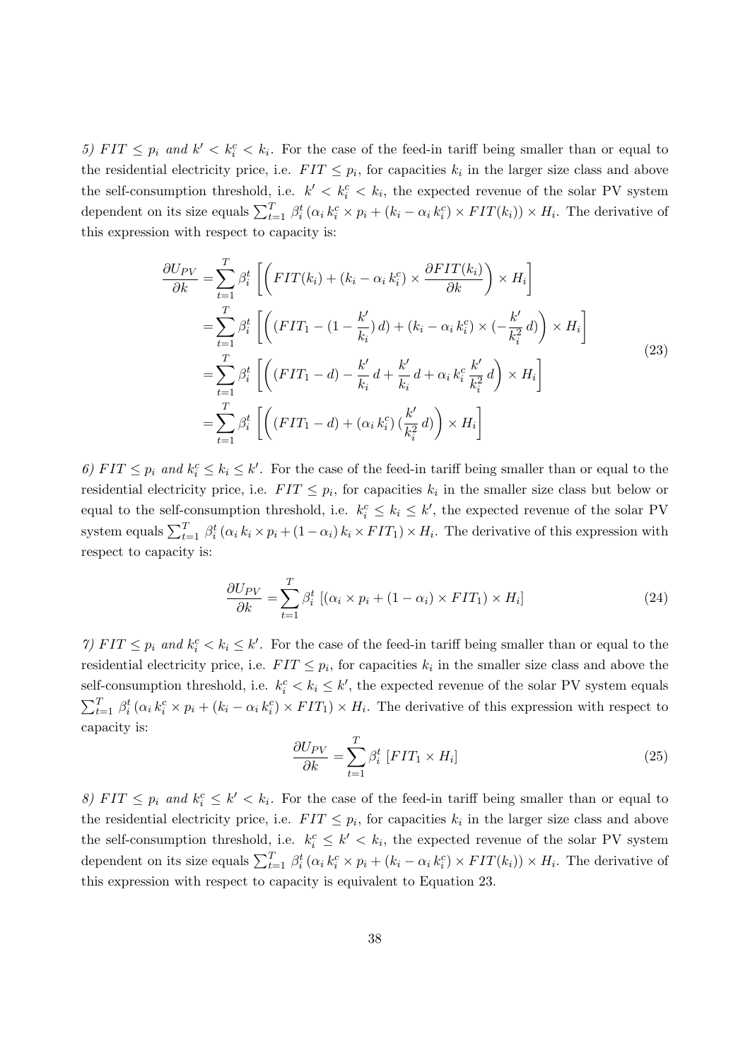*5) $FIT \leq p_i$ and $k' < k_i^c < k_i$.* For the case of the feed-in tariff being smaller than or equal to the residential electricity price, i.e. $FIT \leq p_i$, for capacities $k_i$ in the larger size class and above the self-consumption threshold, i.e. $k' < k_i^c < k_i$, the expected revenue of the solar PV system dependent on its size equals $\sum_{t=1}^{T} \beta_i^t \, (\alpha_i \, k_i^c \times p_i + (k_i - \alpha_i \, k_i^c) \times FIT(k_i)) \times H_i$. The derivative of this expression with respect to capacity is:

$$
\begin{aligned}
\frac{\partial U_{PV}}{\partial k} &= \sum_{t=1}^{T} \beta_i^t \left[ \left( FIT(k_i) + (k_i - \alpha_i \, k_i^c) \times \frac{\partial FIT(k_i)}{\partial k} \right) \times H_i \right] \\
&= \sum_{t=1}^{T} \beta_i^t \left[ \left( (FIT_1 - (1 - \frac{k'}{k_i}) \, d) + (k_i - \alpha_i \, k_i^c) \times (-\frac{k'}{k_i^2} \, d) \right) \times H_i \right] \\
&= \sum_{t=1}^{T} \beta_i^t \left[ \left( (FIT_1 - d) - \frac{k'}{k_i} \, d + \frac{k'}{k_i} \, d + \alpha_i \, k_i^c \, \frac{k'}{k_i^2} \, d \right) \times H_i \right] \\
&= \sum_{t=1}^{T} \beta_i^t \left[ \left( (FIT_1 - d) + (\alpha_i \, k_i^c) \, (\frac{k'}{k_i^2} \, d) \right) \times H_i \right]
\end{aligned}
\tag{23}
$$

*6) $FIT \leq p_i$ and $k_i^c \leq k_i \leq k'$.* For the case of the feed-in tariff being smaller than or equal to the residential electricity price, i.e. $FIT \leq p_i$, for capacities $k_i$ in the smaller size class but below or equal to the self-consumption threshold, i.e. $k_i^c \leq k_i \leq k'$, the expected revenue of the solar PV system equals $\sum_{t=1}^{T} \beta_i^t \, (\alpha_i \, k_i \times p_i + (1 - \alpha_i) \, k_i \times FIT_1) \times H_i$. The derivative of this expression with respect to capacity is:

$$
\frac{\partial U_{PV}}{\partial k} = \sum_{t=1}^{T} \beta_i^t \, [(\alpha_i \times p_i + (1 - \alpha_i) \times FIT_1) \times H_i] \tag{24}
$$

*7) $FIT \leq p_i$ and $k_i^c < k_i \leq k'$.* For the case of the feed-in tariff being smaller than or equal to the residential electricity price, i.e. $FIT \leq p_i$, for capacities $k_i$ in the smaller size class and above the self-consumption threshold, i.e. $k_i^c < k_i \leq k'$, the expected revenue of the solar PV system equals $\sum_{t=1}^{T} \beta_i^t \, (\alpha_i \, k_i^c \times p_i + (k_i - \alpha_i \, k_i^c) \times FIT_1) \times H_i$. The derivative of this expression with respect to capacity is:

$$
\frac{\partial U_{PV}}{\partial k} = \sum_{t=1}^{T} \beta_i^t \, [FIT_1 \times H_i] \tag{25}
$$

*8) $FIT \leq p_i$ and $k_i^c \leq k' < k_i$.* For the case of the feed-in tariff being smaller than or equal to the residential electricity price, i.e. $FIT \leq p_i$, for capacities $k_i$ in the larger size class and above the self-consumption threshold, i.e. $k_i^c \leq k' < k_i$, the expected revenue of the solar PV system dependent on its size equals $\sum_{t=1}^{T} \beta_i^t \, (\alpha_i \, k_i^c \times p_i + (k_i - \alpha_i \, k_i^c) \times FIT(k_i)) \times H_i$. The derivative of this expression with respect to capacity is equivalent to Equation 23.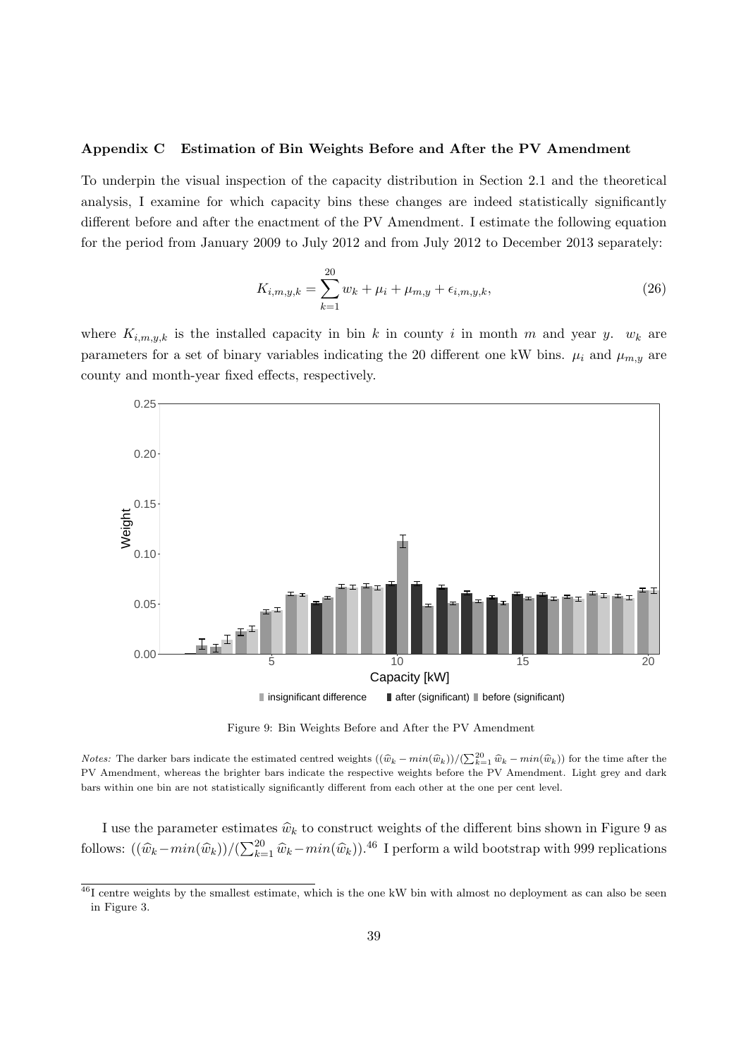## Appendix C Estimation of Bin Weights Before and After the PV Amendment

To underpin the visual inspection of the capacity distribution in Section 2.1 and the theoretical analysis, I examine for which capacity bins these changes are indeed statistically significantly different before and after the enactment of the PV Amendment. I estimate the following equation for the period from January 2009 to July 2012 and from July 2012 to December 2013 separately:

$$K_{i,m,y,k} = \sum_{k=1}^{20} w_k + \mu_i + \mu_{m,y} + \epsilon_{i,m,y,k}, \tag{26}$$

where $K_{i,m,y,k}$ is the installed capacity in bin $k$ in county $i$ in month $m$ and year $y$. $w_k$ are parameters for a set of binary variables indicating the 20 different one kW bins. $\mu_i$ and $\mu_{m,y}$ are county and month-year fixed effects, respectively.

Figure 9: Bin Weights Before and After the PV Amendment

*Notes:* The darker bars indicate the estimated centred weights $((\widehat{w}_k - min(\widehat{w}_k))/(\sum_{k=1}^{20} \widehat{w}_k - min(\widehat{w}_k))$ for the time after the PV Amendment, whereas the brighter bars indicate the respective weights before the PV Amendment. Light grey and dark bars within one bin are not statistically significantly different from each other at the one per cent level.

I use the parameter estimates $\widehat{w}_k$ to construct weights of the different bins shown in Figure 9 as follows: $((\widehat{w}_k - min(\widehat{w}_k))/(\sum_{k=1}^{20} \widehat{w}_k - min(\widehat{w}_k))$.[46] I perform a wild bootstrap with 999 replications

[46] I centre weights by the smallest estimate, which is the one kW bin with almost no deployment as can also be seen in Figure 3.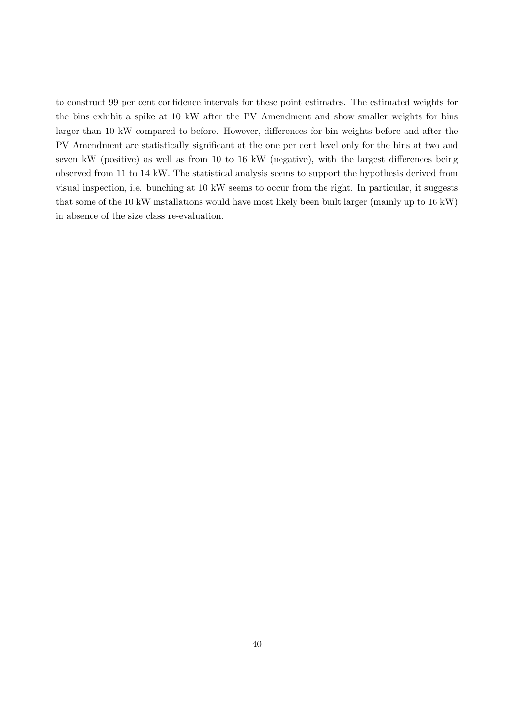to construct 99 per cent confidence intervals for these point estimates. The estimated weights for the bins exhibit a spike at 10 kW after the PV Amendment and show smaller weights for bins larger than 10 kW compared to before. However, differences for bin weights before and after the PV Amendment are statistically significant at the one per cent level only for the bins at two and seven kW (positive) as well as from 10 to 16 kW (negative), with the largest differences being observed from 11 to 14 kW. The statistical analysis seems to support the hypothesis derived from visual inspection, i.e. bunching at 10 kW seems to occur from the right. In particular, it suggests that some of the 10 kW installations would have most likely been built larger (mainly up to 16 kW) in absence of the size class re-evaluation.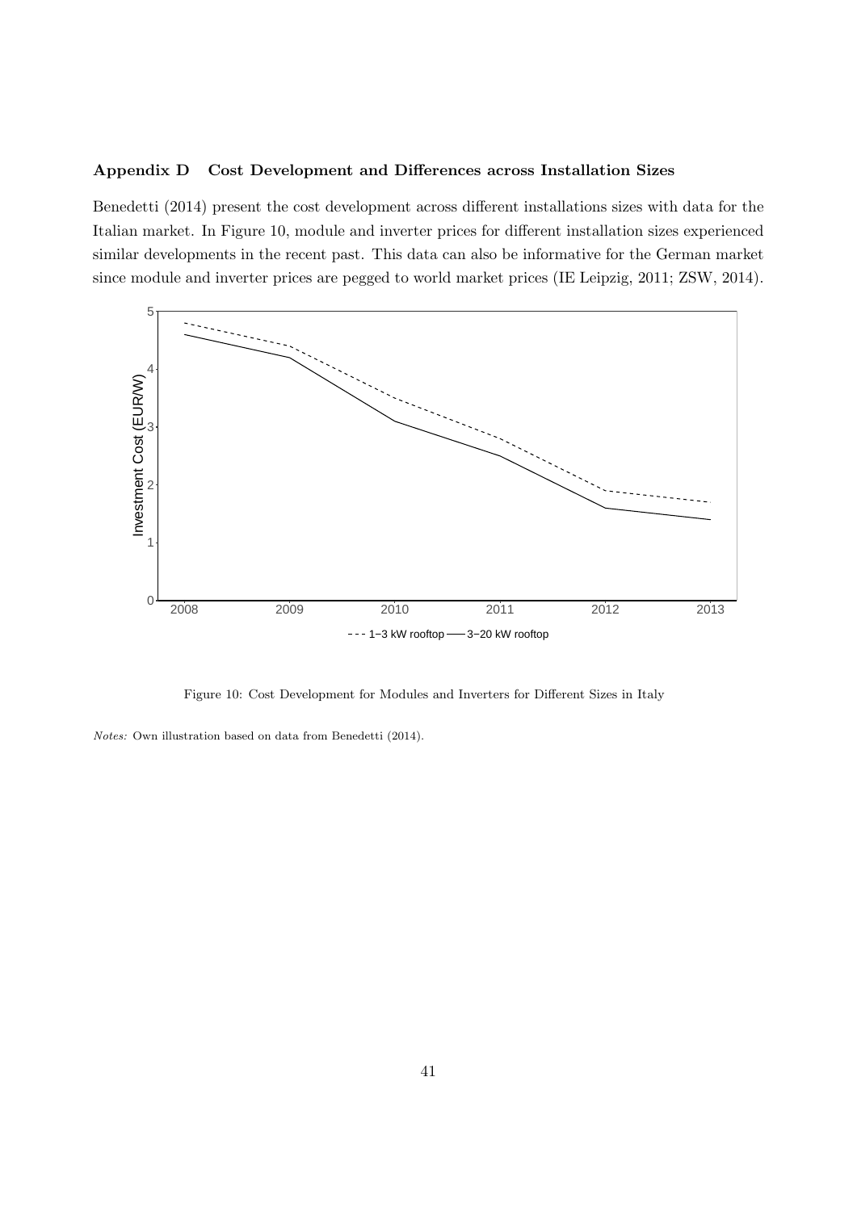### Appendix D Cost Development and Differences across Installation Sizes

Benedetti (2014) present the cost development across different installations sizes with data for the Italian market. In Figure 10, module and inverter prices for different installation sizes experienced similar developments in the recent past. This data can also be informative for the German market since module and inverter prices are pegged to world market prices (IE Leipzig, 2011; ZSW, 2014).

Investment Cost (EUR/W)

0
1
2
3
4
5

2008 2009 2010 2011 2012 2013

1−3 kW rooftop
3−20 kW rooftop

Figure 10: Cost Development for Modules and Inverters for Different Sizes in Italy

*Notes:* Own illustration based on data from Benedetti (2014).